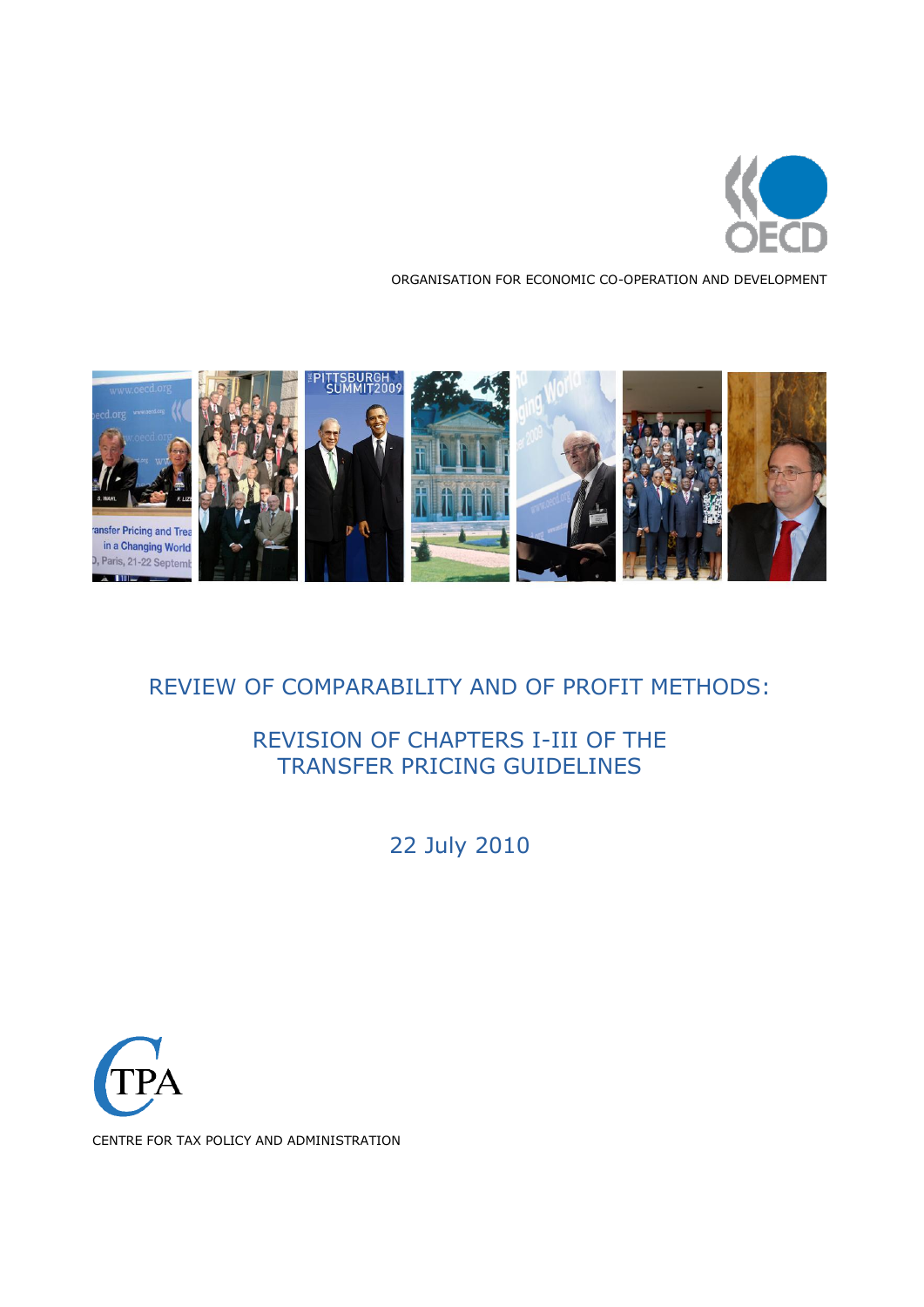ORGANISATION FOR ECONOMIC CO-OPERATION AND DEVELOPMENT

# REVIEW OF COMPARABILITY AND OF PROFIT METHODS:

# REVISION OF CHAPTERS I-III OF THE TRANSFER PRICING GUIDELINES

22 July 2010

CENTRE FOR TAX POLICY AND ADMINISTRATION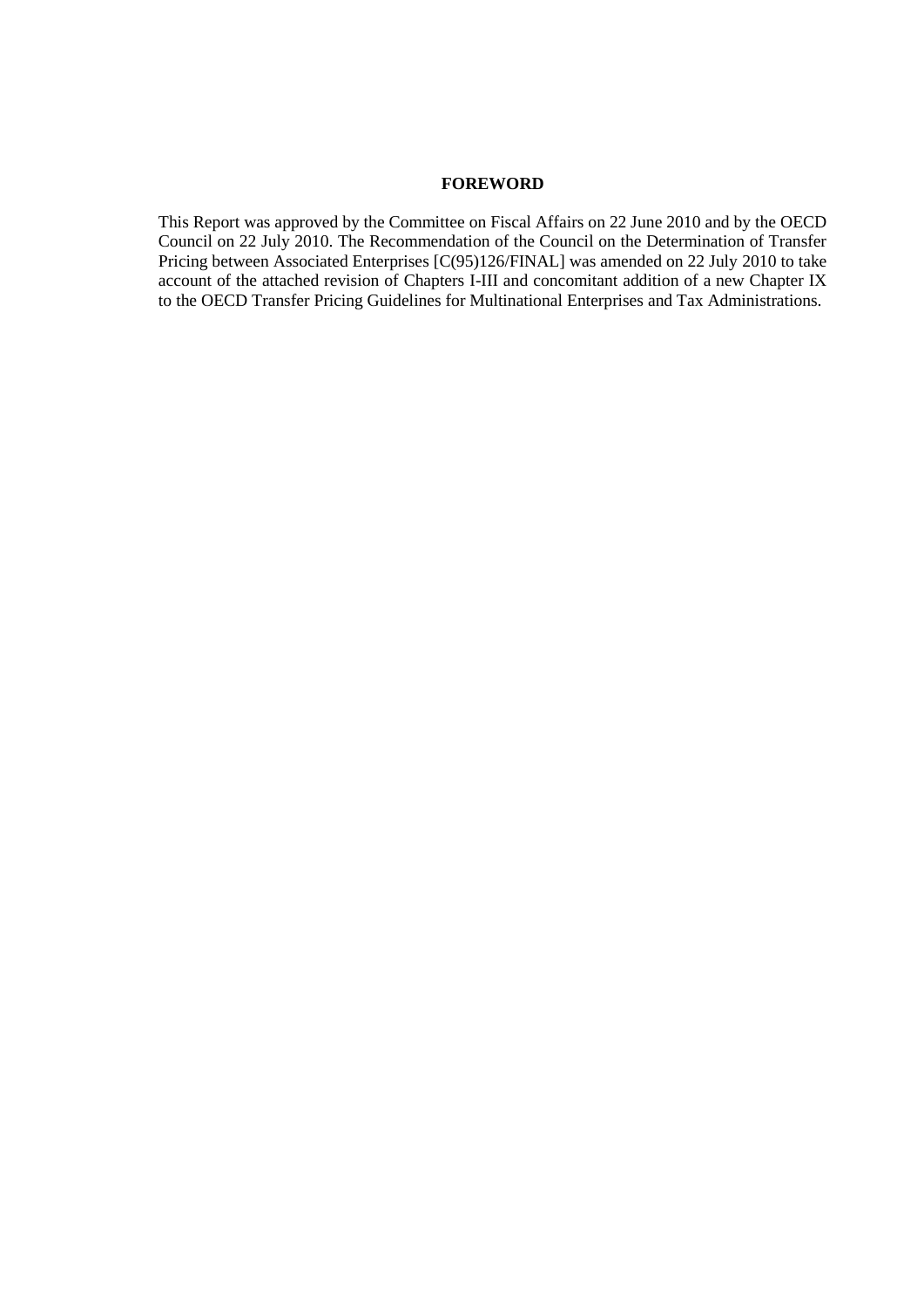## FOREWORD

This Report was approved by the Committee on Fiscal Affairs on 22 June 2010 and by the OECD Council on 22 July 2010. The Recommendation of the Council on the Determination of Transfer Pricing between Associated Enterprises [C(95)126/FINAL] was amended on 22 July 2010 to take account of the attached revision of Chapters I-III and concomitant addition of a new Chapter IX to the OECD Transfer Pricing Guidelines for Multinational Enterprises and Tax Administrations.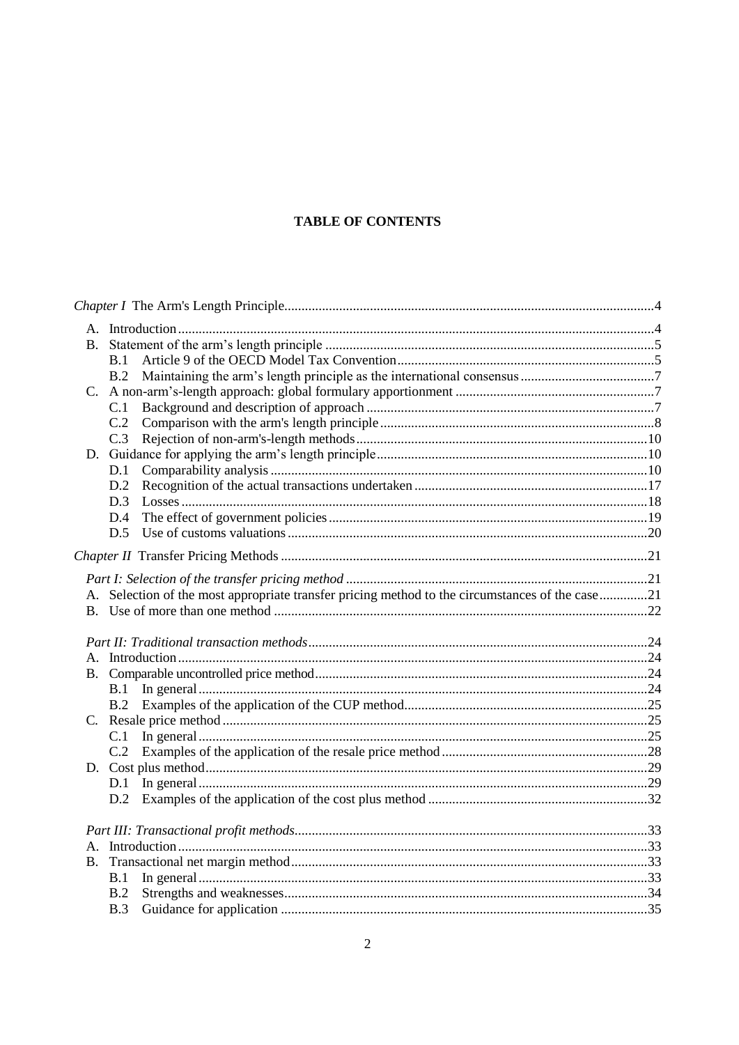**TABLE OF CONTENTS**

*Chapter I* The Arm's Length Principle....................4

- A. Introduction....................4
- B. Statement of the arm's length principle....................5
  - B.1 Article 9 of the OECD Model Tax Convention....................5
  - B.2 Maintaining the arm's length principle as the international consensus....................7
- C. A non-arm's-length approach: global formulary apportionment....................7
  - C.1 Background and description of approach....................7
  - C.2 Comparison with the arm's length principle....................8
  - C.3 Rejection of non-arm's-length methods....................10
- D. Guidance for applying the arm's length principle....................10
  - D.1 Comparability analysis....................10
  - D.2 Recognition of the actual transactions undertaken....................17
  - D.3 Losses....................18
  - D.4 The effect of government policies....................19
  - D.5 Use of customs valuations....................20

*Chapter II* Transfer Pricing Methods....................21

*Part I: Selection of the transfer pricing method*....................21

- A. Selection of the most appropriate transfer pricing method to the circumstances of the case....................21
- B. Use of more than one method....................22

*Part II: Traditional transaction methods*....................24

- A. Introduction....................24
- B. Comparable uncontrolled price method....................24
  - B.1 In general....................24
  - B.2 Examples of the application of the CUP method....................25
- C. Resale price method....................25
  - C.1 In general....................25
  - C.2 Examples of the application of the resale price method....................28
- D. Cost plus method....................29
  - D.1 In general....................29
  - D.2 Examples of the application of the cost plus method....................32

*Part III: Transactional profit methods*....................33

- A. Introduction....................33
- B. Transactional net margin method....................33
  - B.1 In general....................33
  - B.2 Strengths and weaknesses....................34
  - B.3 Guidance for application....................35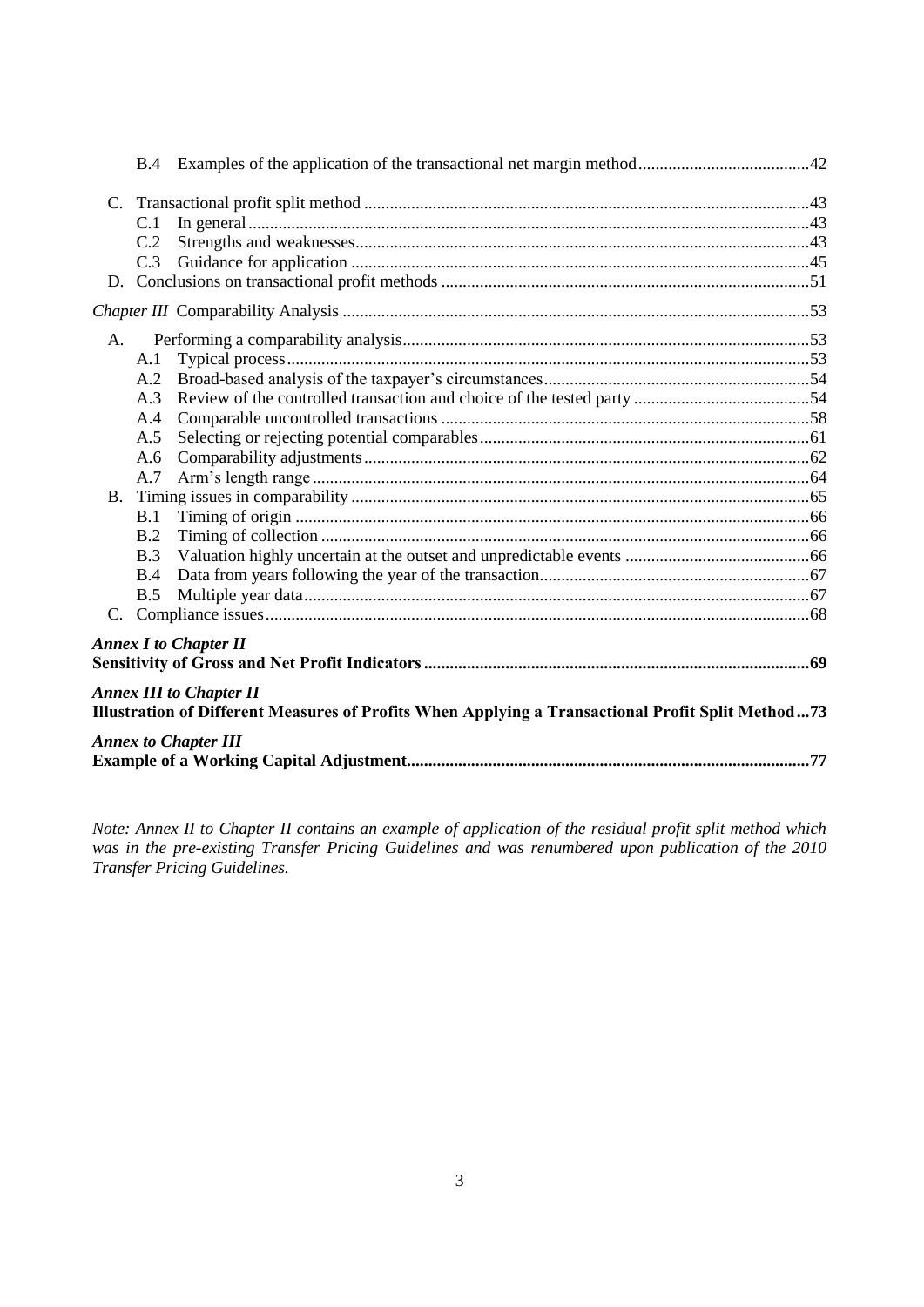B.4 Examples of the application of the transactional net margin method ........................................42

C. Transactional profit split method ........................................................................................................43
   C.1 In general ..................................................................................................................................43
   C.2 Strengths and weaknesses .........................................................................................................43
   C.3 Guidance for application ..........................................................................................................45

D. Conclusions on transactional profit methods .....................................................................................51

*Chapter III* Comparability Analysis ............................................................................................................53

A. Performing a comparability analysis ..............................................................................................53
   A.1 Typical process .........................................................................................................................53
   A.2 Broad-based analysis of the taxpayer's circumstances .............................................................54
   A.3 Review of the controlled transaction and choice of the tested party .........................................54
   A.4 Comparable uncontrolled transactions .....................................................................................58
   A.5 Selecting or rejecting potential comparables ............................................................................61
   A.6 Comparability adjustments .......................................................................................................62
   A.7 Arm's length range ....................................................................................................................64

B. Timing issues in comparability ..........................................................................................................65
   B.1 Timing of origin ........................................................................................................................66
   B.2 Timing of collection .................................................................................................................66
   B.3 Valuation highly uncertain at the outset and unpredictable events ...........................................66
   B.4 Data from years following the year of the transaction..............................................................67
   B.5 Multiple year data .....................................................................................................................67

C. Compliance issues ..............................................................................................................................68

***Annex I to Chapter II***
**Sensitivity of Gross and Net Profit Indicators .........................................................................................69**

***Annex III to Chapter II***
**Illustration of Different Measures of Profits When Applying a Transactional Profit Split Method ...73**

***Annex to Chapter III***
**Example of a Working Capital Adjustment.............................................................................................77**

*Note: Annex II to Chapter II contains an example of application of the residual profit split method which was in the pre-existing Transfer Pricing Guidelines and was renumbered upon publication of the 2010 Transfer Pricing Guidelines.*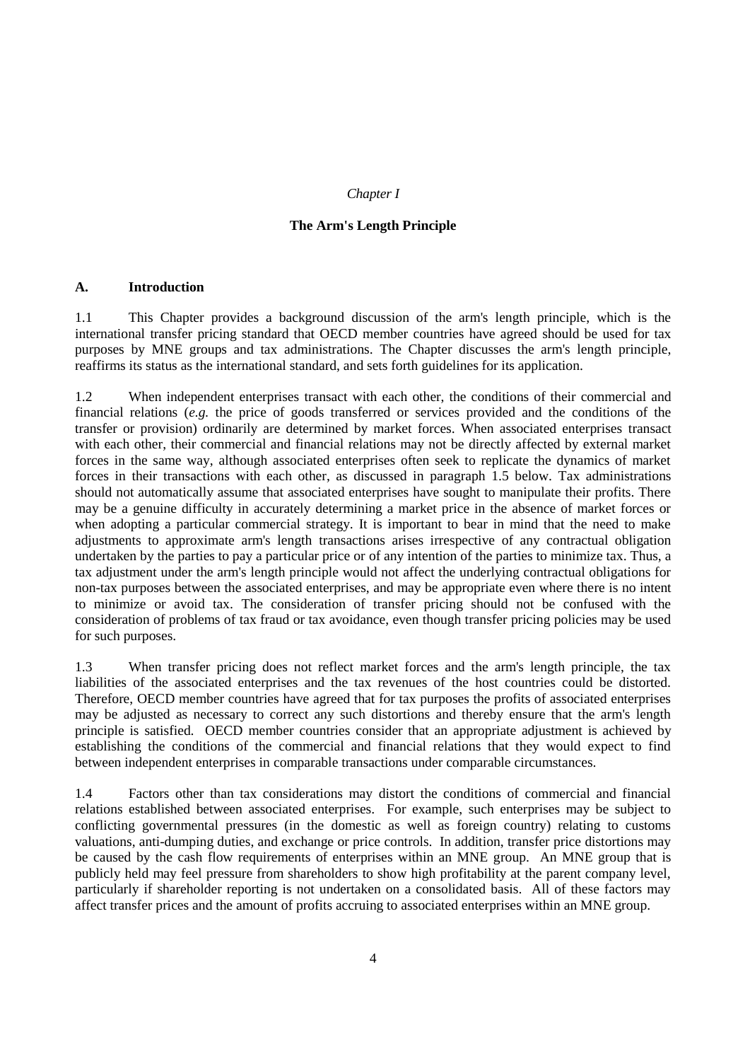*Chapter I*

# The Arm's Length Principle

## A. Introduction

1.1 This Chapter provides a background discussion of the arm's length principle, which is the international transfer pricing standard that OECD member countries have agreed should be used for tax purposes by MNE groups and tax administrations. The Chapter discusses the arm's length principle, reaffirms its status as the international standard, and sets forth guidelines for its application.

1.2 When independent enterprises transact with each other, the conditions of their commercial and financial relations (*e.g.* the price of goods transferred or services provided and the conditions of the transfer or provision) ordinarily are determined by market forces. When associated enterprises transact with each other, their commercial and financial relations may not be directly affected by external market forces in the same way, although associated enterprises often seek to replicate the dynamics of market forces in their transactions with each other, as discussed in paragraph 1.5 below. Tax administrations should not automatically assume that associated enterprises have sought to manipulate their profits. There may be a genuine difficulty in accurately determining a market price in the absence of market forces or when adopting a particular commercial strategy. It is important to bear in mind that the need to make adjustments to approximate arm's length transactions arises irrespective of any contractual obligation undertaken by the parties to pay a particular price or of any intention of the parties to minimize tax. Thus, a tax adjustment under the arm's length principle would not affect the underlying contractual obligations for non-tax purposes between the associated enterprises, and may be appropriate even where there is no intent to minimize or avoid tax. The consideration of transfer pricing should not be confused with the consideration of problems of tax fraud or tax avoidance, even though transfer pricing policies may be used for such purposes.

1.3 When transfer pricing does not reflect market forces and the arm's length principle, the tax liabilities of the associated enterprises and the tax revenues of the host countries could be distorted. Therefore, OECD member countries have agreed that for tax purposes the profits of associated enterprises may be adjusted as necessary to correct any such distortions and thereby ensure that the arm's length principle is satisfied. OECD member countries consider that an appropriate adjustment is achieved by establishing the conditions of the commercial and financial relations that they would expect to find between independent enterprises in comparable transactions under comparable circumstances.

1.4 Factors other than tax considerations may distort the conditions of commercial and financial relations established between associated enterprises. For example, such enterprises may be subject to conflicting governmental pressures (in the domestic as well as foreign country) relating to customs valuations, anti-dumping duties, and exchange or price controls. In addition, transfer price distortions may be caused by the cash flow requirements of enterprises within an MNE group. An MNE group that is publicly held may feel pressure from shareholders to show high profitability at the parent company level, particularly if shareholder reporting is not undertaken on a consolidated basis. All of these factors may affect transfer prices and the amount of profits accruing to associated enterprises within an MNE group.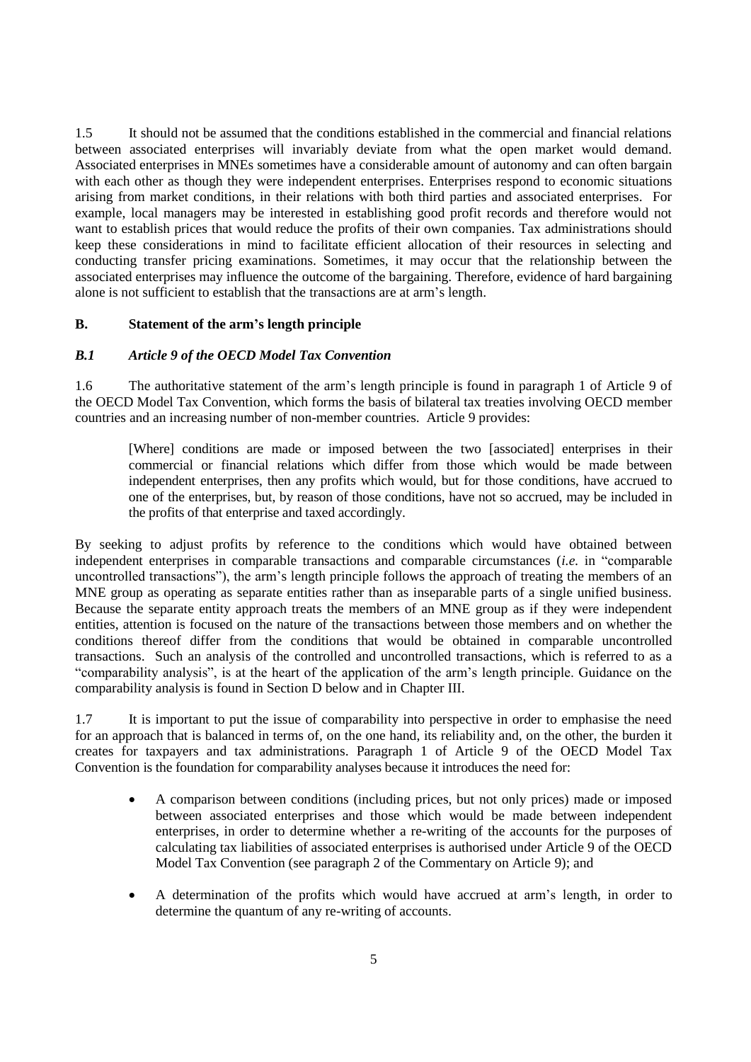1.5 It should not be assumed that the conditions established in the commercial and financial relations between associated enterprises will invariably deviate from what the open market would demand. Associated enterprises in MNEs sometimes have a considerable amount of autonomy and can often bargain with each other as though they were independent enterprises. Enterprises respond to economic situations arising from market conditions, in their relations with both third parties and associated enterprises. For example, local managers may be interested in establishing good profit records and therefore would not want to establish prices that would reduce the profits of their own companies. Tax administrations should keep these considerations in mind to facilitate efficient allocation of their resources in selecting and conducting transfer pricing examinations. Sometimes, it may occur that the relationship between the associated enterprises may influence the outcome of the bargaining. Therefore, evidence of hard bargaining alone is not sufficient to establish that the transactions are at arm's length.

## B. Statement of the arm's length principle

### *B.1 Article 9 of the OECD Model Tax Convention*

1.6 The authoritative statement of the arm's length principle is found in paragraph 1 of Article 9 of the OECD Model Tax Convention, which forms the basis of bilateral tax treaties involving OECD member countries and an increasing number of non-member countries. Article 9 provides:

> [Where] conditions are made or imposed between the two [associated] enterprises in their commercial or financial relations which differ from those which would be made between independent enterprises, then any profits which would, but for those conditions, have accrued to one of the enterprises, but, by reason of those conditions, have not so accrued, may be included in the profits of that enterprise and taxed accordingly.

By seeking to adjust profits by reference to the conditions which would have obtained between independent enterprises in comparable transactions and comparable circumstances (*i.e.* in "comparable uncontrolled transactions"), the arm's length principle follows the approach of treating the members of an MNE group as operating as separate entities rather than as inseparable parts of a single unified business. Because the separate entity approach treats the members of an MNE group as if they were independent entities, attention is focused on the nature of the transactions between those members and on whether the conditions thereof differ from the conditions that would be obtained in comparable uncontrolled transactions. Such an analysis of the controlled and uncontrolled transactions, which is referred to as a "comparability analysis", is at the heart of the application of the arm's length principle. Guidance on the comparability analysis is found in Section D below and in Chapter III.

1.7 It is important to put the issue of comparability into perspective in order to emphasise the need for an approach that is balanced in terms of, on the one hand, its reliability and, on the other, the burden it creates for taxpayers and tax administrations. Paragraph 1 of Article 9 of the OECD Model Tax Convention is the foundation for comparability analyses because it introduces the need for:

- A comparison between conditions (including prices, but not only prices) made or imposed between associated enterprises and those which would be made between independent enterprises, in order to determine whether a re-writing of the accounts for the purposes of calculating tax liabilities of associated enterprises is authorised under Article 9 of the OECD Model Tax Convention (see paragraph 2 of the Commentary on Article 9); and
- A determination of the profits which would have accrued at arm's length, in order to determine the quantum of any re-writing of accounts.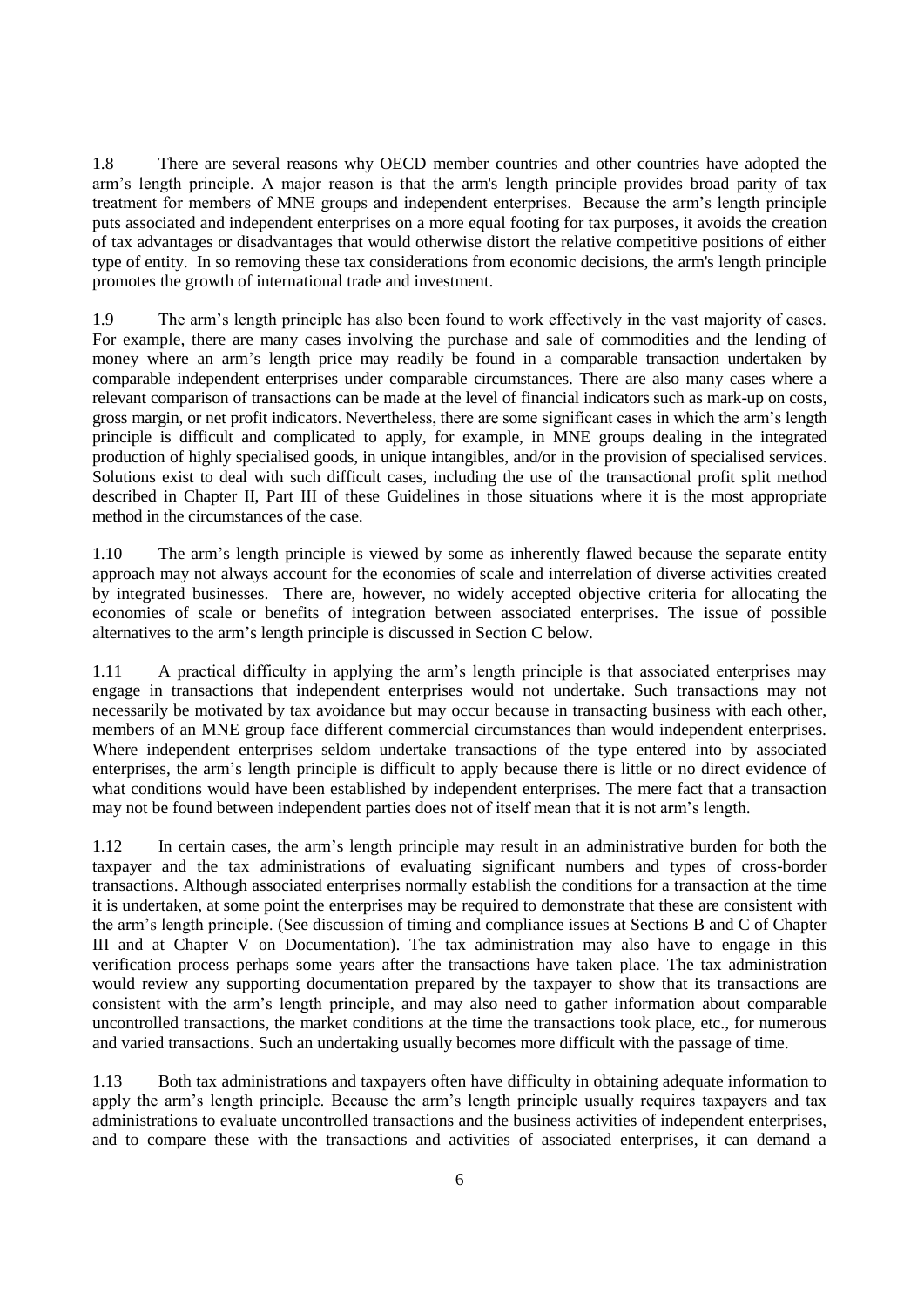1.8 There are several reasons why OECD member countries and other countries have adopted the arm's length principle. A major reason is that the arm's length principle provides broad parity of tax treatment for members of MNE groups and independent enterprises. Because the arm's length principle puts associated and independent enterprises on a more equal footing for tax purposes, it avoids the creation of tax advantages or disadvantages that would otherwise distort the relative competitive positions of either type of entity. In so removing these tax considerations from economic decisions, the arm's length principle promotes the growth of international trade and investment.

1.9 The arm's length principle has also been found to work effectively in the vast majority of cases. For example, there are many cases involving the purchase and sale of commodities and the lending of money where an arm's length price may readily be found in a comparable transaction undertaken by comparable independent enterprises under comparable circumstances. There are also many cases where a relevant comparison of transactions can be made at the level of financial indicators such as mark-up on costs, gross margin, or net profit indicators. Nevertheless, there are some significant cases in which the arm's length principle is difficult and complicated to apply, for example, in MNE groups dealing in the integrated production of highly specialised goods, in unique intangibles, and/or in the provision of specialised services. Solutions exist to deal with such difficult cases, including the use of the transactional profit split method described in Chapter II, Part III of these Guidelines in those situations where it is the most appropriate method in the circumstances of the case.

1.10 The arm's length principle is viewed by some as inherently flawed because the separate entity approach may not always account for the economies of scale and interrelation of diverse activities created by integrated businesses. There are, however, no widely accepted objective criteria for allocating the economies of scale or benefits of integration between associated enterprises. The issue of possible alternatives to the arm's length principle is discussed in Section C below.

1.11 A practical difficulty in applying the arm's length principle is that associated enterprises may engage in transactions that independent enterprises would not undertake. Such transactions may not necessarily be motivated by tax avoidance but may occur because in transacting business with each other, members of an MNE group face different commercial circumstances than would independent enterprises. Where independent enterprises seldom undertake transactions of the type entered into by associated enterprises, the arm's length principle is difficult to apply because there is little or no direct evidence of what conditions would have been established by independent enterprises. The mere fact that a transaction may not be found between independent parties does not of itself mean that it is not arm's length.

1.12 In certain cases, the arm's length principle may result in an administrative burden for both the taxpayer and the tax administrations of evaluating significant numbers and types of cross-border transactions. Although associated enterprises normally establish the conditions for a transaction at the time it is undertaken, at some point the enterprises may be required to demonstrate that these are consistent with the arm's length principle. (See discussion of timing and compliance issues at Sections B and C of Chapter III and at Chapter V on Documentation). The tax administration may also have to engage in this verification process perhaps some years after the transactions have taken place. The tax administration would review any supporting documentation prepared by the taxpayer to show that its transactions are consistent with the arm's length principle, and may also need to gather information about comparable uncontrolled transactions, the market conditions at the time the transactions took place, etc., for numerous and varied transactions. Such an undertaking usually becomes more difficult with the passage of time.

1.13 Both tax administrations and taxpayers often have difficulty in obtaining adequate information to apply the arm's length principle. Because the arm's length principle usually requires taxpayers and tax administrations to evaluate uncontrolled transactions and the business activities of independent enterprises, and to compare these with the transactions and activities of associated enterprises, it can demand a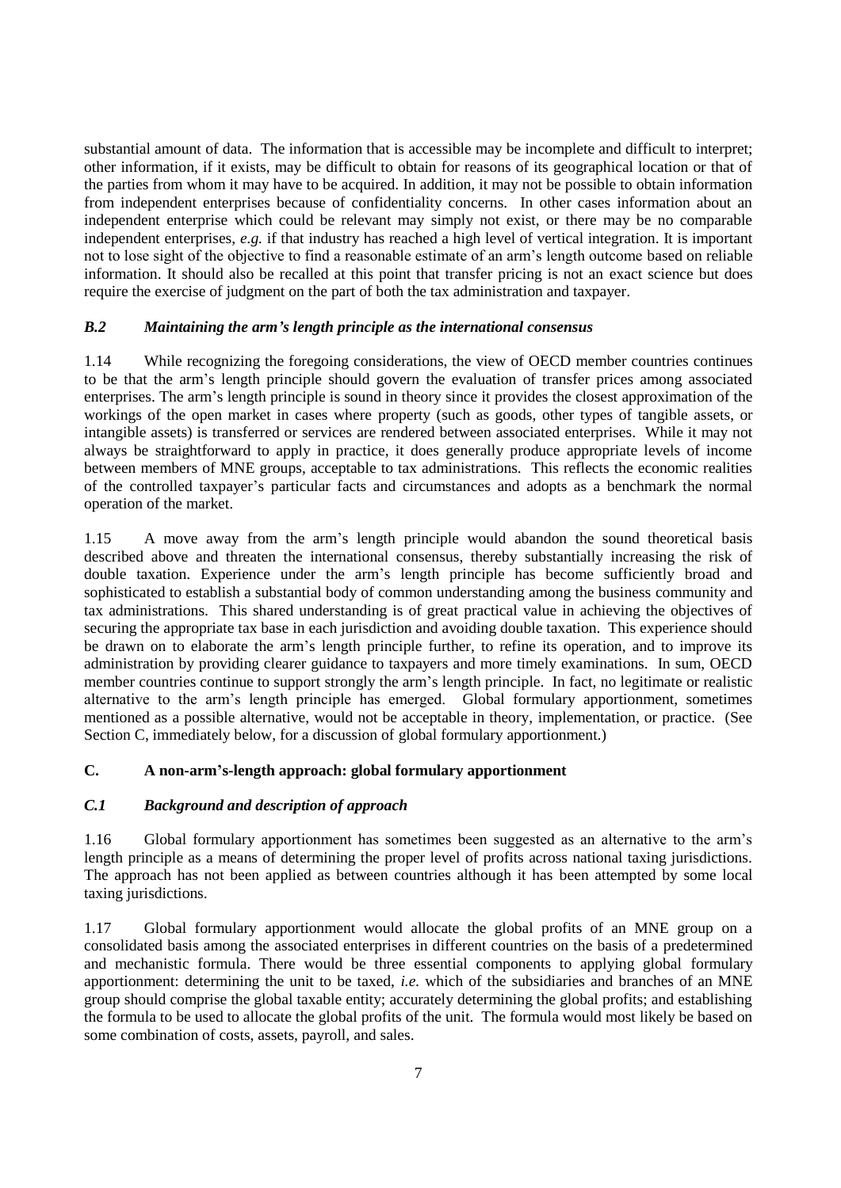substantial amount of data. The information that is accessible may be incomplete and difficult to interpret; other information, if it exists, may be difficult to obtain for reasons of its geographical location or that of the parties from whom it may have to be acquired. In addition, it may not be possible to obtain information from independent enterprises because of confidentiality concerns. In other cases information about an independent enterprise which could be relevant may simply not exist, or there may be no comparable independent enterprises, *e.g.* if that industry has reached a high level of vertical integration. It is important not to lose sight of the objective to find a reasonable estimate of an arm's length outcome based on reliable information. It should also be recalled at this point that transfer pricing is not an exact science but does require the exercise of judgment on the part of both the tax administration and taxpayer.

### *B.2 Maintaining the arm's length principle as the international consensus*

1.14 While recognizing the foregoing considerations, the view of OECD member countries continues to be that the arm's length principle should govern the evaluation of transfer prices among associated enterprises. The arm's length principle is sound in theory since it provides the closest approximation of the workings of the open market in cases where property (such as goods, other types of tangible assets, or intangible assets) is transferred or services are rendered between associated enterprises. While it may not always be straightforward to apply in practice, it does generally produce appropriate levels of income between members of MNE groups, acceptable to tax administrations. This reflects the economic realities of the controlled taxpayer's particular facts and circumstances and adopts as a benchmark the normal operation of the market.

1.15 A move away from the arm's length principle would abandon the sound theoretical basis described above and threaten the international consensus, thereby substantially increasing the risk of double taxation. Experience under the arm's length principle has become sufficiently broad and sophisticated to establish a substantial body of common understanding among the business community and tax administrations. This shared understanding is of great practical value in achieving the objectives of securing the appropriate tax base in each jurisdiction and avoiding double taxation. This experience should be drawn on to elaborate the arm's length principle further, to refine its operation, and to improve its administration by providing clearer guidance to taxpayers and more timely examinations. In sum, OECD member countries continue to support strongly the arm's length principle. In fact, no legitimate or realistic alternative to the arm's length principle has emerged. Global formulary apportionment, sometimes mentioned as a possible alternative, would not be acceptable in theory, implementation, or practice. (See Section C, immediately below, for a discussion of global formulary apportionment.)

## C. A non-arm's-length approach: global formulary apportionment

### *C.1 Background and description of approach*

1.16 Global formulary apportionment has sometimes been suggested as an alternative to the arm's length principle as a means of determining the proper level of profits across national taxing jurisdictions. The approach has not been applied as between countries although it has been attempted by some local taxing jurisdictions.

1.17 Global formulary apportionment would allocate the global profits of an MNE group on a consolidated basis among the associated enterprises in different countries on the basis of a predetermined and mechanistic formula. There would be three essential components to applying global formulary apportionment: determining the unit to be taxed, *i.e.* which of the subsidiaries and branches of an MNE group should comprise the global taxable entity; accurately determining the global profits; and establishing the formula to be used to allocate the global profits of the unit. The formula would most likely be based on some combination of costs, assets, payroll, and sales.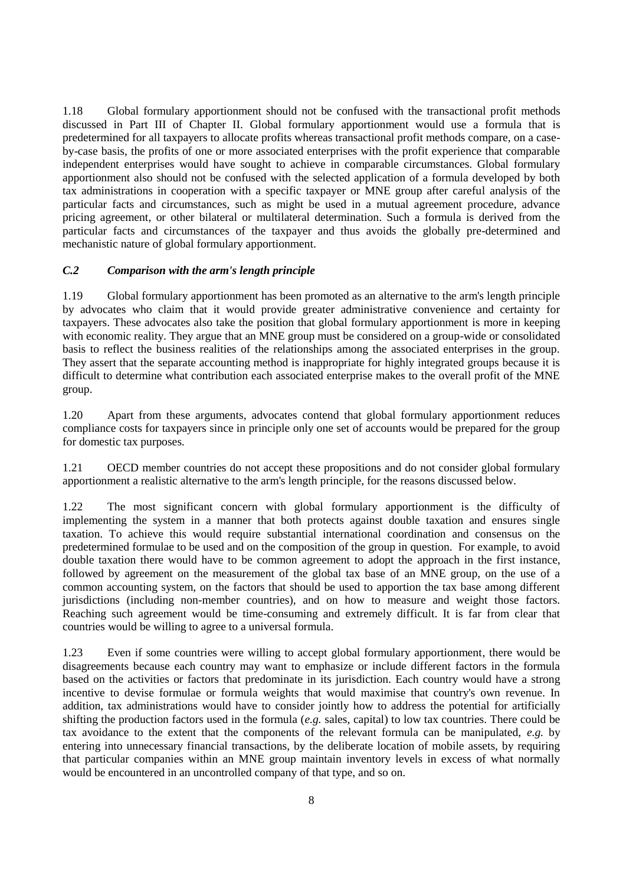1.18 Global formulary apportionment should not be confused with the transactional profit methods discussed in Part III of Chapter II. Global formulary apportionment would use a formula that is predetermined for all taxpayers to allocate profits whereas transactional profit methods compare, on a case-by-case basis, the profits of one or more associated enterprises with the profit experience that comparable independent enterprises would have sought to achieve in comparable circumstances. Global formulary apportionment also should not be confused with the selected application of a formula developed by both tax administrations in cooperation with a specific taxpayer or MNE group after careful analysis of the particular facts and circumstances, such as might be used in a mutual agreement procedure, advance pricing agreement, or other bilateral or multilateral determination. Such a formula is derived from the particular facts and circumstances of the taxpayer and thus avoids the globally pre-determined and mechanistic nature of global formulary apportionment.

### *C.2 Comparison with the arm's length principle*

1.19 Global formulary apportionment has been promoted as an alternative to the arm's length principle by advocates who claim that it would provide greater administrative convenience and certainty for taxpayers. These advocates also take the position that global formulary apportionment is more in keeping with economic reality. They argue that an MNE group must be considered on a group-wide or consolidated basis to reflect the business realities of the relationships among the associated enterprises in the group. They assert that the separate accounting method is inappropriate for highly integrated groups because it is difficult to determine what contribution each associated enterprise makes to the overall profit of the MNE group.

1.20 Apart from these arguments, advocates contend that global formulary apportionment reduces compliance costs for taxpayers since in principle only one set of accounts would be prepared for the group for domestic tax purposes.

1.21 OECD member countries do not accept these propositions and do not consider global formulary apportionment a realistic alternative to the arm's length principle, for the reasons discussed below.

1.22 The most significant concern with global formulary apportionment is the difficulty of implementing the system in a manner that both protects against double taxation and ensures single taxation. To achieve this would require substantial international coordination and consensus on the predetermined formulae to be used and on the composition of the group in question. For example, to avoid double taxation there would have to be common agreement to adopt the approach in the first instance, followed by agreement on the measurement of the global tax base of an MNE group, on the use of a common accounting system, on the factors that should be used to apportion the tax base among different jurisdictions (including non-member countries), and on how to measure and weight those factors. Reaching such agreement would be time-consuming and extremely difficult. It is far from clear that countries would be willing to agree to a universal formula.

1.23 Even if some countries were willing to accept global formulary apportionment, there would be disagreements because each country may want to emphasize or include different factors in the formula based on the activities or factors that predominate in its jurisdiction. Each country would have a strong incentive to devise formulae or formula weights that would maximise that country's own revenue. In addition, tax administrations would have to consider jointly how to address the potential for artificially shifting the production factors used in the formula (*e.g.* sales, capital) to low tax countries. There could be tax avoidance to the extent that the components of the relevant formula can be manipulated, *e.g.* by entering into unnecessary financial transactions, by the deliberate location of mobile assets, by requiring that particular companies within an MNE group maintain inventory levels in excess of what normally would be encountered in an uncontrolled company of that type, and so on.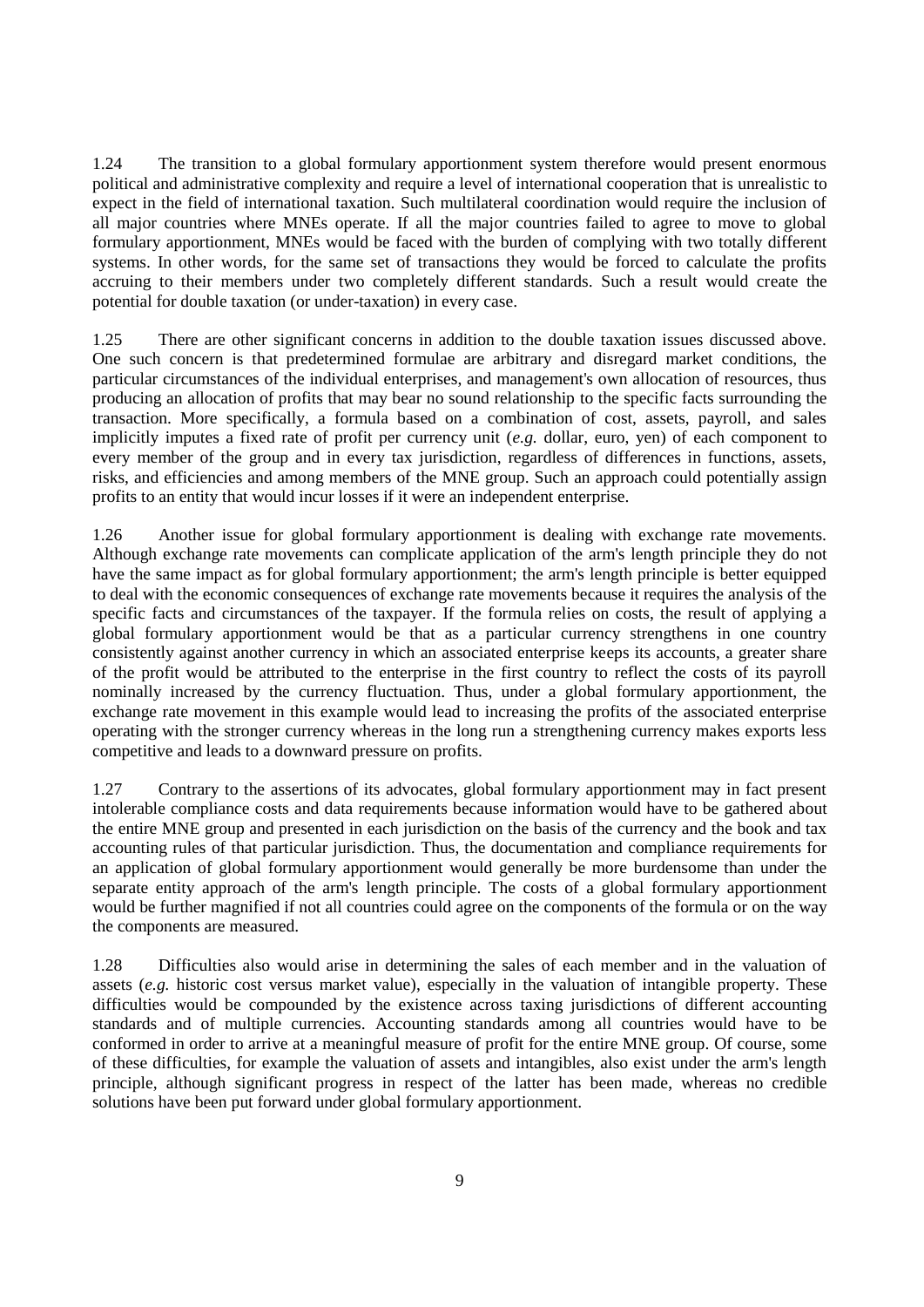1.24 The transition to a global formulary apportionment system therefore would present enormous political and administrative complexity and require a level of international cooperation that is unrealistic to expect in the field of international taxation. Such multilateral coordination would require the inclusion of all major countries where MNEs operate. If all the major countries failed to agree to move to global formulary apportionment, MNEs would be faced with the burden of complying with two totally different systems. In other words, for the same set of transactions they would be forced to calculate the profits accruing to their members under two completely different standards. Such a result would create the potential for double taxation (or under-taxation) in every case.

1.25 There are other significant concerns in addition to the double taxation issues discussed above. One such concern is that predetermined formulae are arbitrary and disregard market conditions, the particular circumstances of the individual enterprises, and management's own allocation of resources, thus producing an allocation of profits that may bear no sound relationship to the specific facts surrounding the transaction. More specifically, a formula based on a combination of cost, assets, payroll, and sales implicitly imputes a fixed rate of profit per currency unit (*e.g.* dollar, euro, yen) of each component to every member of the group and in every tax jurisdiction, regardless of differences in functions, assets, risks, and efficiencies and among members of the MNE group. Such an approach could potentially assign profits to an entity that would incur losses if it were an independent enterprise.

1.26 Another issue for global formulary apportionment is dealing with exchange rate movements. Although exchange rate movements can complicate application of the arm's length principle they do not have the same impact as for global formulary apportionment; the arm's length principle is better equipped to deal with the economic consequences of exchange rate movements because it requires the analysis of the specific facts and circumstances of the taxpayer. If the formula relies on costs, the result of applying a global formulary apportionment would be that as a particular currency strengthens in one country consistently against another currency in which an associated enterprise keeps its accounts, a greater share of the profit would be attributed to the enterprise in the first country to reflect the costs of its payroll nominally increased by the currency fluctuation. Thus, under a global formulary apportionment, the exchange rate movement in this example would lead to increasing the profits of the associated enterprise operating with the stronger currency whereas in the long run a strengthening currency makes exports less competitive and leads to a downward pressure on profits.

1.27 Contrary to the assertions of its advocates, global formulary apportionment may in fact present intolerable compliance costs and data requirements because information would have to be gathered about the entire MNE group and presented in each jurisdiction on the basis of the currency and the book and tax accounting rules of that particular jurisdiction. Thus, the documentation and compliance requirements for an application of global formulary apportionment would generally be more burdensome than under the separate entity approach of the arm's length principle. The costs of a global formulary apportionment would be further magnified if not all countries could agree on the components of the formula or on the way the components are measured.

1.28 Difficulties also would arise in determining the sales of each member and in the valuation of assets (*e.g.* historic cost versus market value), especially in the valuation of intangible property. These difficulties would be compounded by the existence across taxing jurisdictions of different accounting standards and of multiple currencies. Accounting standards among all countries would have to be conformed in order to arrive at a meaningful measure of profit for the entire MNE group. Of course, some of these difficulties, for example the valuation of assets and intangibles, also exist under the arm's length principle, although significant progress in respect of the latter has been made, whereas no credible solutions have been put forward under global formulary apportionment.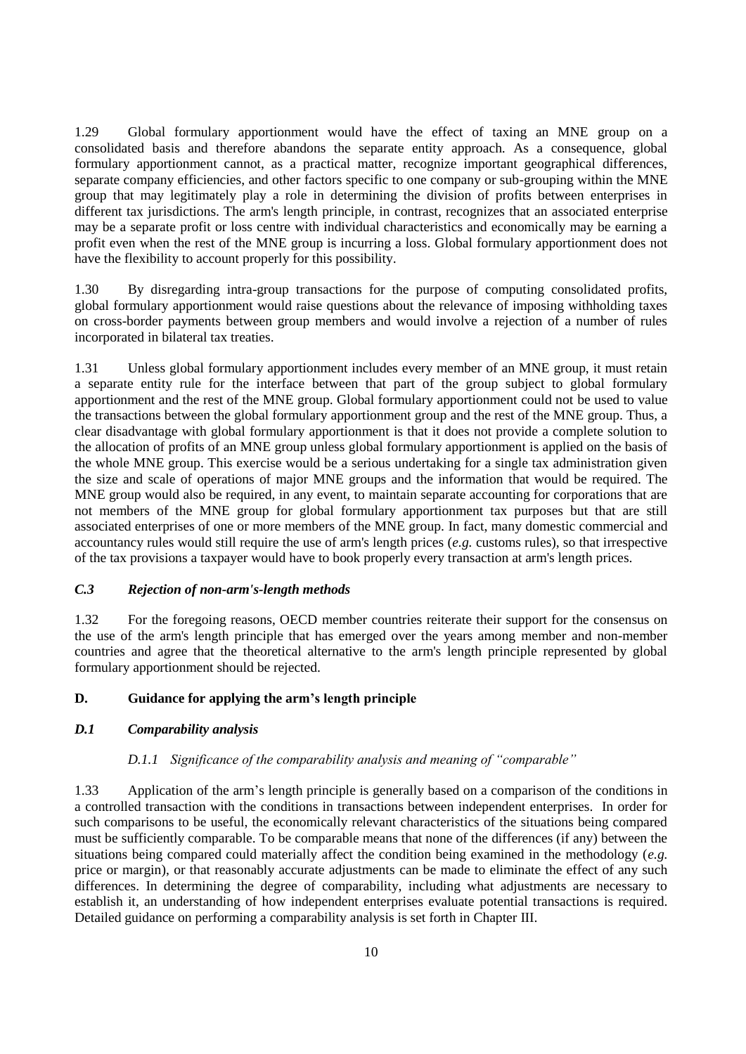1.29 Global formulary apportionment would have the effect of taxing an MNE group on a consolidated basis and therefore abandons the separate entity approach. As a consequence, global formulary apportionment cannot, as a practical matter, recognize important geographical differences, separate company efficiencies, and other factors specific to one company or sub-grouping within the MNE group that may legitimately play a role in determining the division of profits between enterprises in different tax jurisdictions. The arm's length principle, in contrast, recognizes that an associated enterprise may be a separate profit or loss centre with individual characteristics and economically may be earning a profit even when the rest of the MNE group is incurring a loss. Global formulary apportionment does not have the flexibility to account properly for this possibility.

1.30 By disregarding intra-group transactions for the purpose of computing consolidated profits, global formulary apportionment would raise questions about the relevance of imposing withholding taxes on cross-border payments between group members and would involve a rejection of a number of rules incorporated in bilateral tax treaties.

1.31 Unless global formulary apportionment includes every member of an MNE group, it must retain a separate entity rule for the interface between that part of the group subject to global formulary apportionment and the rest of the MNE group. Global formulary apportionment could not be used to value the transactions between the global formulary apportionment group and the rest of the MNE group. Thus, a clear disadvantage with global formulary apportionment is that it does not provide a complete solution to the allocation of profits of an MNE group unless global formulary apportionment is applied on the basis of the whole MNE group. This exercise would be a serious undertaking for a single tax administration given the size and scale of operations of major MNE groups and the information that would be required. The MNE group would also be required, in any event, to maintain separate accounting for corporations that are not members of the MNE group for global formulary apportionment tax purposes but that are still associated enterprises of one or more members of the MNE group. In fact, many domestic commercial and accountancy rules would still require the use of arm's length prices (*e.g.* customs rules), so that irrespective of the tax provisions a taxpayer would have to book properly every transaction at arm's length prices.

### *C.3 Rejection of non-arm's-length methods*

1.32 For the foregoing reasons, OECD member countries reiterate their support for the consensus on the use of the arm's length principle that has emerged over the years among member and non-member countries and agree that the theoretical alternative to the arm's length principle represented by global formulary apportionment should be rejected.

## D. Guidance for applying the arm's length principle

### *D.1 Comparability analysis*

#### *D.1.1 Significance of the comparability analysis and meaning of "comparable"*

1.33 Application of the arm's length principle is generally based on a comparison of the conditions in a controlled transaction with the conditions in transactions between independent enterprises. In order for such comparisons to be useful, the economically relevant characteristics of the situations being compared must be sufficiently comparable. To be comparable means that none of the differences (if any) between the situations being compared could materially affect the condition being examined in the methodology (*e.g.* price or margin), or that reasonably accurate adjustments can be made to eliminate the effect of any such differences. In determining the degree of comparability, including what adjustments are necessary to establish it, an understanding of how independent enterprises evaluate potential transactions is required. Detailed guidance on performing a comparability analysis is set forth in Chapter III.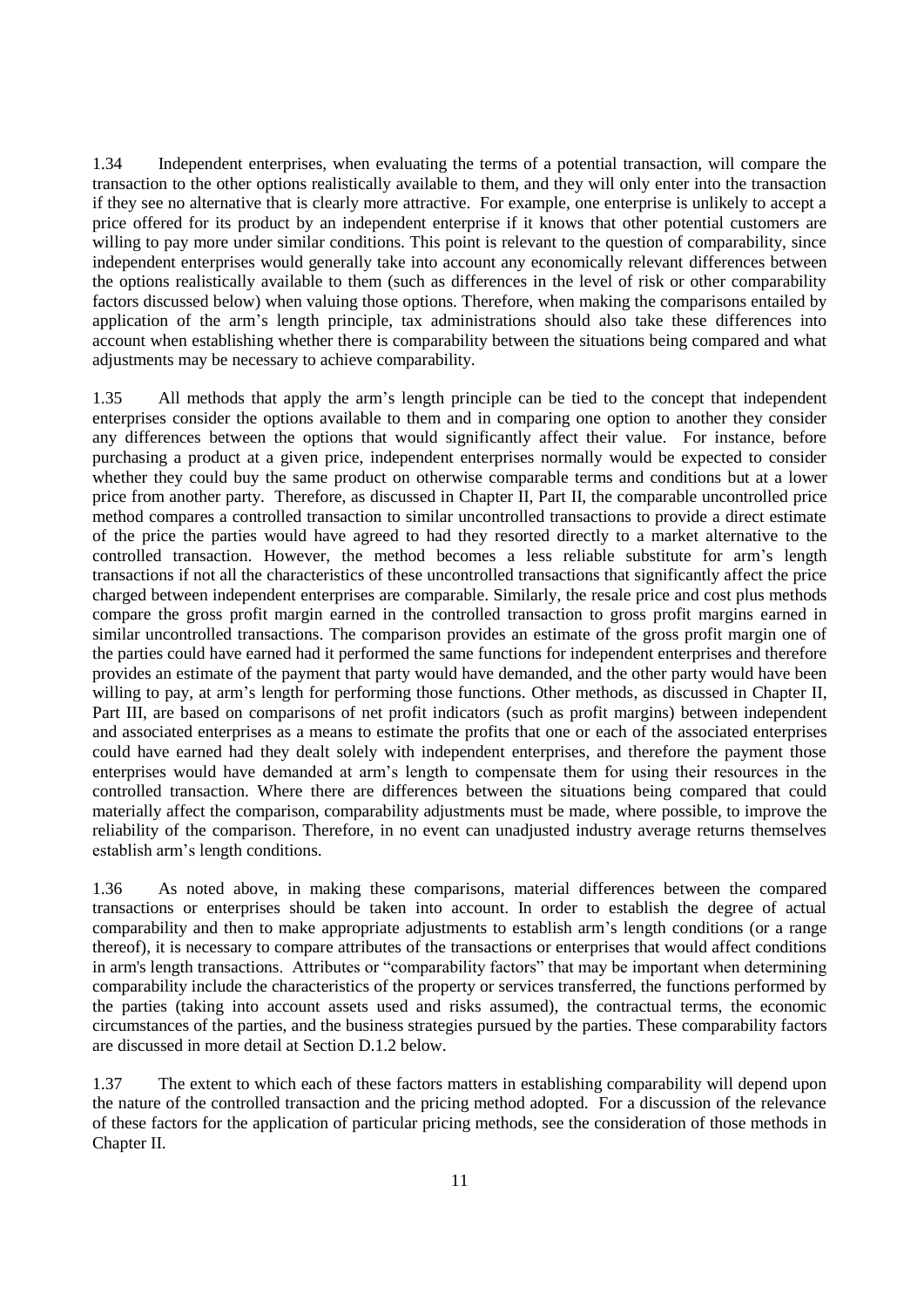1.34 Independent enterprises, when evaluating the terms of a potential transaction, will compare the transaction to the other options realistically available to them, and they will only enter into the transaction if they see no alternative that is clearly more attractive. For example, one enterprise is unlikely to accept a price offered for its product by an independent enterprise if it knows that other potential customers are willing to pay more under similar conditions. This point is relevant to the question of comparability, since independent enterprises would generally take into account any economically relevant differences between the options realistically available to them (such as differences in the level of risk or other comparability factors discussed below) when valuing those options. Therefore, when making the comparisons entailed by application of the arm's length principle, tax administrations should also take these differences into account when establishing whether there is comparability between the situations being compared and what adjustments may be necessary to achieve comparability.

1.35 All methods that apply the arm's length principle can be tied to the concept that independent enterprises consider the options available to them and in comparing one option to another they consider any differences between the options that would significantly affect their value. For instance, before purchasing a product at a given price, independent enterprises normally would be expected to consider whether they could buy the same product on otherwise comparable terms and conditions but at a lower price from another party. Therefore, as discussed in Chapter II, Part II, the comparable uncontrolled price method compares a controlled transaction to similar uncontrolled transactions to provide a direct estimate of the price the parties would have agreed to had they resorted directly to a market alternative to the controlled transaction. However, the method becomes a less reliable substitute for arm's length transactions if not all the characteristics of these uncontrolled transactions that significantly affect the price charged between independent enterprises are comparable. Similarly, the resale price and cost plus methods compare the gross profit margin earned in the controlled transaction to gross profit margins earned in similar uncontrolled transactions. The comparison provides an estimate of the gross profit margin one of the parties could have earned had it performed the same functions for independent enterprises and therefore provides an estimate of the payment that party would have demanded, and the other party would have been willing to pay, at arm's length for performing those functions. Other methods, as discussed in Chapter II, Part III, are based on comparisons of net profit indicators (such as profit margins) between independent and associated enterprises as a means to estimate the profits that one or each of the associated enterprises could have earned had they dealt solely with independent enterprises, and therefore the payment those enterprises would have demanded at arm's length to compensate them for using their resources in the controlled transaction. Where there are differences between the situations being compared that could materially affect the comparison, comparability adjustments must be made, where possible, to improve the reliability of the comparison. Therefore, in no event can unadjusted industry average returns themselves establish arm's length conditions.

1.36 As noted above, in making these comparisons, material differences between the compared transactions or enterprises should be taken into account. In order to establish the degree of actual comparability and then to make appropriate adjustments to establish arm's length conditions (or a range thereof), it is necessary to compare attributes of the transactions or enterprises that would affect conditions in arm's length transactions. Attributes or "comparability factors" that may be important when determining comparability include the characteristics of the property or services transferred, the functions performed by the parties (taking into account assets used and risks assumed), the contractual terms, the economic circumstances of the parties, and the business strategies pursued by the parties. These comparability factors are discussed in more detail at Section D.1.2 below.

1.37 The extent to which each of these factors matters in establishing comparability will depend upon the nature of the controlled transaction and the pricing method adopted. For a discussion of the relevance of these factors for the application of particular pricing methods, see the consideration of those methods in Chapter II.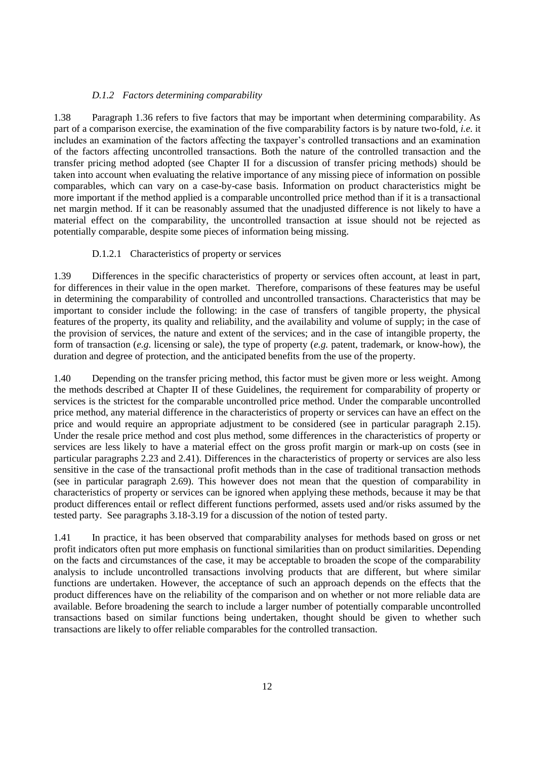### *D.1.2 Factors determining comparability*

1.38 Paragraph 1.36 refers to five factors that may be important when determining comparability. As part of a comparison exercise, the examination of the five comparability factors is by nature two-fold, *i.e.* it includes an examination of the factors affecting the taxpayer's controlled transactions and an examination of the factors affecting uncontrolled transactions. Both the nature of the controlled transaction and the transfer pricing method adopted (see Chapter II for a discussion of transfer pricing methods) should be taken into account when evaluating the relative importance of any missing piece of information on possible comparables, which can vary on a case-by-case basis. Information on product characteristics might be more important if the method applied is a comparable uncontrolled price method than if it is a transactional net margin method. If it can be reasonably assumed that the unadjusted difference is not likely to have a material effect on the comparability, the uncontrolled transaction at issue should not be rejected as potentially comparable, despite some pieces of information being missing.

#### D.1.2.1 Characteristics of property or services

1.39 Differences in the specific characteristics of property or services often account, at least in part, for differences in their value in the open market. Therefore, comparisons of these features may be useful in determining the comparability of controlled and uncontrolled transactions. Characteristics that may be important to consider include the following: in the case of transfers of tangible property, the physical features of the property, its quality and reliability, and the availability and volume of supply; in the case of the provision of services, the nature and extent of the services; and in the case of intangible property, the form of transaction (*e.g.* licensing or sale), the type of property (*e.g.* patent, trademark, or know-how), the duration and degree of protection, and the anticipated benefits from the use of the property.

1.40 Depending on the transfer pricing method, this factor must be given more or less weight. Among the methods described at Chapter II of these Guidelines, the requirement for comparability of property or services is the strictest for the comparable uncontrolled price method. Under the comparable uncontrolled price method, any material difference in the characteristics of property or services can have an effect on the price and would require an appropriate adjustment to be considered (see in particular paragraph 2.15). Under the resale price method and cost plus method, some differences in the characteristics of property or services are less likely to have a material effect on the gross profit margin or mark-up on costs (see in particular paragraphs 2.23 and 2.41). Differences in the characteristics of property or services are also less sensitive in the case of the transactional profit methods than in the case of traditional transaction methods (see in particular paragraph 2.69). This however does not mean that the question of comparability in characteristics of property or services can be ignored when applying these methods, because it may be that product differences entail or reflect different functions performed, assets used and/or risks assumed by the tested party. See paragraphs 3.18-3.19 for a discussion of the notion of tested party.

1.41 In practice, it has been observed that comparability analyses for methods based on gross or net profit indicators often put more emphasis on functional similarities than on product similarities. Depending on the facts and circumstances of the case, it may be acceptable to broaden the scope of the comparability analysis to include uncontrolled transactions involving products that are different, but where similar functions are undertaken. However, the acceptance of such an approach depends on the effects that the product differences have on the reliability of the comparison and on whether or not more reliable data are available. Before broadening the search to include a larger number of potentially comparable uncontrolled transactions based on similar functions being undertaken, thought should be given to whether such transactions are likely to offer reliable comparables for the controlled transaction.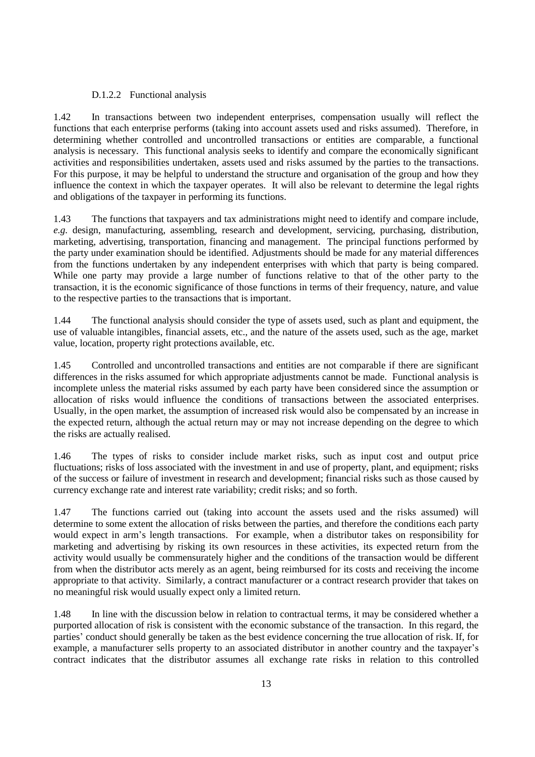#### D.1.2.2 Functional analysis

1.42 In transactions between two independent enterprises, compensation usually will reflect the functions that each enterprise performs (taking into account assets used and risks assumed). Therefore, in determining whether controlled and uncontrolled transactions or entities are comparable, a functional analysis is necessary. This functional analysis seeks to identify and compare the economically significant activities and responsibilities undertaken, assets used and risks assumed by the parties to the transactions. For this purpose, it may be helpful to understand the structure and organisation of the group and how they influence the context in which the taxpayer operates. It will also be relevant to determine the legal rights and obligations of the taxpayer in performing its functions.

1.43 The functions that taxpayers and tax administrations might need to identify and compare include, *e.g.* design, manufacturing, assembling, research and development, servicing, purchasing, distribution, marketing, advertising, transportation, financing and management. The principal functions performed by the party under examination should be identified. Adjustments should be made for any material differences from the functions undertaken by any independent enterprises with which that party is being compared. While one party may provide a large number of functions relative to that of the other party to the transaction, it is the economic significance of those functions in terms of their frequency, nature, and value to the respective parties to the transactions that is important.

1.44 The functional analysis should consider the type of assets used, such as plant and equipment, the use of valuable intangibles, financial assets, etc., and the nature of the assets used, such as the age, market value, location, property right protections available, etc.

1.45 Controlled and uncontrolled transactions and entities are not comparable if there are significant differences in the risks assumed for which appropriate adjustments cannot be made. Functional analysis is incomplete unless the material risks assumed by each party have been considered since the assumption or allocation of risks would influence the conditions of transactions between the associated enterprises. Usually, in the open market, the assumption of increased risk would also be compensated by an increase in the expected return, although the actual return may or may not increase depending on the degree to which the risks are actually realised.

1.46 The types of risks to consider include market risks, such as input cost and output price fluctuations; risks of loss associated with the investment in and use of property, plant, and equipment; risks of the success or failure of investment in research and development; financial risks such as those caused by currency exchange rate and interest rate variability; credit risks; and so forth.

1.47 The functions carried out (taking into account the assets used and the risks assumed) will determine to some extent the allocation of risks between the parties, and therefore the conditions each party would expect in arm's length transactions. For example, when a distributor takes on responsibility for marketing and advertising by risking its own resources in these activities, its expected return from the activity would usually be commensurately higher and the conditions of the transaction would be different from when the distributor acts merely as an agent, being reimbursed for its costs and receiving the income appropriate to that activity. Similarly, a contract manufacturer or a contract research provider that takes on no meaningful risk would usually expect only a limited return.

1.48 In line with the discussion below in relation to contractual terms, it may be considered whether a purported allocation of risk is consistent with the economic substance of the transaction. In this regard, the parties' conduct should generally be taken as the best evidence concerning the true allocation of risk. If, for example, a manufacturer sells property to an associated distributor in another country and the taxpayer's contract indicates that the distributor assumes all exchange rate risks in relation to this controlled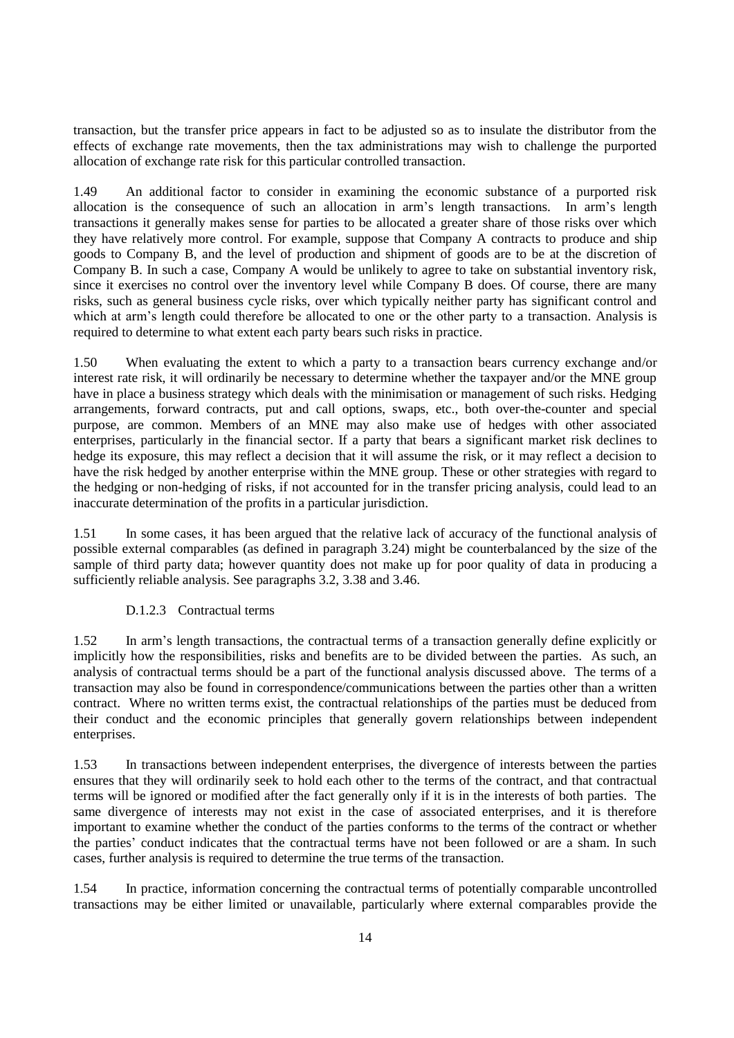transaction, but the transfer price appears in fact to be adjusted so as to insulate the distributor from the effects of exchange rate movements, then the tax administrations may wish to challenge the purported allocation of exchange rate risk for this particular controlled transaction.

1.49 An additional factor to consider in examining the economic substance of a purported risk allocation is the consequence of such an allocation in arm's length transactions. In arm's length transactions it generally makes sense for parties to be allocated a greater share of those risks over which they have relatively more control. For example, suppose that Company A contracts to produce and ship goods to Company B, and the level of production and shipment of goods are to be at the discretion of Company B. In such a case, Company A would be unlikely to agree to take on substantial inventory risk, since it exercises no control over the inventory level while Company B does. Of course, there are many risks, such as general business cycle risks, over which typically neither party has significant control and which at arm's length could therefore be allocated to one or the other party to a transaction. Analysis is required to determine to what extent each party bears such risks in practice.

1.50 When evaluating the extent to which a party to a transaction bears currency exchange and/or interest rate risk, it will ordinarily be necessary to determine whether the taxpayer and/or the MNE group have in place a business strategy which deals with the minimisation or management of such risks. Hedging arrangements, forward contracts, put and call options, swaps, etc., both over-the-counter and special purpose, are common. Members of an MNE may also make use of hedges with other associated enterprises, particularly in the financial sector. If a party that bears a significant market risk declines to hedge its exposure, this may reflect a decision that it will assume the risk, or it may reflect a decision to have the risk hedged by another enterprise within the MNE group. These or other strategies with regard to the hedging or non-hedging of risks, if not accounted for in the transfer pricing analysis, could lead to an inaccurate determination of the profits in a particular jurisdiction.

1.51 In some cases, it has been argued that the relative lack of accuracy of the functional analysis of possible external comparables (as defined in paragraph 3.24) might be counterbalanced by the size of the sample of third party data; however quantity does not make up for poor quality of data in producing a sufficiently reliable analysis. See paragraphs 3.2, 3.38 and 3.46.

#### D.1.2.3 Contractual terms

1.52 In arm's length transactions, the contractual terms of a transaction generally define explicitly or implicitly how the responsibilities, risks and benefits are to be divided between the parties. As such, an analysis of contractual terms should be a part of the functional analysis discussed above. The terms of a transaction may also be found in correspondence/communications between the parties other than a written contract. Where no written terms exist, the contractual relationships of the parties must be deduced from their conduct and the economic principles that generally govern relationships between independent enterprises.

1.53 In transactions between independent enterprises, the divergence of interests between the parties ensures that they will ordinarily seek to hold each other to the terms of the contract, and that contractual terms will be ignored or modified after the fact generally only if it is in the interests of both parties. The same divergence of interests may not exist in the case of associated enterprises, and it is therefore important to examine whether the conduct of the parties conforms to the terms of the contract or whether the parties' conduct indicates that the contractual terms have not been followed or are a sham. In such cases, further analysis is required to determine the true terms of the transaction.

1.54 In practice, information concerning the contractual terms of potentially comparable uncontrolled transactions may be either limited or unavailable, particularly where external comparables provide the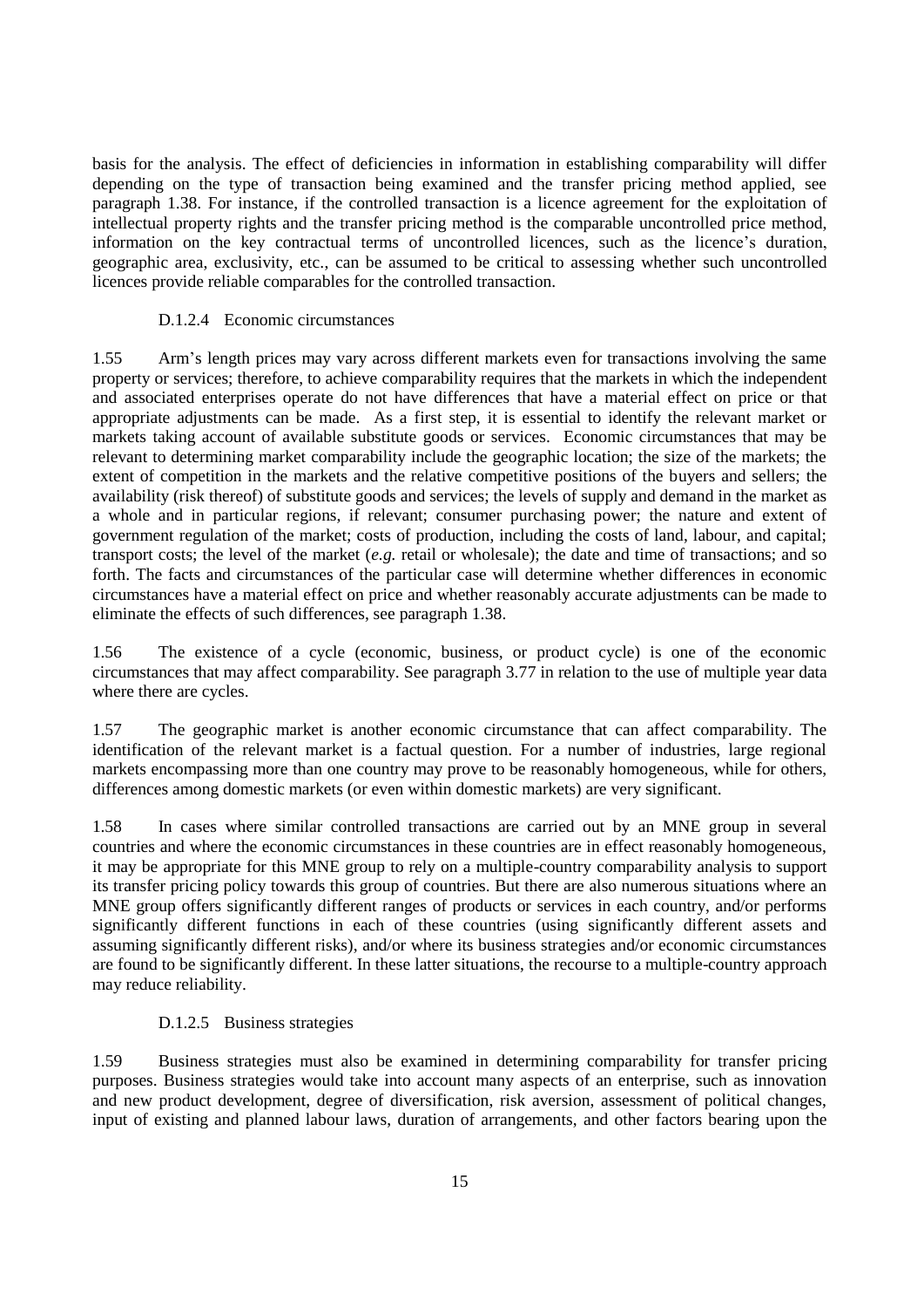basis for the analysis. The effect of deficiencies in information in establishing comparability will differ depending on the type of transaction being examined and the transfer pricing method applied, see paragraph 1.38. For instance, if the controlled transaction is a licence agreement for the exploitation of intellectual property rights and the transfer pricing method is the comparable uncontrolled price method, information on the key contractual terms of uncontrolled licences, such as the licence's duration, geographic area, exclusivity, etc., can be assumed to be critical to assessing whether such uncontrolled licences provide reliable comparables for the controlled transaction.

#### D.1.2.4 Economic circumstances

1.55 Arm's length prices may vary across different markets even for transactions involving the same property or services; therefore, to achieve comparability requires that the markets in which the independent and associated enterprises operate do not have differences that have a material effect on price or that appropriate adjustments can be made. As a first step, it is essential to identify the relevant market or markets taking account of available substitute goods or services. Economic circumstances that may be relevant to determining market comparability include the geographic location; the size of the markets; the extent of competition in the markets and the relative competitive positions of the buyers and sellers; the availability (risk thereof) of substitute goods and services; the levels of supply and demand in the market as a whole and in particular regions, if relevant; consumer purchasing power; the nature and extent of government regulation of the market; costs of production, including the costs of land, labour, and capital; transport costs; the level of the market (*e.g.* retail or wholesale); the date and time of transactions; and so forth. The facts and circumstances of the particular case will determine whether differences in economic circumstances have a material effect on price and whether reasonably accurate adjustments can be made to eliminate the effects of such differences, see paragraph 1.38.

1.56 The existence of a cycle (economic, business, or product cycle) is one of the economic circumstances that may affect comparability. See paragraph 3.77 in relation to the use of multiple year data where there are cycles.

1.57 The geographic market is another economic circumstance that can affect comparability. The identification of the relevant market is a factual question. For a number of industries, large regional markets encompassing more than one country may prove to be reasonably homogeneous, while for others, differences among domestic markets (or even within domestic markets) are very significant.

1.58 In cases where similar controlled transactions are carried out by an MNE group in several countries and where the economic circumstances in these countries are in effect reasonably homogeneous, it may be appropriate for this MNE group to rely on a multiple-country comparability analysis to support its transfer pricing policy towards this group of countries. But there are also numerous situations where an MNE group offers significantly different ranges of products or services in each country, and/or performs significantly different functions in each of these countries (using significantly different assets and assuming significantly different risks), and/or where its business strategies and/or economic circumstances are found to be significantly different. In these latter situations, the recourse to a multiple-country approach may reduce reliability.

#### D.1.2.5 Business strategies

1.59 Business strategies must also be examined in determining comparability for transfer pricing purposes. Business strategies would take into account many aspects of an enterprise, such as innovation and new product development, degree of diversification, risk aversion, assessment of political changes, input of existing and planned labour laws, duration of arrangements, and other factors bearing upon the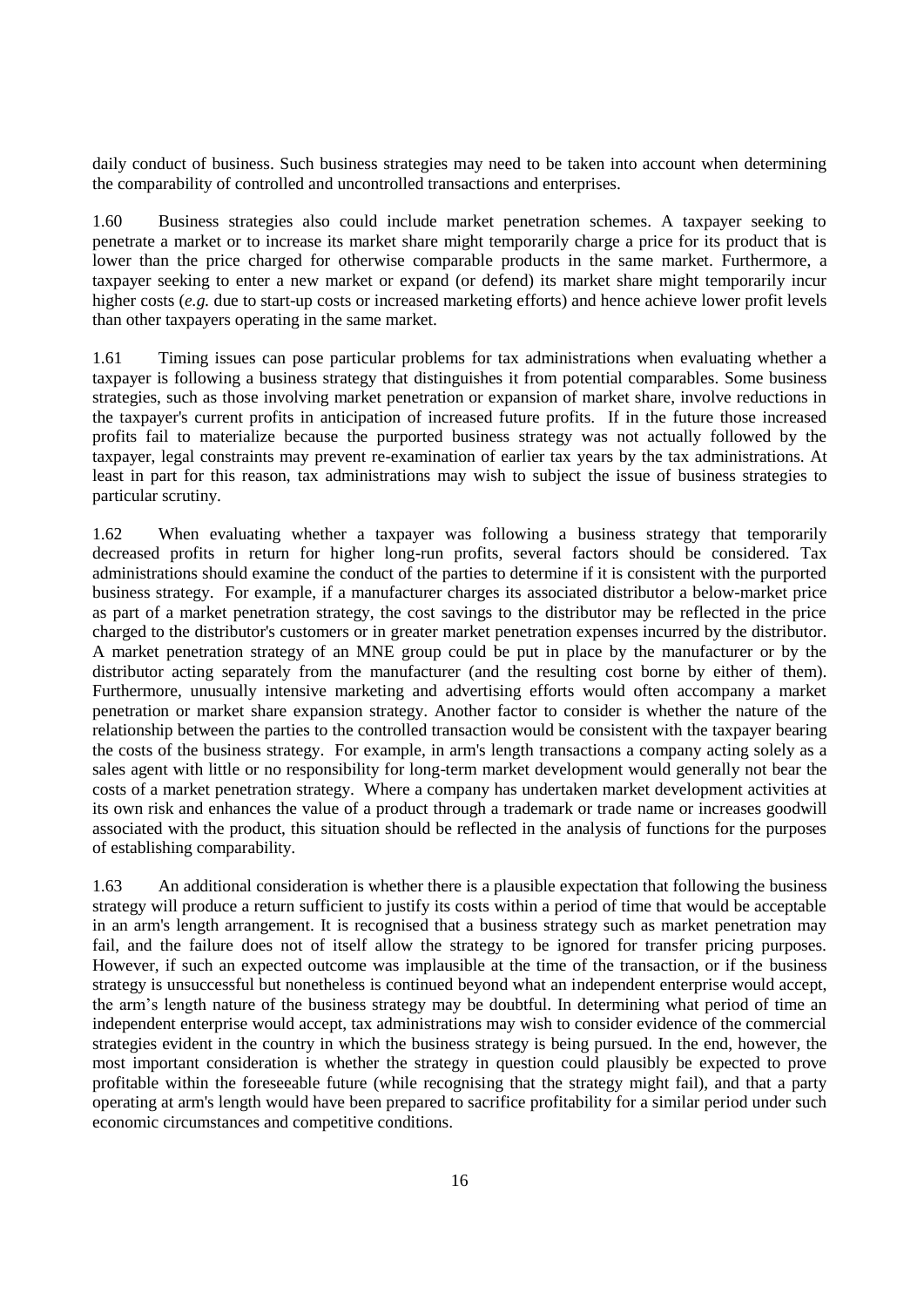daily conduct of business. Such business strategies may need to be taken into account when determining the comparability of controlled and uncontrolled transactions and enterprises.

1.60 Business strategies also could include market penetration schemes. A taxpayer seeking to penetrate a market or to increase its market share might temporarily charge a price for its product that is lower than the price charged for otherwise comparable products in the same market. Furthermore, a taxpayer seeking to enter a new market or expand (or defend) its market share might temporarily incur higher costs (*e.g.* due to start-up costs or increased marketing efforts) and hence achieve lower profit levels than other taxpayers operating in the same market.

1.61 Timing issues can pose particular problems for tax administrations when evaluating whether a taxpayer is following a business strategy that distinguishes it from potential comparables. Some business strategies, such as those involving market penetration or expansion of market share, involve reductions in the taxpayer's current profits in anticipation of increased future profits. If in the future those increased profits fail to materialize because the purported business strategy was not actually followed by the taxpayer, legal constraints may prevent re-examination of earlier tax years by the tax administrations. At least in part for this reason, tax administrations may wish to subject the issue of business strategies to particular scrutiny.

1.62 When evaluating whether a taxpayer was following a business strategy that temporarily decreased profits in return for higher long-run profits, several factors should be considered. Tax administrations should examine the conduct of the parties to determine if it is consistent with the purported business strategy. For example, if a manufacturer charges its associated distributor a below-market price as part of a market penetration strategy, the cost savings to the distributor may be reflected in the price charged to the distributor's customers or in greater market penetration expenses incurred by the distributor. A market penetration strategy of an MNE group could be put in place by the manufacturer or by the distributor acting separately from the manufacturer (and the resulting cost borne by either of them). Furthermore, unusually intensive marketing and advertising efforts would often accompany a market penetration or market share expansion strategy. Another factor to consider is whether the nature of the relationship between the parties to the controlled transaction would be consistent with the taxpayer bearing the costs of the business strategy. For example, in arm's length transactions a company acting solely as a sales agent with little or no responsibility for long-term market development would generally not bear the costs of a market penetration strategy. Where a company has undertaken market development activities at its own risk and enhances the value of a product through a trademark or trade name or increases goodwill associated with the product, this situation should be reflected in the analysis of functions for the purposes of establishing comparability.

1.63 An additional consideration is whether there is a plausible expectation that following the business strategy will produce a return sufficient to justify its costs within a period of time that would be acceptable in an arm's length arrangement. It is recognised that a business strategy such as market penetration may fail, and the failure does not of itself allow the strategy to be ignored for transfer pricing purposes. However, if such an expected outcome was implausible at the time of the transaction, or if the business strategy is unsuccessful but nonetheless is continued beyond what an independent enterprise would accept, the arm's length nature of the business strategy may be doubtful. In determining what period of time an independent enterprise would accept, tax administrations may wish to consider evidence of the commercial strategies evident in the country in which the business strategy is being pursued. In the end, however, the most important consideration is whether the strategy in question could plausibly be expected to prove profitable within the foreseeable future (while recognising that the strategy might fail), and that a party operating at arm's length would have been prepared to sacrifice profitability for a similar period under such economic circumstances and competitive conditions.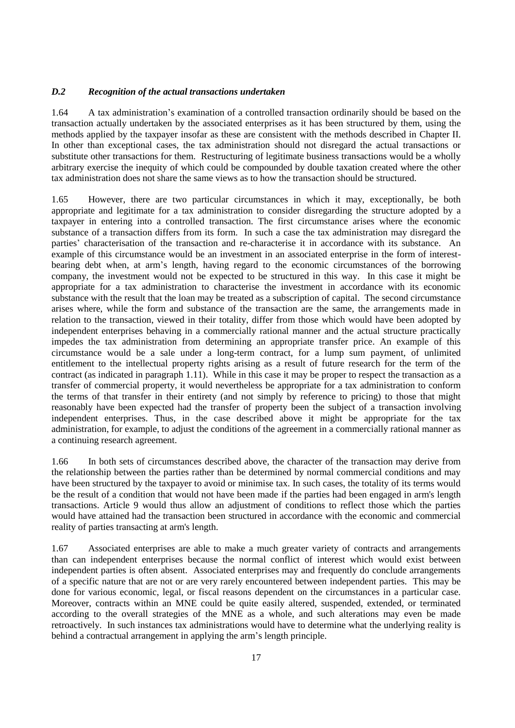### *D.2 Recognition of the actual transactions undertaken*

1.64 A tax administration's examination of a controlled transaction ordinarily should be based on the transaction actually undertaken by the associated enterprises as it has been structured by them, using the methods applied by the taxpayer insofar as these are consistent with the methods described in Chapter II. In other than exceptional cases, the tax administration should not disregard the actual transactions or substitute other transactions for them. Restructuring of legitimate business transactions would be a wholly arbitrary exercise the inequity of which could be compounded by double taxation created where the other tax administration does not share the same views as to how the transaction should be structured.

1.65 However, there are two particular circumstances in which it may, exceptionally, be both appropriate and legitimate for a tax administration to consider disregarding the structure adopted by a taxpayer in entering into a controlled transaction. The first circumstance arises where the economic substance of a transaction differs from its form. In such a case the tax administration may disregard the parties' characterisation of the transaction and re-characterise it in accordance with its substance. An example of this circumstance would be an investment in an associated enterprise in the form of interest-bearing debt when, at arm's length, having regard to the economic circumstances of the borrowing company, the investment would not be expected to be structured in this way. In this case it might be appropriate for a tax administration to characterise the investment in accordance with its economic substance with the result that the loan may be treated as a subscription of capital. The second circumstance arises where, while the form and substance of the transaction are the same, the arrangements made in relation to the transaction, viewed in their totality, differ from those which would have been adopted by independent enterprises behaving in a commercially rational manner and the actual structure practically impedes the tax administration from determining an appropriate transfer price. An example of this circumstance would be a sale under a long-term contract, for a lump sum payment, of unlimited entitlement to the intellectual property rights arising as a result of future research for the term of the contract (as indicated in paragraph 1.11). While in this case it may be proper to respect the transaction as a transfer of commercial property, it would nevertheless be appropriate for a tax administration to conform the terms of that transfer in their entirety (and not simply by reference to pricing) to those that might reasonably have been expected had the transfer of property been the subject of a transaction involving independent enterprises. Thus, in the case described above it might be appropriate for the tax administration, for example, to adjust the conditions of the agreement in a commercially rational manner as a continuing research agreement.

1.66 In both sets of circumstances described above, the character of the transaction may derive from the relationship between the parties rather than be determined by normal commercial conditions and may have been structured by the taxpayer to avoid or minimise tax. In such cases, the totality of its terms would be the result of a condition that would not have been made if the parties had been engaged in arm's length transactions. Article 9 would thus allow an adjustment of conditions to reflect those which the parties would have attained had the transaction been structured in accordance with the economic and commercial reality of parties transacting at arm's length.

1.67 Associated enterprises are able to make a much greater variety of contracts and arrangements than can independent enterprises because the normal conflict of interest which would exist between independent parties is often absent. Associated enterprises may and frequently do conclude arrangements of a specific nature that are not or are very rarely encountered between independent parties. This may be done for various economic, legal, or fiscal reasons dependent on the circumstances in a particular case. Moreover, contracts within an MNE could be quite easily altered, suspended, extended, or terminated according to the overall strategies of the MNE as a whole, and such alterations may even be made retroactively. In such instances tax administrations would have to determine what the underlying reality is behind a contractual arrangement in applying the arm's length principle.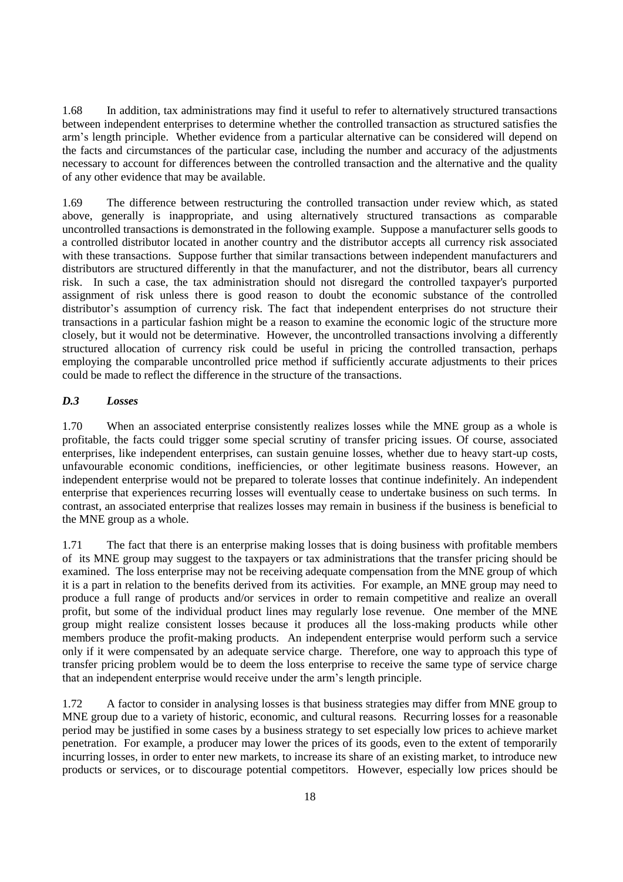1.68 In addition, tax administrations may find it useful to refer to alternatively structured transactions between independent enterprises to determine whether the controlled transaction as structured satisfies the arm's length principle. Whether evidence from a particular alternative can be considered will depend on the facts and circumstances of the particular case, including the number and accuracy of the adjustments necessary to account for differences between the controlled transaction and the alternative and the quality of any other evidence that may be available.

1.69 The difference between restructuring the controlled transaction under review which, as stated above, generally is inappropriate, and using alternatively structured transactions as comparable uncontrolled transactions is demonstrated in the following example. Suppose a manufacturer sells goods to a controlled distributor located in another country and the distributor accepts all currency risk associated with these transactions. Suppose further that similar transactions between independent manufacturers and distributors are structured differently in that the manufacturer, and not the distributor, bears all currency risk. In such a case, the tax administration should not disregard the controlled taxpayer's purported assignment of risk unless there is good reason to doubt the economic substance of the controlled distributor's assumption of currency risk. The fact that independent enterprises do not structure their transactions in a particular fashion might be a reason to examine the economic logic of the structure more closely, but it would not be determinative. However, the uncontrolled transactions involving a differently structured allocation of currency risk could be useful in pricing the controlled transaction, perhaps employing the comparable uncontrolled price method if sufficiently accurate adjustments to their prices could be made to reflect the difference in the structure of the transactions.

### *D.3 Losses*

1.70 When an associated enterprise consistently realizes losses while the MNE group as a whole is profitable, the facts could trigger some special scrutiny of transfer pricing issues. Of course, associated enterprises, like independent enterprises, can sustain genuine losses, whether due to heavy start-up costs, unfavourable economic conditions, inefficiencies, or other legitimate business reasons. However, an independent enterprise would not be prepared to tolerate losses that continue indefinitely. An independent enterprise that experiences recurring losses will eventually cease to undertake business on such terms. In contrast, an associated enterprise that realizes losses may remain in business if the business is beneficial to the MNE group as a whole.

1.71 The fact that there is an enterprise making losses that is doing business with profitable members of its MNE group may suggest to the taxpayers or tax administrations that the transfer pricing should be examined. The loss enterprise may not be receiving adequate compensation from the MNE group of which it is a part in relation to the benefits derived from its activities. For example, an MNE group may need to produce a full range of products and/or services in order to remain competitive and realize an overall profit, but some of the individual product lines may regularly lose revenue. One member of the MNE group might realize consistent losses because it produces all the loss-making products while other members produce the profit-making products. An independent enterprise would perform such a service only if it were compensated by an adequate service charge. Therefore, one way to approach this type of transfer pricing problem would be to deem the loss enterprise to receive the same type of service charge that an independent enterprise would receive under the arm's length principle.

1.72 A factor to consider in analysing losses is that business strategies may differ from MNE group to MNE group due to a variety of historic, economic, and cultural reasons. Recurring losses for a reasonable period may be justified in some cases by a business strategy to set especially low prices to achieve market penetration. For example, a producer may lower the prices of its goods, even to the extent of temporarily incurring losses, in order to enter new markets, to increase its share of an existing market, to introduce new products or services, or to discourage potential competitors. However, especially low prices should be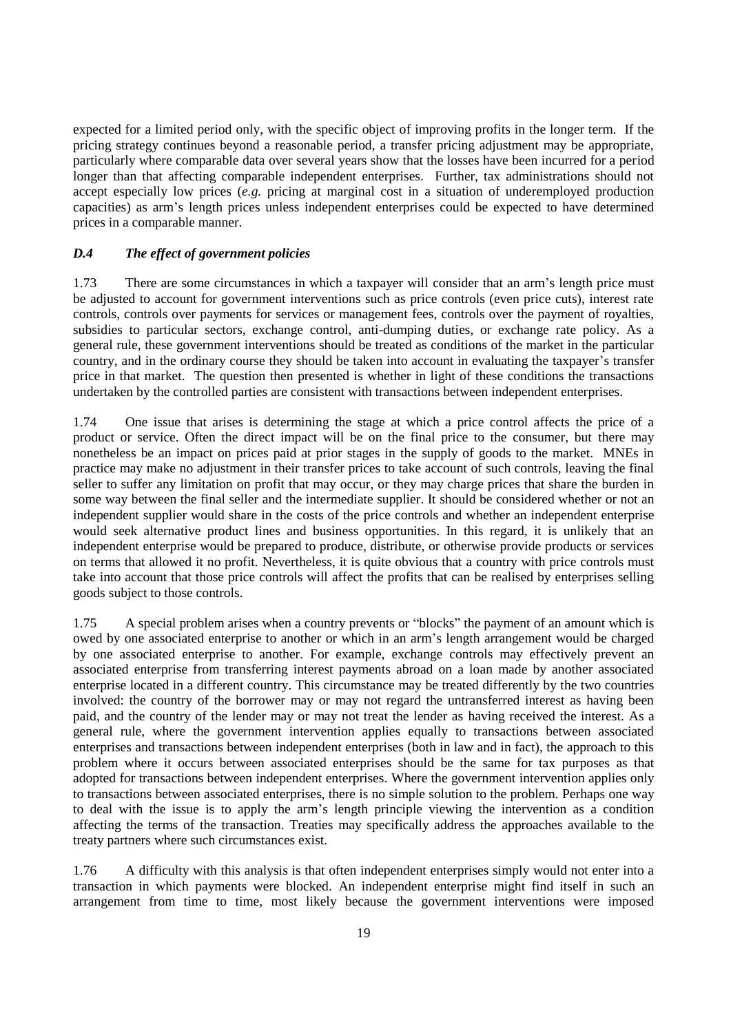expected for a limited period only, with the specific object of improving profits in the longer term. If the pricing strategy continues beyond a reasonable period, a transfer pricing adjustment may be appropriate, particularly where comparable data over several years show that the losses have been incurred for a period longer than that affecting comparable independent enterprises. Further, tax administrations should not accept especially low prices (*e.g.* pricing at marginal cost in a situation of underemployed production capacities) as arm's length prices unless independent enterprises could be expected to have determined prices in a comparable manner.

### *D.4 The effect of government policies*

1.73 There are some circumstances in which a taxpayer will consider that an arm's length price must be adjusted to account for government interventions such as price controls (even price cuts), interest rate controls, controls over payments for services or management fees, controls over the payment of royalties, subsidies to particular sectors, exchange control, anti-dumping duties, or exchange rate policy. As a general rule, these government interventions should be treated as conditions of the market in the particular country, and in the ordinary course they should be taken into account in evaluating the taxpayer's transfer price in that market. The question then presented is whether in light of these conditions the transactions undertaken by the controlled parties are consistent with transactions between independent enterprises.

1.74 One issue that arises is determining the stage at which a price control affects the price of a product or service. Often the direct impact will be on the final price to the consumer, but there may nonetheless be an impact on prices paid at prior stages in the supply of goods to the market. MNEs in practice may make no adjustment in their transfer prices to take account of such controls, leaving the final seller to suffer any limitation on profit that may occur, or they may charge prices that share the burden in some way between the final seller and the intermediate supplier. It should be considered whether or not an independent supplier would share in the costs of the price controls and whether an independent enterprise would seek alternative product lines and business opportunities. In this regard, it is unlikely that an independent enterprise would be prepared to produce, distribute, or otherwise provide products or services on terms that allowed it no profit. Nevertheless, it is quite obvious that a country with price controls must take into account that those price controls will affect the profits that can be realised by enterprises selling goods subject to those controls.

1.75 A special problem arises when a country prevents or "blocks" the payment of an amount which is owed by one associated enterprise to another or which in an arm's length arrangement would be charged by one associated enterprise to another. For example, exchange controls may effectively prevent an associated enterprise from transferring interest payments abroad on a loan made by another associated enterprise located in a different country. This circumstance may be treated differently by the two countries involved: the country of the borrower may or may not regard the untransferred interest as having been paid, and the country of the lender may or may not treat the lender as having received the interest. As a general rule, where the government intervention applies equally to transactions between associated enterprises and transactions between independent enterprises (both in law and in fact), the approach to this problem where it occurs between associated enterprises should be the same for tax purposes as that adopted for transactions between independent enterprises. Where the government intervention applies only to transactions between associated enterprises, there is no simple solution to the problem. Perhaps one way to deal with the issue is to apply the arm's length principle viewing the intervention as a condition affecting the terms of the transaction. Treaties may specifically address the approaches available to the treaty partners where such circumstances exist.

1.76 A difficulty with this analysis is that often independent enterprises simply would not enter into a transaction in which payments were blocked. An independent enterprise might find itself in such an arrangement from time to time, most likely because the government interventions were imposed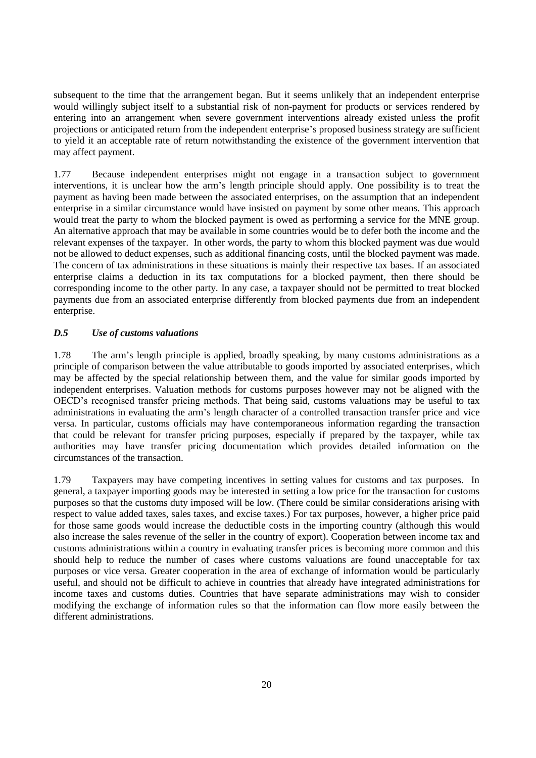subsequent to the time that the arrangement began. But it seems unlikely that an independent enterprise would willingly subject itself to a substantial risk of non-payment for products or services rendered by entering into an arrangement when severe government interventions already existed unless the profit projections or anticipated return from the independent enterprise's proposed business strategy are sufficient to yield it an acceptable rate of return notwithstanding the existence of the government intervention that may affect payment.

1.77 Because independent enterprises might not engage in a transaction subject to government interventions, it is unclear how the arm's length principle should apply. One possibility is to treat the payment as having been made between the associated enterprises, on the assumption that an independent enterprise in a similar circumstance would have insisted on payment by some other means. This approach would treat the party to whom the blocked payment is owed as performing a service for the MNE group. An alternative approach that may be available in some countries would be to defer both the income and the relevant expenses of the taxpayer. In other words, the party to whom this blocked payment was due would not be allowed to deduct expenses, such as additional financing costs, until the blocked payment was made. The concern of tax administrations in these situations is mainly their respective tax bases. If an associated enterprise claims a deduction in its tax computations for a blocked payment, then there should be corresponding income to the other party. In any case, a taxpayer should not be permitted to treat blocked payments due from an associated enterprise differently from blocked payments due from an independent enterprise.

### *D.5 Use of customs valuations*

1.78 The arm's length principle is applied, broadly speaking, by many customs administrations as a principle of comparison between the value attributable to goods imported by associated enterprises, which may be affected by the special relationship between them, and the value for similar goods imported by independent enterprises. Valuation methods for customs purposes however may not be aligned with the OECD's recognised transfer pricing methods. That being said, customs valuations may be useful to tax administrations in evaluating the arm's length character of a controlled transaction transfer price and vice versa. In particular, customs officials may have contemporaneous information regarding the transaction that could be relevant for transfer pricing purposes, especially if prepared by the taxpayer, while tax authorities may have transfer pricing documentation which provides detailed information on the circumstances of the transaction.

1.79 Taxpayers may have competing incentives in setting values for customs and tax purposes. In general, a taxpayer importing goods may be interested in setting a low price for the transaction for customs purposes so that the customs duty imposed will be low. (There could be similar considerations arising with respect to value added taxes, sales taxes, and excise taxes.) For tax purposes, however, a higher price paid for those same goods would increase the deductible costs in the importing country (although this would also increase the sales revenue of the seller in the country of export). Cooperation between income tax and customs administrations within a country in evaluating transfer prices is becoming more common and this should help to reduce the number of cases where customs valuations are found unacceptable for tax purposes or vice versa. Greater cooperation in the area of exchange of information would be particularly useful, and should not be difficult to achieve in countries that already have integrated administrations for income taxes and customs duties. Countries that have separate administrations may wish to consider modifying the exchange of information rules so that the information can flow more easily between the different administrations.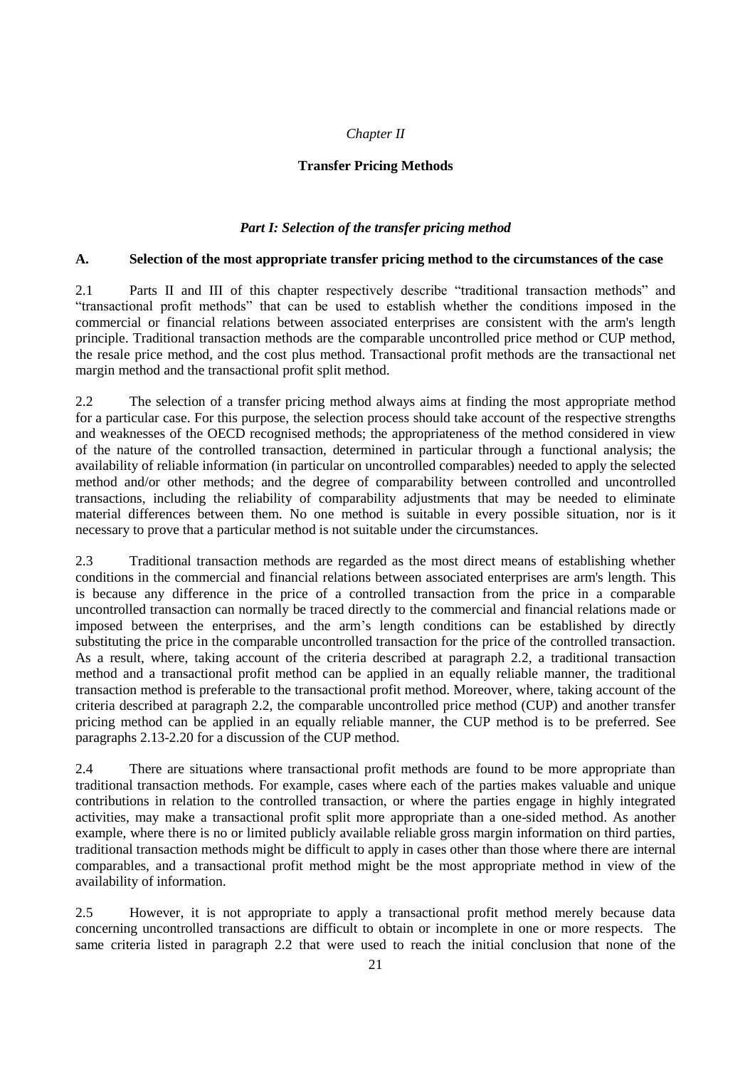*Chapter II*

# Transfer Pricing Methods

## *Part I: Selection of the transfer pricing method*

### A. Selection of the most appropriate transfer pricing method to the circumstances of the case

2.1 Parts II and III of this chapter respectively describe "traditional transaction methods" and "transactional profit methods" that can be used to establish whether the conditions imposed in the commercial or financial relations between associated enterprises are consistent with the arm's length principle. Traditional transaction methods are the comparable uncontrolled price method or CUP method, the resale price method, and the cost plus method. Transactional profit methods are the transactional net margin method and the transactional profit split method.

2.2 The selection of a transfer pricing method always aims at finding the most appropriate method for a particular case. For this purpose, the selection process should take account of the respective strengths and weaknesses of the OECD recognised methods; the appropriateness of the method considered in view of the nature of the controlled transaction, determined in particular through a functional analysis; the availability of reliable information (in particular on uncontrolled comparables) needed to apply the selected method and/or other methods; and the degree of comparability between controlled and uncontrolled transactions, including the reliability of comparability adjustments that may be needed to eliminate material differences between them. No one method is suitable in every possible situation, nor is it necessary to prove that a particular method is not suitable under the circumstances.

2.3 Traditional transaction methods are regarded as the most direct means of establishing whether conditions in the commercial and financial relations between associated enterprises are arm's length. This is because any difference in the price of a controlled transaction from the price in a comparable uncontrolled transaction can normally be traced directly to the commercial and financial relations made or imposed between the enterprises, and the arm's length conditions can be established by directly substituting the price in the comparable uncontrolled transaction for the price of the controlled transaction. As a result, where, taking account of the criteria described at paragraph 2.2, a traditional transaction method and a transactional profit method can be applied in an equally reliable manner, the traditional transaction method is preferable to the transactional profit method. Moreover, where, taking account of the criteria described at paragraph 2.2, the comparable uncontrolled price method (CUP) and another transfer pricing method can be applied in an equally reliable manner, the CUP method is to be preferred. See paragraphs 2.13-2.20 for a discussion of the CUP method.

2.4 There are situations where transactional profit methods are found to be more appropriate than traditional transaction methods. For example, cases where each of the parties makes valuable and unique contributions in relation to the controlled transaction, or where the parties engage in highly integrated activities, may make a transactional profit split more appropriate than a one-sided method. As another example, where there is no or limited publicly available reliable gross margin information on third parties, traditional transaction methods might be difficult to apply in cases other than those where there are internal comparables, and a transactional profit method might be the most appropriate method in view of the availability of information.

2.5 However, it is not appropriate to apply a transactional profit method merely because data concerning uncontrolled transactions are difficult to obtain or incomplete in one or more respects. The same criteria listed in paragraph 2.2 that were used to reach the initial conclusion that none of the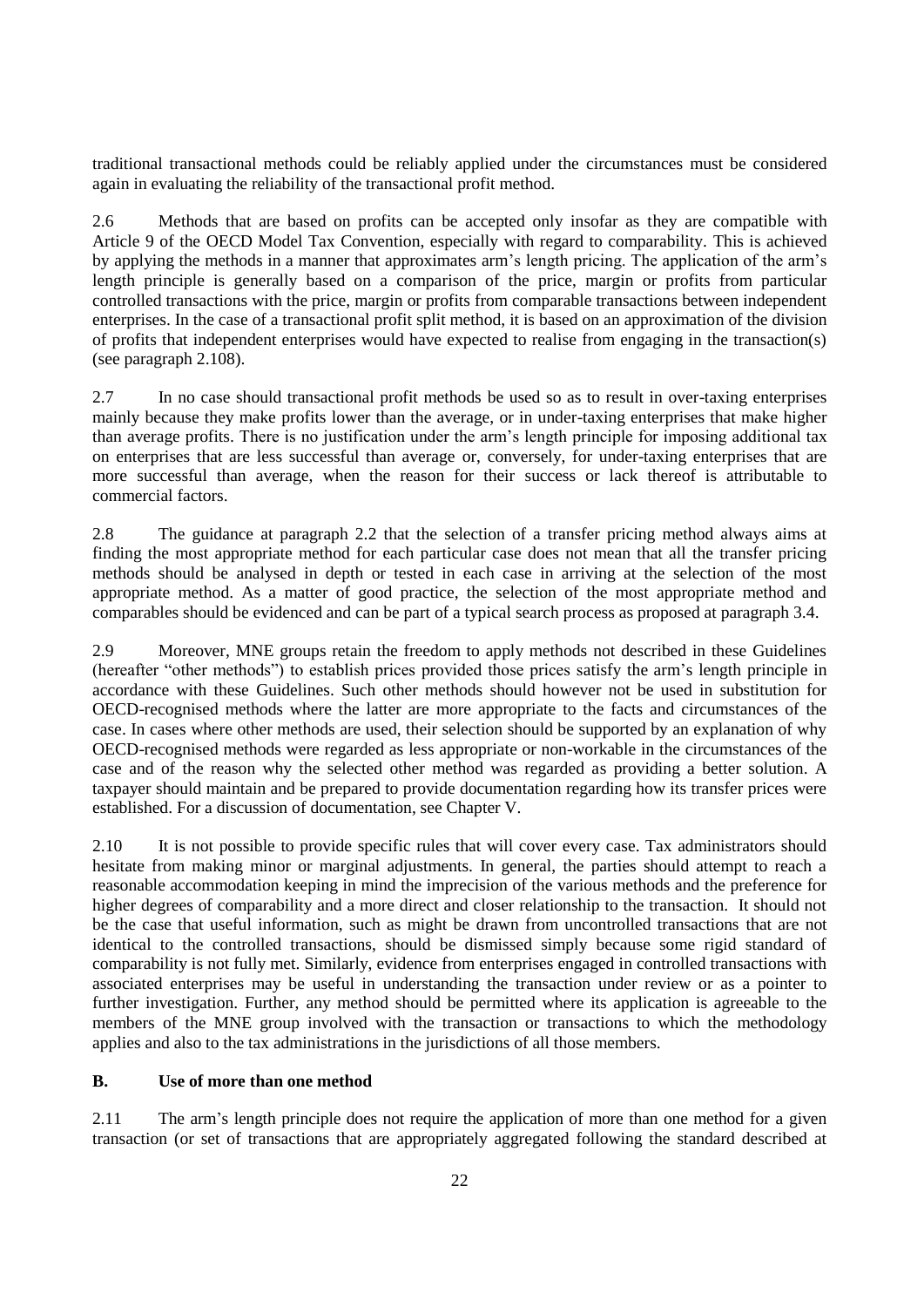traditional transactional methods could be reliably applied under the circumstances must be considered again in evaluating the reliability of the transactional profit method.

2.6 Methods that are based on profits can be accepted only insofar as they are compatible with Article 9 of the OECD Model Tax Convention, especially with regard to comparability. This is achieved by applying the methods in a manner that approximates arm's length pricing. The application of the arm's length principle is generally based on a comparison of the price, margin or profits from particular controlled transactions with the price, margin or profits from comparable transactions between independent enterprises. In the case of a transactional profit split method, it is based on an approximation of the division of profits that independent enterprises would have expected to realise from engaging in the transaction(s) (see paragraph 2.108).

2.7 In no case should transactional profit methods be used so as to result in over-taxing enterprises mainly because they make profits lower than the average, or in under-taxing enterprises that make higher than average profits. There is no justification under the arm's length principle for imposing additional tax on enterprises that are less successful than average or, conversely, for under-taxing enterprises that are more successful than average, when the reason for their success or lack thereof is attributable to commercial factors.

2.8 The guidance at paragraph 2.2 that the selection of a transfer pricing method always aims at finding the most appropriate method for each particular case does not mean that all the transfer pricing methods should be analysed in depth or tested in each case in arriving at the selection of the most appropriate method. As a matter of good practice, the selection of the most appropriate method and comparables should be evidenced and can be part of a typical search process as proposed at paragraph 3.4.

2.9 Moreover, MNE groups retain the freedom to apply methods not described in these Guidelines (hereafter "other methods") to establish prices provided those prices satisfy the arm's length principle in accordance with these Guidelines. Such other methods should however not be used in substitution for OECD-recognised methods where the latter are more appropriate to the facts and circumstances of the case. In cases where other methods are used, their selection should be supported by an explanation of why OECD-recognised methods were regarded as less appropriate or non-workable in the circumstances of the case and of the reason why the selected other method was regarded as providing a better solution. A taxpayer should maintain and be prepared to provide documentation regarding how its transfer prices were established. For a discussion of documentation, see Chapter V.

2.10 It is not possible to provide specific rules that will cover every case. Tax administrators should hesitate from making minor or marginal adjustments. In general, the parties should attempt to reach a reasonable accommodation keeping in mind the imprecision of the various methods and the preference for higher degrees of comparability and a more direct and closer relationship to the transaction. It should not be the case that useful information, such as might be drawn from uncontrolled transactions that are not identical to the controlled transactions, should be dismissed simply because some rigid standard of comparability is not fully met. Similarly, evidence from enterprises engaged in controlled transactions with associated enterprises may be useful in understanding the transaction under review or as a pointer to further investigation. Further, any method should be permitted where its application is agreeable to the members of the MNE group involved with the transaction or transactions to which the methodology applies and also to the tax administrations in the jurisdictions of all those members.

## B. Use of more than one method

2.11 The arm's length principle does not require the application of more than one method for a given transaction (or set of transactions that are appropriately aggregated following the standard described at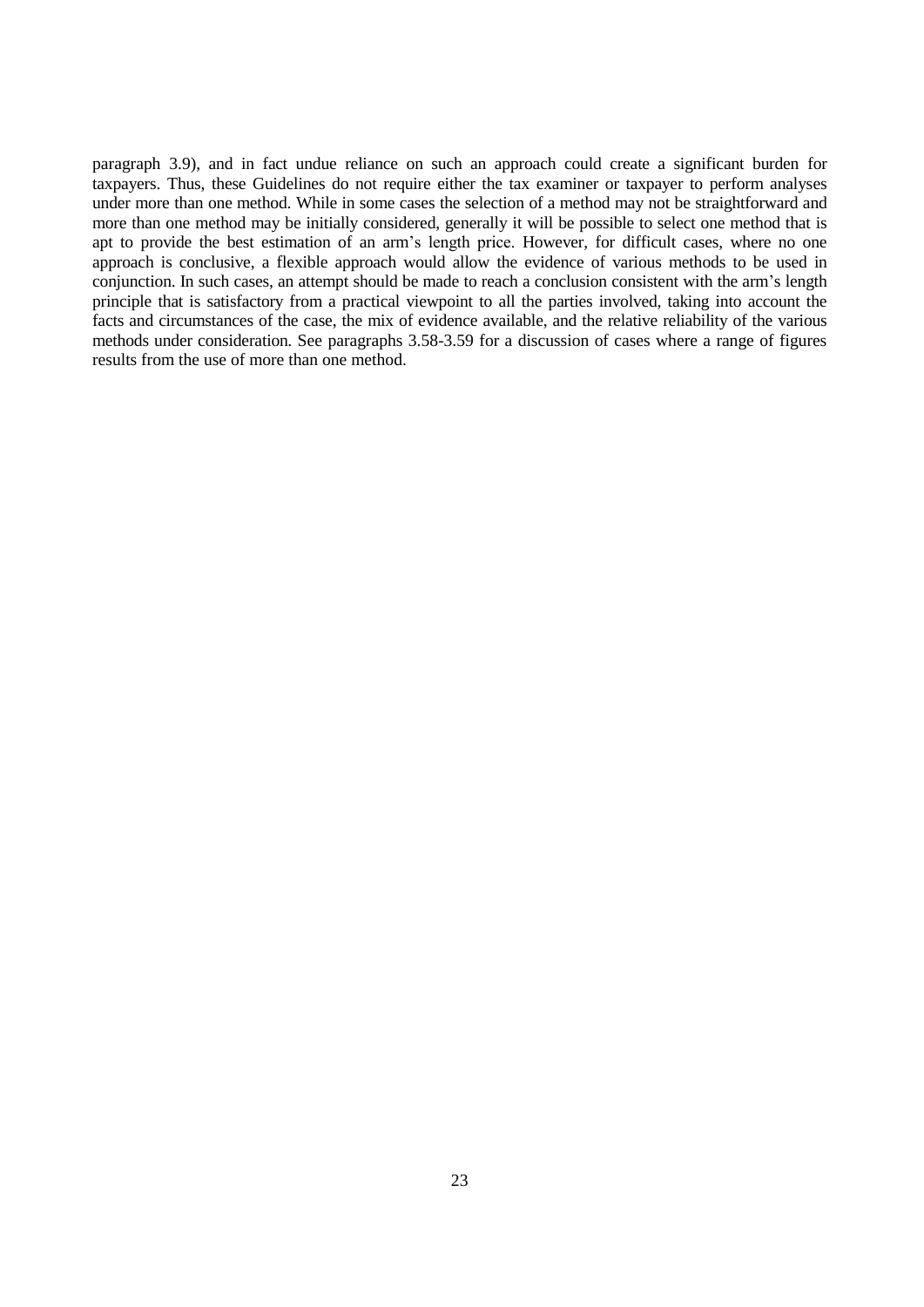paragraph 3.9), and in fact undue reliance on such an approach could create a significant burden for taxpayers. Thus, these Guidelines do not require either the tax examiner or taxpayer to perform analyses under more than one method. While in some cases the selection of a method may not be straightforward and more than one method may be initially considered, generally it will be possible to select one method that is apt to provide the best estimation of an arm's length price. However, for difficult cases, where no one approach is conclusive, a flexible approach would allow the evidence of various methods to be used in conjunction. In such cases, an attempt should be made to reach a conclusion consistent with the arm's length principle that is satisfactory from a practical viewpoint to all the parties involved, taking into account the facts and circumstances of the case, the mix of evidence available, and the relative reliability of the various methods under consideration. See paragraphs 3.58-3.59 for a discussion of cases where a range of figures results from the use of more than one method.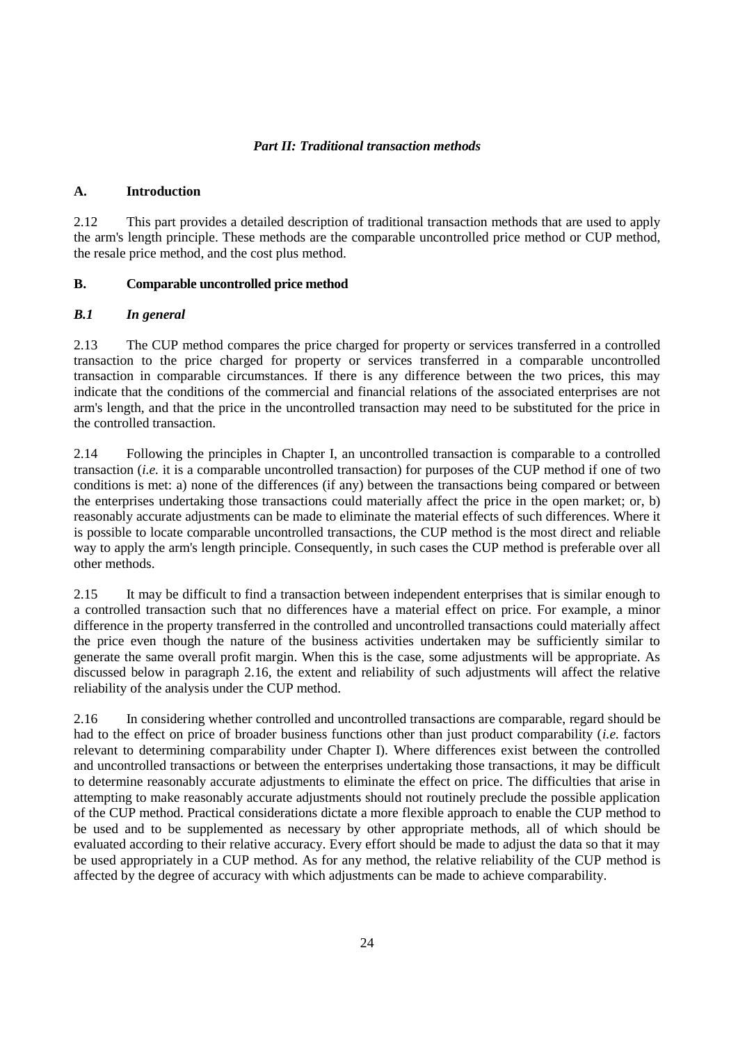## *Part II: Traditional transaction methods*

### A. Introduction

2.12 This part provides a detailed description of traditional transaction methods that are used to apply the arm's length principle. These methods are the comparable uncontrolled price method or CUP method, the resale price method, and the cost plus method.

### B. Comparable uncontrolled price method

#### *B.1 In general*

2.13 The CUP method compares the price charged for property or services transferred in a controlled transaction to the price charged for property or services transferred in a comparable uncontrolled transaction in comparable circumstances. If there is any difference between the two prices, this may indicate that the conditions of the commercial and financial relations of the associated enterprises are not arm's length, and that the price in the uncontrolled transaction may need to be substituted for the price in the controlled transaction.

2.14 Following the principles in Chapter I, an uncontrolled transaction is comparable to a controlled transaction (*i.e.* it is a comparable uncontrolled transaction) for purposes of the CUP method if one of two conditions is met: a) none of the differences (if any) between the transactions being compared or between the enterprises undertaking those transactions could materially affect the price in the open market; or, b) reasonably accurate adjustments can be made to eliminate the material effects of such differences. Where it is possible to locate comparable uncontrolled transactions, the CUP method is the most direct and reliable way to apply the arm's length principle. Consequently, in such cases the CUP method is preferable over all other methods.

2.15 It may be difficult to find a transaction between independent enterprises that is similar enough to a controlled transaction such that no differences have a material effect on price. For example, a minor difference in the property transferred in the controlled and uncontrolled transactions could materially affect the price even though the nature of the business activities undertaken may be sufficiently similar to generate the same overall profit margin. When this is the case, some adjustments will be appropriate. As discussed below in paragraph 2.16, the extent and reliability of such adjustments will affect the relative reliability of the analysis under the CUP method.

2.16 In considering whether controlled and uncontrolled transactions are comparable, regard should be had to the effect on price of broader business functions other than just product comparability (*i.e.* factors relevant to determining comparability under Chapter I). Where differences exist between the controlled and uncontrolled transactions or between the enterprises undertaking those transactions, it may be difficult to determine reasonably accurate adjustments to eliminate the effect on price. The difficulties that arise in attempting to make reasonably accurate adjustments should not routinely preclude the possible application of the CUP method. Practical considerations dictate a more flexible approach to enable the CUP method to be used and to be supplemented as necessary by other appropriate methods, all of which should be evaluated according to their relative accuracy. Every effort should be made to adjust the data so that it may be used appropriately in a CUP method. As for any method, the relative reliability of the CUP method is affected by the degree of accuracy with which adjustments can be made to achieve comparability.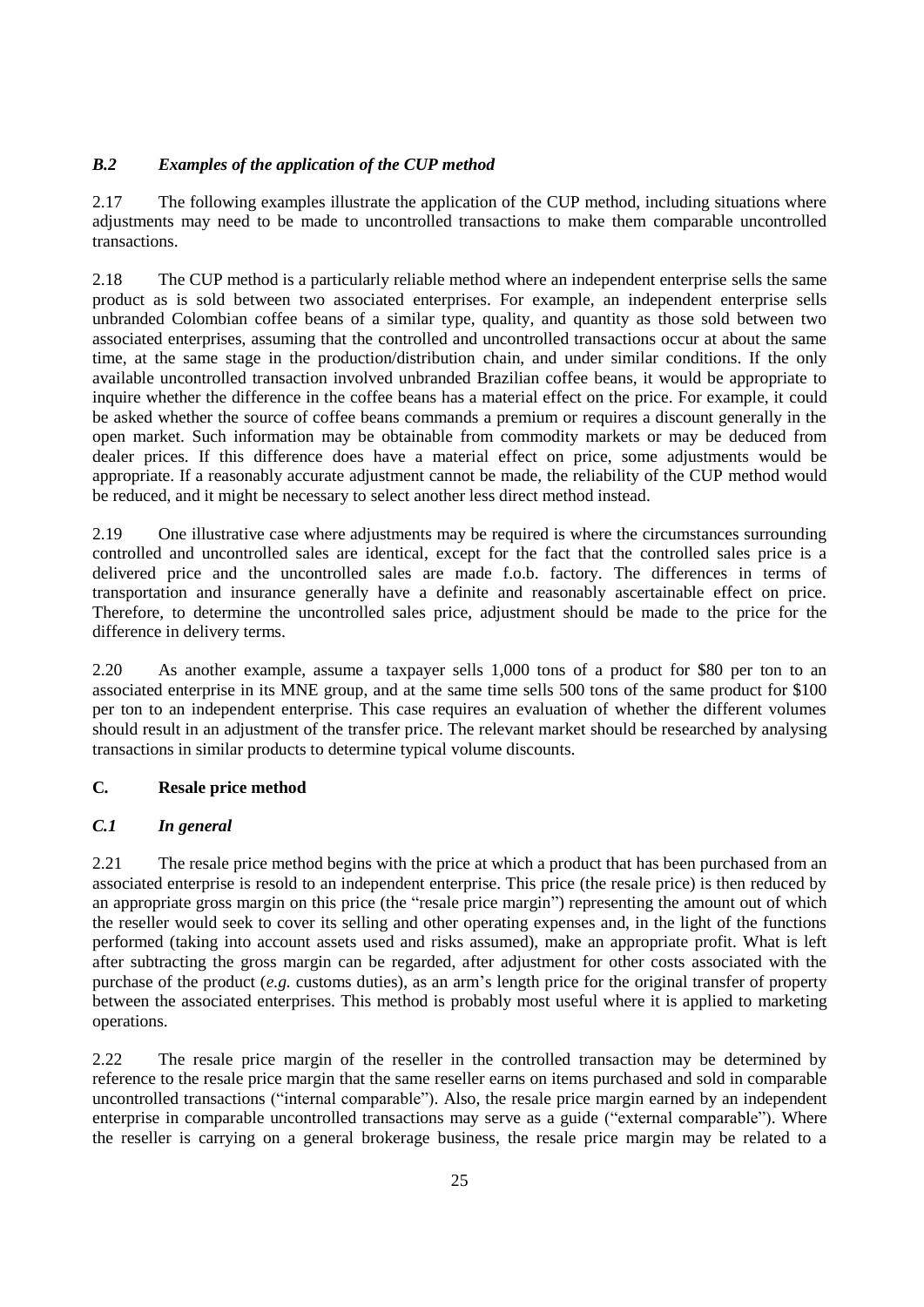### *B.2 Examples of the application of the CUP method*

2.17 The following examples illustrate the application of the CUP method, including situations where adjustments may need to be made to uncontrolled transactions to make them comparable uncontrolled transactions.

2.18 The CUP method is a particularly reliable method where an independent enterprise sells the same product as is sold between two associated enterprises. For example, an independent enterprise sells unbranded Colombian coffee beans of a similar type, quality, and quantity as those sold between two associated enterprises, assuming that the controlled and uncontrolled transactions occur at about the same time, at the same stage in the production/distribution chain, and under similar conditions. If the only available uncontrolled transaction involved unbranded Brazilian coffee beans, it would be appropriate to inquire whether the difference in the coffee beans has a material effect on the price. For example, it could be asked whether the source of coffee beans commands a premium or requires a discount generally in the open market. Such information may be obtainable from commodity markets or may be deduced from dealer prices. If this difference does have a material effect on price, some adjustments would be appropriate. If a reasonably accurate adjustment cannot be made, the reliability of the CUP method would be reduced, and it might be necessary to select another less direct method instead.

2.19 One illustrative case where adjustments may be required is where the circumstances surrounding controlled and uncontrolled sales are identical, except for the fact that the controlled sales price is a delivered price and the uncontrolled sales are made f.o.b. factory. The differences in terms of transportation and insurance generally have a definite and reasonably ascertainable effect on price. Therefore, to determine the uncontrolled sales price, adjustment should be made to the price for the difference in delivery terms.

2.20 As another example, assume a taxpayer sells 1,000 tons of a product for \$80 per ton to an associated enterprise in its MNE group, and at the same time sells 500 tons of the same product for \$100 per ton to an independent enterprise. This case requires an evaluation of whether the different volumes should result in an adjustment of the transfer price. The relevant market should be researched by analysing transactions in similar products to determine typical volume discounts.

## C. Resale price method

### *C.1 In general*

2.21 The resale price method begins with the price at which a product that has been purchased from an associated enterprise is resold to an independent enterprise. This price (the resale price) is then reduced by an appropriate gross margin on this price (the "resale price margin") representing the amount out of which the reseller would seek to cover its selling and other operating expenses and, in the light of the functions performed (taking into account assets used and risks assumed), make an appropriate profit. What is left after subtracting the gross margin can be regarded, after adjustment for other costs associated with the purchase of the product (*e.g.* customs duties), as an arm's length price for the original transfer of property between the associated enterprises. This method is probably most useful where it is applied to marketing operations.

2.22 The resale price margin of the reseller in the controlled transaction may be determined by reference to the resale price margin that the same reseller earns on items purchased and sold in comparable uncontrolled transactions ("internal comparable"). Also, the resale price margin earned by an independent enterprise in comparable uncontrolled transactions may serve as a guide ("external comparable"). Where the reseller is carrying on a general brokerage business, the resale price margin may be related to a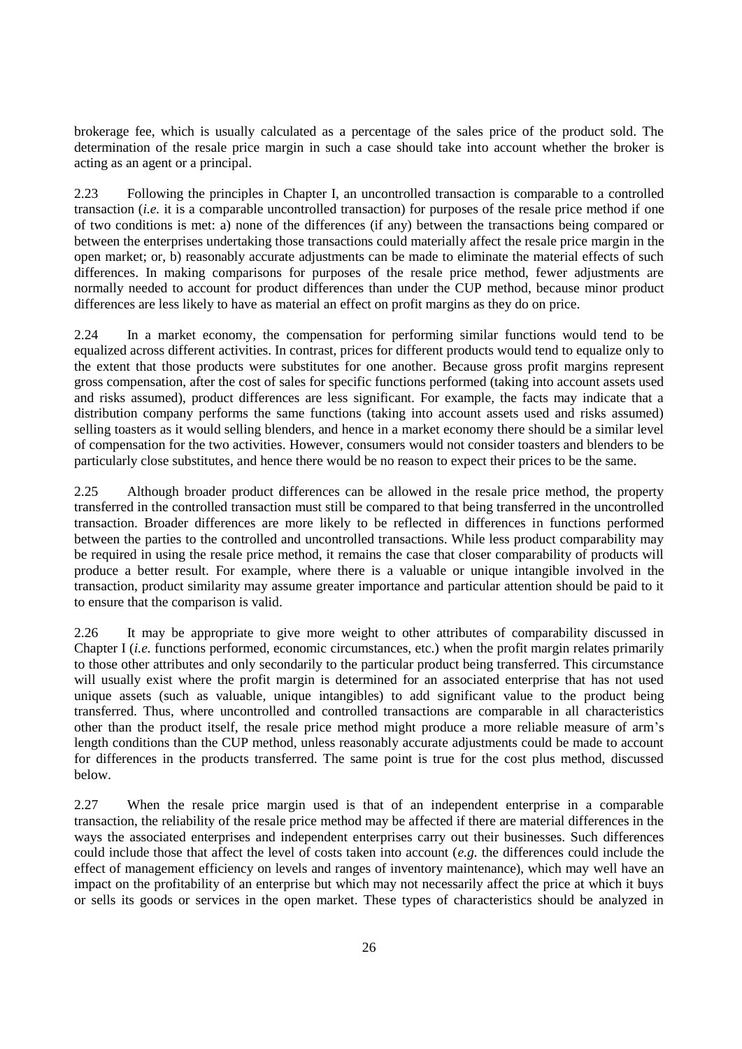brokerage fee, which is usually calculated as a percentage of the sales price of the product sold. The determination of the resale price margin in such a case should take into account whether the broker is acting as an agent or a principal.

2.23 Following the principles in Chapter I, an uncontrolled transaction is comparable to a controlled transaction (*i.e.* it is a comparable uncontrolled transaction) for purposes of the resale price method if one of two conditions is met: a) none of the differences (if any) between the transactions being compared or between the enterprises undertaking those transactions could materially affect the resale price margin in the open market; or, b) reasonably accurate adjustments can be made to eliminate the material effects of such differences. In making comparisons for purposes of the resale price method, fewer adjustments are normally needed to account for product differences than under the CUP method, because minor product differences are less likely to have as material an effect on profit margins as they do on price.

2.24 In a market economy, the compensation for performing similar functions would tend to be equalized across different activities. In contrast, prices for different products would tend to equalize only to the extent that those products were substitutes for one another. Because gross profit margins represent gross compensation, after the cost of sales for specific functions performed (taking into account assets used and risks assumed), product differences are less significant. For example, the facts may indicate that a distribution company performs the same functions (taking into account assets used and risks assumed) selling toasters as it would selling blenders, and hence in a market economy there should be a similar level of compensation for the two activities. However, consumers would not consider toasters and blenders to be particularly close substitutes, and hence there would be no reason to expect their prices to be the same.

2.25 Although broader product differences can be allowed in the resale price method, the property transferred in the controlled transaction must still be compared to that being transferred in the uncontrolled transaction. Broader differences are more likely to be reflected in differences in functions performed between the parties to the controlled and uncontrolled transactions. While less product comparability may be required in using the resale price method, it remains the case that closer comparability of products will produce a better result. For example, where there is a valuable or unique intangible involved in the transaction, product similarity may assume greater importance and particular attention should be paid to it to ensure that the comparison is valid.

2.26 It may be appropriate to give more weight to other attributes of comparability discussed in Chapter I (*i.e.* functions performed, economic circumstances, etc.) when the profit margin relates primarily to those other attributes and only secondarily to the particular product being transferred. This circumstance will usually exist where the profit margin is determined for an associated enterprise that has not used unique assets (such as valuable, unique intangibles) to add significant value to the product being transferred. Thus, where uncontrolled and controlled transactions are comparable in all characteristics other than the product itself, the resale price method might produce a more reliable measure of arm's length conditions than the CUP method, unless reasonably accurate adjustments could be made to account for differences in the products transferred. The same point is true for the cost plus method, discussed below.

2.27 When the resale price margin used is that of an independent enterprise in a comparable transaction, the reliability of the resale price method may be affected if there are material differences in the ways the associated enterprises and independent enterprises carry out their businesses. Such differences could include those that affect the level of costs taken into account (*e.g.* the differences could include the effect of management efficiency on levels and ranges of inventory maintenance), which may well have an impact on the profitability of an enterprise but which may not necessarily affect the price at which it buys or sells its goods or services in the open market. These types of characteristics should be analyzed in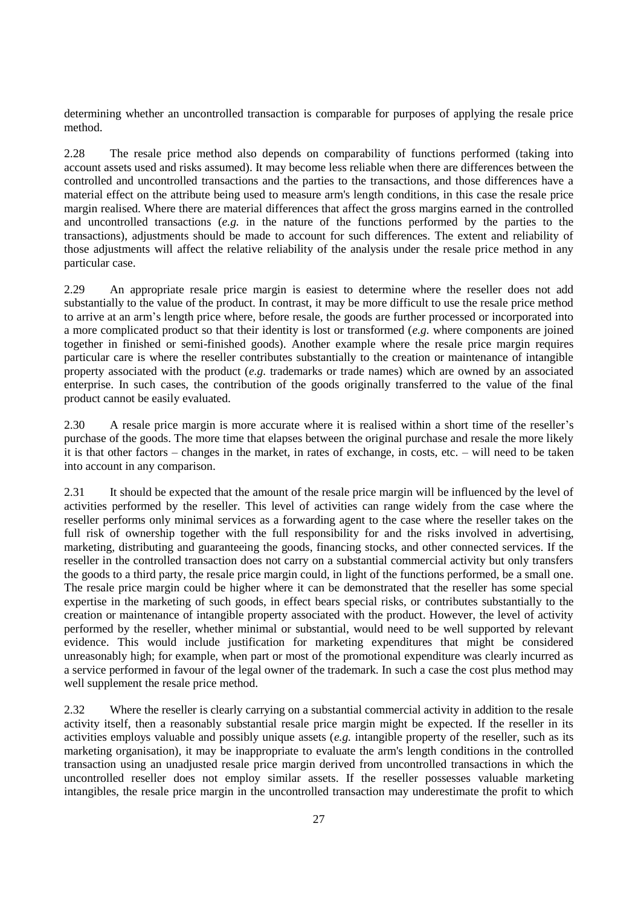determining whether an uncontrolled transaction is comparable for purposes of applying the resale price method.

2.28 The resale price method also depends on comparability of functions performed (taking into account assets used and risks assumed). It may become less reliable when there are differences between the controlled and uncontrolled transactions and the parties to the transactions, and those differences have a material effect on the attribute being used to measure arm's length conditions, in this case the resale price margin realised. Where there are material differences that affect the gross margins earned in the controlled and uncontrolled transactions (*e.g.* in the nature of the functions performed by the parties to the transactions), adjustments should be made to account for such differences. The extent and reliability of those adjustments will affect the relative reliability of the analysis under the resale price method in any particular case.

2.29 An appropriate resale price margin is easiest to determine where the reseller does not add substantially to the value of the product. In contrast, it may be more difficult to use the resale price method to arrive at an arm's length price where, before resale, the goods are further processed or incorporated into a more complicated product so that their identity is lost or transformed (*e.g.* where components are joined together in finished or semi-finished goods). Another example where the resale price margin requires particular care is where the reseller contributes substantially to the creation or maintenance of intangible property associated with the product (*e.g.* trademarks or trade names) which are owned by an associated enterprise. In such cases, the contribution of the goods originally transferred to the value of the final product cannot be easily evaluated.

2.30 A resale price margin is more accurate where it is realised within a short time of the reseller's purchase of the goods. The more time that elapses between the original purchase and resale the more likely it is that other factors – changes in the market, in rates of exchange, in costs, etc. – will need to be taken into account in any comparison.

2.31 It should be expected that the amount of the resale price margin will be influenced by the level of activities performed by the reseller. This level of activities can range widely from the case where the reseller performs only minimal services as a forwarding agent to the case where the reseller takes on the full risk of ownership together with the full responsibility for and the risks involved in advertising, marketing, distributing and guaranteeing the goods, financing stocks, and other connected services. If the reseller in the controlled transaction does not carry on a substantial commercial activity but only transfers the goods to a third party, the resale price margin could, in light of the functions performed, be a small one. The resale price margin could be higher where it can be demonstrated that the reseller has some special expertise in the marketing of such goods, in effect bears special risks, or contributes substantially to the creation or maintenance of intangible property associated with the product. However, the level of activity performed by the reseller, whether minimal or substantial, would need to be well supported by relevant evidence. This would include justification for marketing expenditures that might be considered unreasonably high; for example, when part or most of the promotional expenditure was clearly incurred as a service performed in favour of the legal owner of the trademark. In such a case the cost plus method may well supplement the resale price method.

2.32 Where the reseller is clearly carrying on a substantial commercial activity in addition to the resale activity itself, then a reasonably substantial resale price margin might be expected. If the reseller in its activities employs valuable and possibly unique assets (*e.g.* intangible property of the reseller, such as its marketing organisation), it may be inappropriate to evaluate the arm's length conditions in the controlled transaction using an unadjusted resale price margin derived from uncontrolled transactions in which the uncontrolled reseller does not employ similar assets. If the reseller possesses valuable marketing intangibles, the resale price margin in the uncontrolled transaction may underestimate the profit to which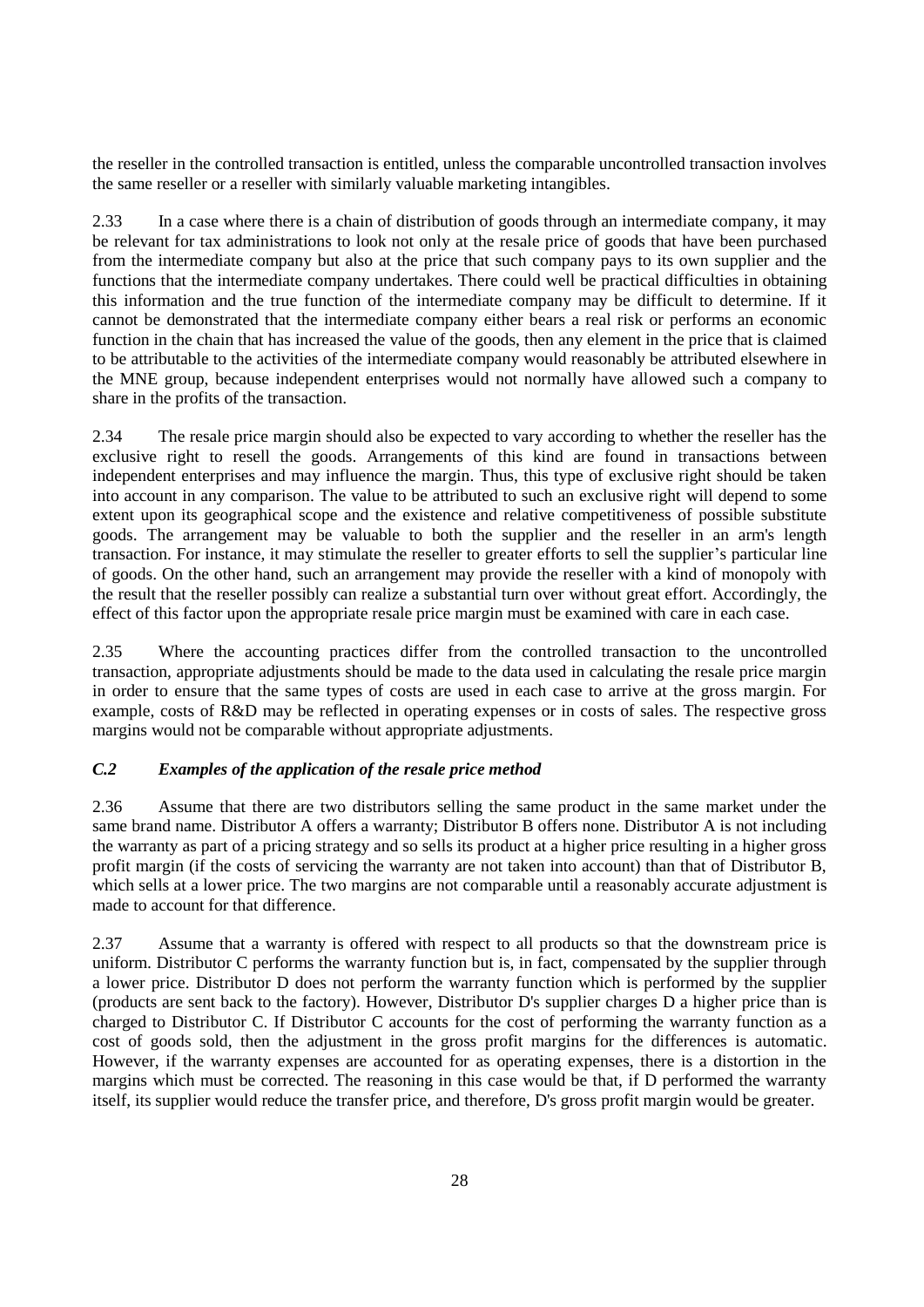the reseller in the controlled transaction is entitled, unless the comparable uncontrolled transaction involves the same reseller or a reseller with similarly valuable marketing intangibles.

2.33 In a case where there is a chain of distribution of goods through an intermediate company, it may be relevant for tax administrations to look not only at the resale price of goods that have been purchased from the intermediate company but also at the price that such company pays to its own supplier and the functions that the intermediate company undertakes. There could well be practical difficulties in obtaining this information and the true function of the intermediate company may be difficult to determine. If it cannot be demonstrated that the intermediate company either bears a real risk or performs an economic function in the chain that has increased the value of the goods, then any element in the price that is claimed to be attributable to the activities of the intermediate company would reasonably be attributed elsewhere in the MNE group, because independent enterprises would not normally have allowed such a company to share in the profits of the transaction.

2.34 The resale price margin should also be expected to vary according to whether the reseller has the exclusive right to resell the goods. Arrangements of this kind are found in transactions between independent enterprises and may influence the margin. Thus, this type of exclusive right should be taken into account in any comparison. The value to be attributed to such an exclusive right will depend to some extent upon its geographical scope and the existence and relative competitiveness of possible substitute goods. The arrangement may be valuable to both the supplier and the reseller in an arm's length transaction. For instance, it may stimulate the reseller to greater efforts to sell the supplier's particular line of goods. On the other hand, such an arrangement may provide the reseller with a kind of monopoly with the result that the reseller possibly can realize a substantial turn over without great effort. Accordingly, the effect of this factor upon the appropriate resale price margin must be examined with care in each case.

2.35 Where the accounting practices differ from the controlled transaction to the uncontrolled transaction, appropriate adjustments should be made to the data used in calculating the resale price margin in order to ensure that the same types of costs are used in each case to arrive at the gross margin. For example, costs of R&D may be reflected in operating expenses or in costs of sales. The respective gross margins would not be comparable without appropriate adjustments.

### *C.2 Examples of the application of the resale price method*

2.36 Assume that there are two distributors selling the same product in the same market under the same brand name. Distributor A offers a warranty; Distributor B offers none. Distributor A is not including the warranty as part of a pricing strategy and so sells its product at a higher price resulting in a higher gross profit margin (if the costs of servicing the warranty are not taken into account) than that of Distributor B, which sells at a lower price. The two margins are not comparable until a reasonably accurate adjustment is made to account for that difference.

2.37 Assume that a warranty is offered with respect to all products so that the downstream price is uniform. Distributor C performs the warranty function but is, in fact, compensated by the supplier through a lower price. Distributor D does not perform the warranty function which is performed by the supplier (products are sent back to the factory). However, Distributor D's supplier charges D a higher price than is charged to Distributor C. If Distributor C accounts for the cost of performing the warranty function as a cost of goods sold, then the adjustment in the gross profit margins for the differences is automatic. However, if the warranty expenses are accounted for as operating expenses, there is a distortion in the margins which must be corrected. The reasoning in this case would be that, if D performed the warranty itself, its supplier would reduce the transfer price, and therefore, D's gross profit margin would be greater.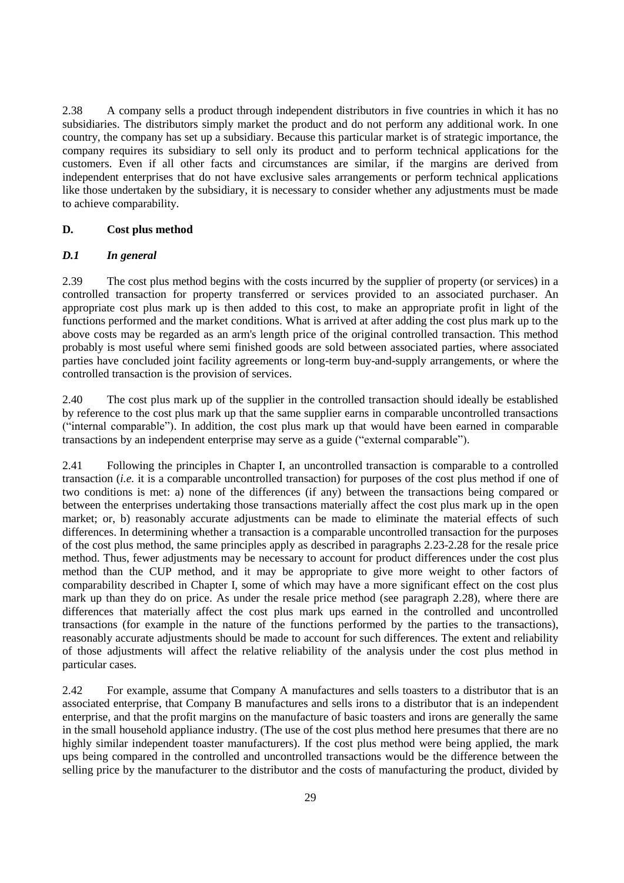2.38 A company sells a product through independent distributors in five countries in which it has no subsidiaries. The distributors simply market the product and do not perform any additional work. In one country, the company has set up a subsidiary. Because this particular market is of strategic importance, the company requires its subsidiary to sell only its product and to perform technical applications for the customers. Even if all other facts and circumstances are similar, if the margins are derived from independent enterprises that do not have exclusive sales arrangements or perform technical applications like those undertaken by the subsidiary, it is necessary to consider whether any adjustments must be made to achieve comparability.

## D. Cost plus method

### *D.1 In general*

2.39 The cost plus method begins with the costs incurred by the supplier of property (or services) in a controlled transaction for property transferred or services provided to an associated purchaser. An appropriate cost plus mark up is then added to this cost, to make an appropriate profit in light of the functions performed and the market conditions. What is arrived at after adding the cost plus mark up to the above costs may be regarded as an arm's length price of the original controlled transaction. This method probably is most useful where semi finished goods are sold between associated parties, where associated parties have concluded joint facility agreements or long-term buy-and-supply arrangements, or where the controlled transaction is the provision of services.

2.40 The cost plus mark up of the supplier in the controlled transaction should ideally be established by reference to the cost plus mark up that the same supplier earns in comparable uncontrolled transactions ("internal comparable"). In addition, the cost plus mark up that would have been earned in comparable transactions by an independent enterprise may serve as a guide ("external comparable").

2.41 Following the principles in Chapter I, an uncontrolled transaction is comparable to a controlled transaction (*i.e.* it is a comparable uncontrolled transaction) for purposes of the cost plus method if one of two conditions is met: a) none of the differences (if any) between the transactions being compared or between the enterprises undertaking those transactions materially affect the cost plus mark up in the open market; or, b) reasonably accurate adjustments can be made to eliminate the material effects of such differences. In determining whether a transaction is a comparable uncontrolled transaction for the purposes of the cost plus method, the same principles apply as described in paragraphs 2.23-2.28 for the resale price method. Thus, fewer adjustments may be necessary to account for product differences under the cost plus method than the CUP method, and it may be appropriate to give more weight to other factors of comparability described in Chapter I, some of which may have a more significant effect on the cost plus mark up than they do on price. As under the resale price method (see paragraph 2.28), where there are differences that materially affect the cost plus mark ups earned in the controlled and uncontrolled transactions (for example in the nature of the functions performed by the parties to the transactions), reasonably accurate adjustments should be made to account for such differences. The extent and reliability of those adjustments will affect the relative reliability of the analysis under the cost plus method in particular cases.

2.42 For example, assume that Company A manufactures and sells toasters to a distributor that is an associated enterprise, that Company B manufactures and sells irons to a distributor that is an independent enterprise, and that the profit margins on the manufacture of basic toasters and irons are generally the same in the small household appliance industry. (The use of the cost plus method here presumes that there are no highly similar independent toaster manufacturers). If the cost plus method were being applied, the mark ups being compared in the controlled and uncontrolled transactions would be the difference between the selling price by the manufacturer to the distributor and the costs of manufacturing the product, divided by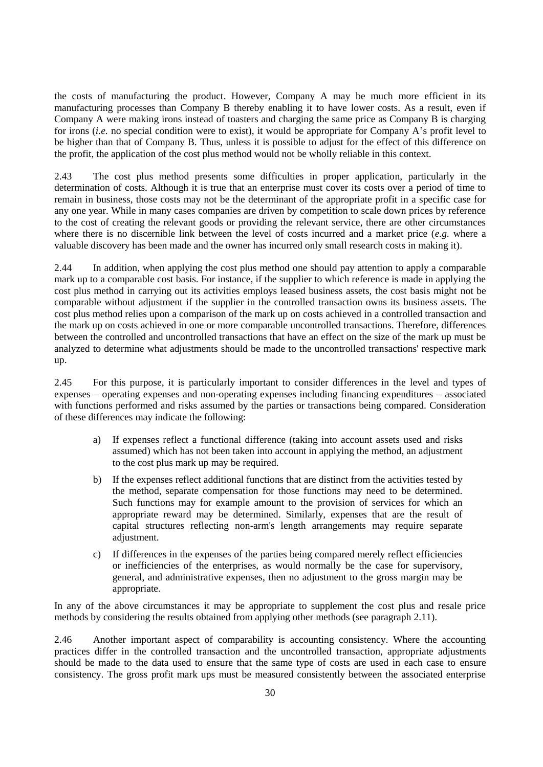the costs of manufacturing the product. However, Company A may be much more efficient in its manufacturing processes than Company B thereby enabling it to have lower costs. As a result, even if Company A were making irons instead of toasters and charging the same price as Company B is charging for irons (*i.e.* no special condition were to exist), it would be appropriate for Company A's profit level to be higher than that of Company B. Thus, unless it is possible to adjust for the effect of this difference on the profit, the application of the cost plus method would not be wholly reliable in this context.

2.43 The cost plus method presents some difficulties in proper application, particularly in the determination of costs. Although it is true that an enterprise must cover its costs over a period of time to remain in business, those costs may not be the determinant of the appropriate profit in a specific case for any one year. While in many cases companies are driven by competition to scale down prices by reference to the cost of creating the relevant goods or providing the relevant service, there are other circumstances where there is no discernible link between the level of costs incurred and a market price (*e.g.* where a valuable discovery has been made and the owner has incurred only small research costs in making it).

2.44 In addition, when applying the cost plus method one should pay attention to apply a comparable mark up to a comparable cost basis. For instance, if the supplier to which reference is made in applying the cost plus method in carrying out its activities employs leased business assets, the cost basis might not be comparable without adjustment if the supplier in the controlled transaction owns its business assets. The cost plus method relies upon a comparison of the mark up on costs achieved in a controlled transaction and the mark up on costs achieved in one or more comparable uncontrolled transactions. Therefore, differences between the controlled and uncontrolled transactions that have an effect on the size of the mark up must be analyzed to determine what adjustments should be made to the uncontrolled transactions' respective mark up.

2.45 For this purpose, it is particularly important to consider differences in the level and types of expenses – operating expenses and non-operating expenses including financing expenditures – associated with functions performed and risks assumed by the parties or transactions being compared. Consideration of these differences may indicate the following:

a) If expenses reflect a functional difference (taking into account assets used and risks assumed) which has not been taken into account in applying the method, an adjustment to the cost plus mark up may be required.

b) If the expenses reflect additional functions that are distinct from the activities tested by the method, separate compensation for those functions may need to be determined. Such functions may for example amount to the provision of services for which an appropriate reward may be determined. Similarly, expenses that are the result of capital structures reflecting non-arm's length arrangements may require separate adjustment.

c) If differences in the expenses of the parties being compared merely reflect efficiencies or inefficiencies of the enterprises, as would normally be the case for supervisory, general, and administrative expenses, then no adjustment to the gross margin may be appropriate.

In any of the above circumstances it may be appropriate to supplement the cost plus and resale price methods by considering the results obtained from applying other methods (see paragraph 2.11).

2.46 Another important aspect of comparability is accounting consistency. Where the accounting practices differ in the controlled transaction and the uncontrolled transaction, appropriate adjustments should be made to the data used to ensure that the same type of costs are used in each case to ensure consistency. The gross profit mark ups must be measured consistently between the associated enterprise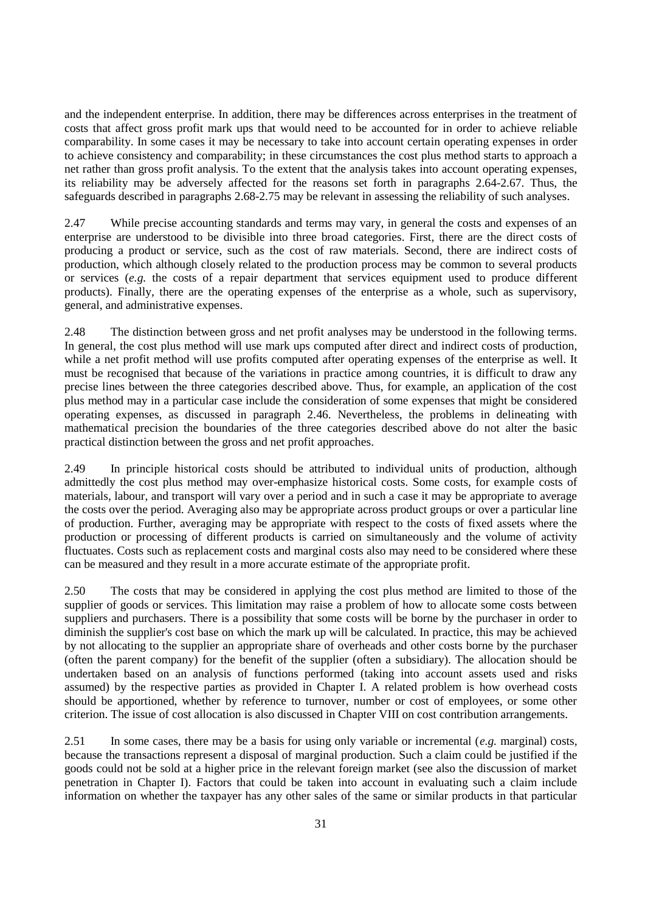and the independent enterprise. In addition, there may be differences across enterprises in the treatment of costs that affect gross profit mark ups that would need to be accounted for in order to achieve reliable comparability. In some cases it may be necessary to take into account certain operating expenses in order to achieve consistency and comparability; in these circumstances the cost plus method starts to approach a net rather than gross profit analysis. To the extent that the analysis takes into account operating expenses, its reliability may be adversely affected for the reasons set forth in paragraphs 2.64-2.67. Thus, the safeguards described in paragraphs 2.68-2.75 may be relevant in assessing the reliability of such analyses.

2.47 While precise accounting standards and terms may vary, in general the costs and expenses of an enterprise are understood to be divisible into three broad categories. First, there are the direct costs of producing a product or service, such as the cost of raw materials. Second, there are indirect costs of production, which although closely related to the production process may be common to several products or services (*e.g.* the costs of a repair department that services equipment used to produce different products). Finally, there are the operating expenses of the enterprise as a whole, such as supervisory, general, and administrative expenses.

2.48 The distinction between gross and net profit analyses may be understood in the following terms. In general, the cost plus method will use mark ups computed after direct and indirect costs of production, while a net profit method will use profits computed after operating expenses of the enterprise as well. It must be recognised that because of the variations in practice among countries, it is difficult to draw any precise lines between the three categories described above. Thus, for example, an application of the cost plus method may in a particular case include the consideration of some expenses that might be considered operating expenses, as discussed in paragraph 2.46. Nevertheless, the problems in delineating with mathematical precision the boundaries of the three categories described above do not alter the basic practical distinction between the gross and net profit approaches.

2.49 In principle historical costs should be attributed to individual units of production, although admittedly the cost plus method may over-emphasize historical costs. Some costs, for example costs of materials, labour, and transport will vary over a period and in such a case it may be appropriate to average the costs over the period. Averaging also may be appropriate across product groups or over a particular line of production. Further, averaging may be appropriate with respect to the costs of fixed assets where the production or processing of different products is carried on simultaneously and the volume of activity fluctuates. Costs such as replacement costs and marginal costs also may need to be considered where these can be measured and they result in a more accurate estimate of the appropriate profit.

2.50 The costs that may be considered in applying the cost plus method are limited to those of the supplier of goods or services. This limitation may raise a problem of how to allocate some costs between suppliers and purchasers. There is a possibility that some costs will be borne by the purchaser in order to diminish the supplier's cost base on which the mark up will be calculated. In practice, this may be achieved by not allocating to the supplier an appropriate share of overheads and other costs borne by the purchaser (often the parent company) for the benefit of the supplier (often a subsidiary). The allocation should be undertaken based on an analysis of functions performed (taking into account assets used and risks assumed) by the respective parties as provided in Chapter I. A related problem is how overhead costs should be apportioned, whether by reference to turnover, number or cost of employees, or some other criterion. The issue of cost allocation is also discussed in Chapter VIII on cost contribution arrangements.

2.51 In some cases, there may be a basis for using only variable or incremental (*e.g.* marginal) costs, because the transactions represent a disposal of marginal production. Such a claim could be justified if the goods could not be sold at a higher price in the relevant foreign market (see also the discussion of market penetration in Chapter I). Factors that could be taken into account in evaluating such a claim include information on whether the taxpayer has any other sales of the same or similar products in that particular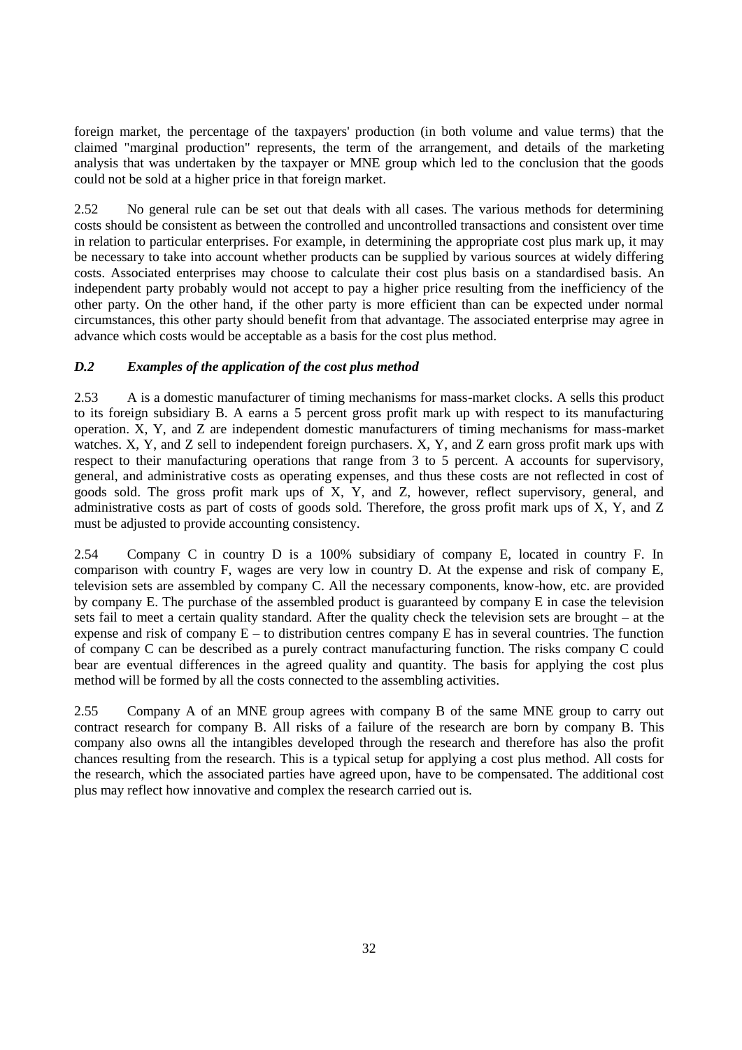foreign market, the percentage of the taxpayers' production (in both volume and value terms) that the claimed "marginal production" represents, the term of the arrangement, and details of the marketing analysis that was undertaken by the taxpayer or MNE group which led to the conclusion that the goods could not be sold at a higher price in that foreign market.

2.52 No general rule can be set out that deals with all cases. The various methods for determining costs should be consistent as between the controlled and uncontrolled transactions and consistent over time in relation to particular enterprises. For example, in determining the appropriate cost plus mark up, it may be necessary to take into account whether products can be supplied by various sources at widely differing costs. Associated enterprises may choose to calculate their cost plus basis on a standardised basis. An independent party probably would not accept to pay a higher price resulting from the inefficiency of the other party. On the other hand, if the other party is more efficient than can be expected under normal circumstances, this other party should benefit from that advantage. The associated enterprise may agree in advance which costs would be acceptable as a basis for the cost plus method.

### *D.2 Examples of the application of the cost plus method*

2.53 A is a domestic manufacturer of timing mechanisms for mass-market clocks. A sells this product to its foreign subsidiary B. A earns a 5 percent gross profit mark up with respect to its manufacturing operation. X, Y, and Z are independent domestic manufacturers of timing mechanisms for mass-market watches. X, Y, and Z sell to independent foreign purchasers. X, Y, and Z earn gross profit mark ups with respect to their manufacturing operations that range from 3 to 5 percent. A accounts for supervisory, general, and administrative costs as operating expenses, and thus these costs are not reflected in cost of goods sold. The gross profit mark ups of X, Y, and Z, however, reflect supervisory, general, and administrative costs as part of costs of goods sold. Therefore, the gross profit mark ups of X, Y, and Z must be adjusted to provide accounting consistency.

2.54 Company C in country D is a 100% subsidiary of company E, located in country F. In comparison with country F, wages are very low in country D. At the expense and risk of company E, television sets are assembled by company C. All the necessary components, know-how, etc. are provided by company E. The purchase of the assembled product is guaranteed by company E in case the television sets fail to meet a certain quality standard. After the quality check the television sets are brought – at the expense and risk of company E – to distribution centres company E has in several countries. The function of company C can be described as a purely contract manufacturing function. The risks company C could bear are eventual differences in the agreed quality and quantity. The basis for applying the cost plus method will be formed by all the costs connected to the assembling activities.

2.55 Company A of an MNE group agrees with company B of the same MNE group to carry out contract research for company B. All risks of a failure of the research are born by company B. This company also owns all the intangibles developed through the research and therefore has also the profit chances resulting from the research. This is a typical setup for applying a cost plus method. All costs for the research, which the associated parties have agreed upon, have to be compensated. The additional cost plus may reflect how innovative and complex the research carried out is.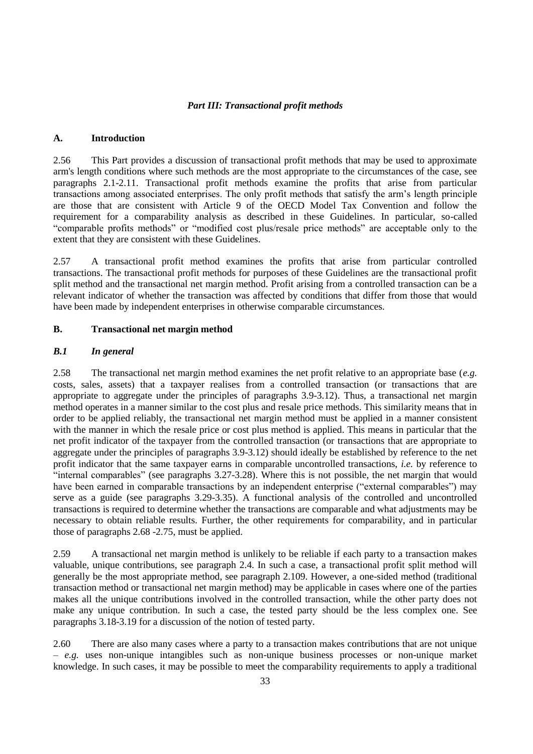*Part III: Transactional profit methods*

## A. Introduction

2.56 This Part provides a discussion of transactional profit methods that may be used to approximate arm's length conditions where such methods are the most appropriate to the circumstances of the case, see paragraphs 2.1-2.11. Transactional profit methods examine the profits that arise from particular transactions among associated enterprises. The only profit methods that satisfy the arm's length principle are those that are consistent with Article 9 of the OECD Model Tax Convention and follow the requirement for a comparability analysis as described in these Guidelines. In particular, so-called "comparable profits methods" or "modified cost plus/resale price methods" are acceptable only to the extent that they are consistent with these Guidelines.

2.57 A transactional profit method examines the profits that arise from particular controlled transactions. The transactional profit methods for purposes of these Guidelines are the transactional profit split method and the transactional net margin method. Profit arising from a controlled transaction can be a relevant indicator of whether the transaction was affected by conditions that differ from those that would have been made by independent enterprises in otherwise comparable circumstances.

## B. Transactional net margin method

### *B.1 In general*

2.58 The transactional net margin method examines the net profit relative to an appropriate base (*e.g.* costs, sales, assets) that a taxpayer realises from a controlled transaction (or transactions that are appropriate to aggregate under the principles of paragraphs 3.9-3.12). Thus, a transactional net margin method operates in a manner similar to the cost plus and resale price methods. This similarity means that in order to be applied reliably, the transactional net margin method must be applied in a manner consistent with the manner in which the resale price or cost plus method is applied. This means in particular that the net profit indicator of the taxpayer from the controlled transaction (or transactions that are appropriate to aggregate under the principles of paragraphs 3.9-3.12) should ideally be established by reference to the net profit indicator that the same taxpayer earns in comparable uncontrolled transactions, *i.e.* by reference to "internal comparables" (see paragraphs 3.27-3.28). Where this is not possible, the net margin that would have been earned in comparable transactions by an independent enterprise ("external comparables") may serve as a guide (see paragraphs 3.29-3.35). A functional analysis of the controlled and uncontrolled transactions is required to determine whether the transactions are comparable and what adjustments may be necessary to obtain reliable results. Further, the other requirements for comparability, and in particular those of paragraphs 2.68 -2.75, must be applied.

2.59 A transactional net margin method is unlikely to be reliable if each party to a transaction makes valuable, unique contributions, see paragraph 2.4. In such a case, a transactional profit split method will generally be the most appropriate method, see paragraph 2.109. However, a one-sided method (traditional transaction method or transactional net margin method) may be applicable in cases where one of the parties makes all the unique contributions involved in the controlled transaction, while the other party does not make any unique contribution. In such a case, the tested party should be the less complex one. See paragraphs 3.18-3.19 for a discussion of the notion of tested party.

2.60 There are also many cases where a party to a transaction makes contributions that are not unique – *e.g.* uses non-unique intangibles such as non-unique business processes or non-unique market knowledge. In such cases, it may be possible to meet the comparability requirements to apply a traditional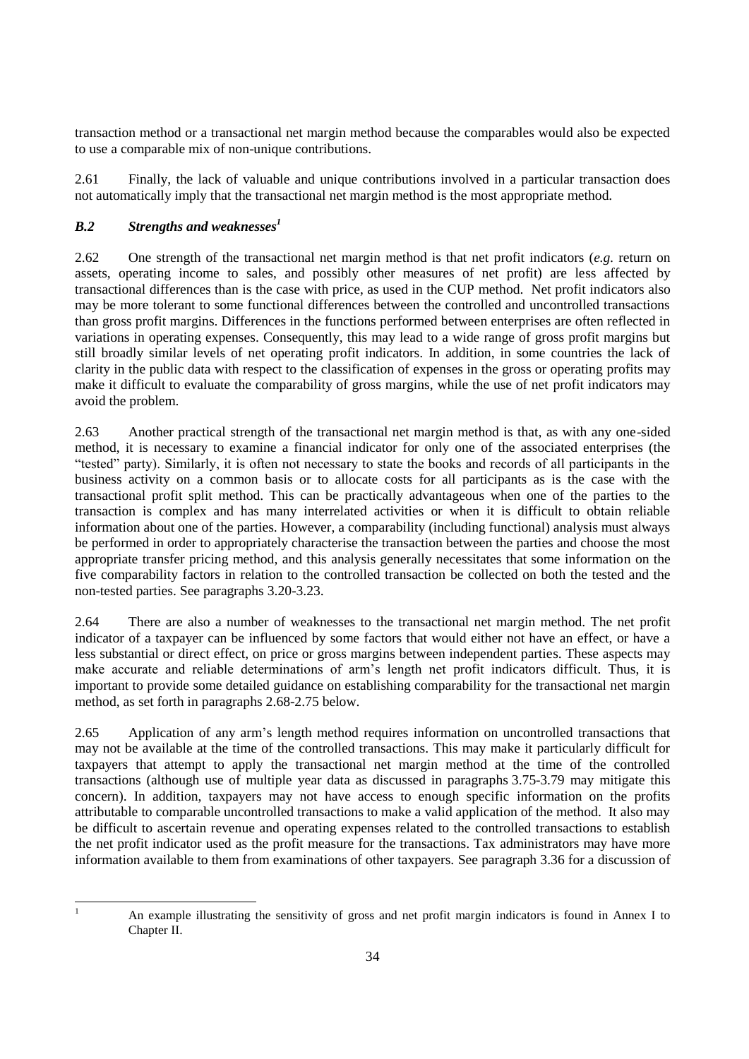transaction method or a transactional net margin method because the comparables would also be expected to use a comparable mix of non-unique contributions.

2.61 Finally, the lack of valuable and unique contributions involved in a particular transaction does not automatically imply that the transactional net margin method is the most appropriate method.

### *B.2 Strengths and weaknesses*[1]

2.62 One strength of the transactional net margin method is that net profit indicators (*e.g.* return on assets, operating income to sales, and possibly other measures of net profit) are less affected by transactional differences than is the case with price, as used in the CUP method. Net profit indicators also may be more tolerant to some functional differences between the controlled and uncontrolled transactions than gross profit margins. Differences in the functions performed between enterprises are often reflected in variations in operating expenses. Consequently, this may lead to a wide range of gross profit margins but still broadly similar levels of net operating profit indicators. In addition, in some countries the lack of clarity in the public data with respect to the classification of expenses in the gross or operating profits may make it difficult to evaluate the comparability of gross margins, while the use of net profit indicators may avoid the problem.

2.63 Another practical strength of the transactional net margin method is that, as with any one-sided method, it is necessary to examine a financial indicator for only one of the associated enterprises (the "tested" party). Similarly, it is often not necessary to state the books and records of all participants in the business activity on a common basis or to allocate costs for all participants as is the case with the transactional profit split method. This can be practically advantageous when one of the parties to the transaction is complex and has many interrelated activities or when it is difficult to obtain reliable information about one of the parties. However, a comparability (including functional) analysis must always be performed in order to appropriately characterise the transaction between the parties and choose the most appropriate transfer pricing method, and this analysis generally necessitates that some information on the five comparability factors in relation to the controlled transaction be collected on both the tested and the non-tested parties. See paragraphs 3.20-3.23.

2.64 There are also a number of weaknesses to the transactional net margin method. The net profit indicator of a taxpayer can be influenced by some factors that would either not have an effect, or have a less substantial or direct effect, on price or gross margins between independent parties. These aspects may make accurate and reliable determinations of arm's length net profit indicators difficult. Thus, it is important to provide some detailed guidance on establishing comparability for the transactional net margin method, as set forth in paragraphs 2.68-2.75 below.

2.65 Application of any arm's length method requires information on uncontrolled transactions that may not be available at the time of the controlled transactions. This may make it particularly difficult for taxpayers that attempt to apply the transactional net margin method at the time of the controlled transactions (although use of multiple year data as discussed in paragraphs 3.75-3.79 may mitigate this concern). In addition, taxpayers may not have access to enough specific information on the profits attributable to comparable uncontrolled transactions to make a valid application of the method. It also may be difficult to ascertain revenue and operating expenses related to the controlled transactions to establish the net profit indicator used as the profit measure for the transactions. Tax administrators may have more information available to them from examinations of other taxpayers. See paragraph 3.36 for a discussion of

---

[1] An example illustrating the sensitivity of gross and net profit margin indicators is found in Annex I to Chapter II.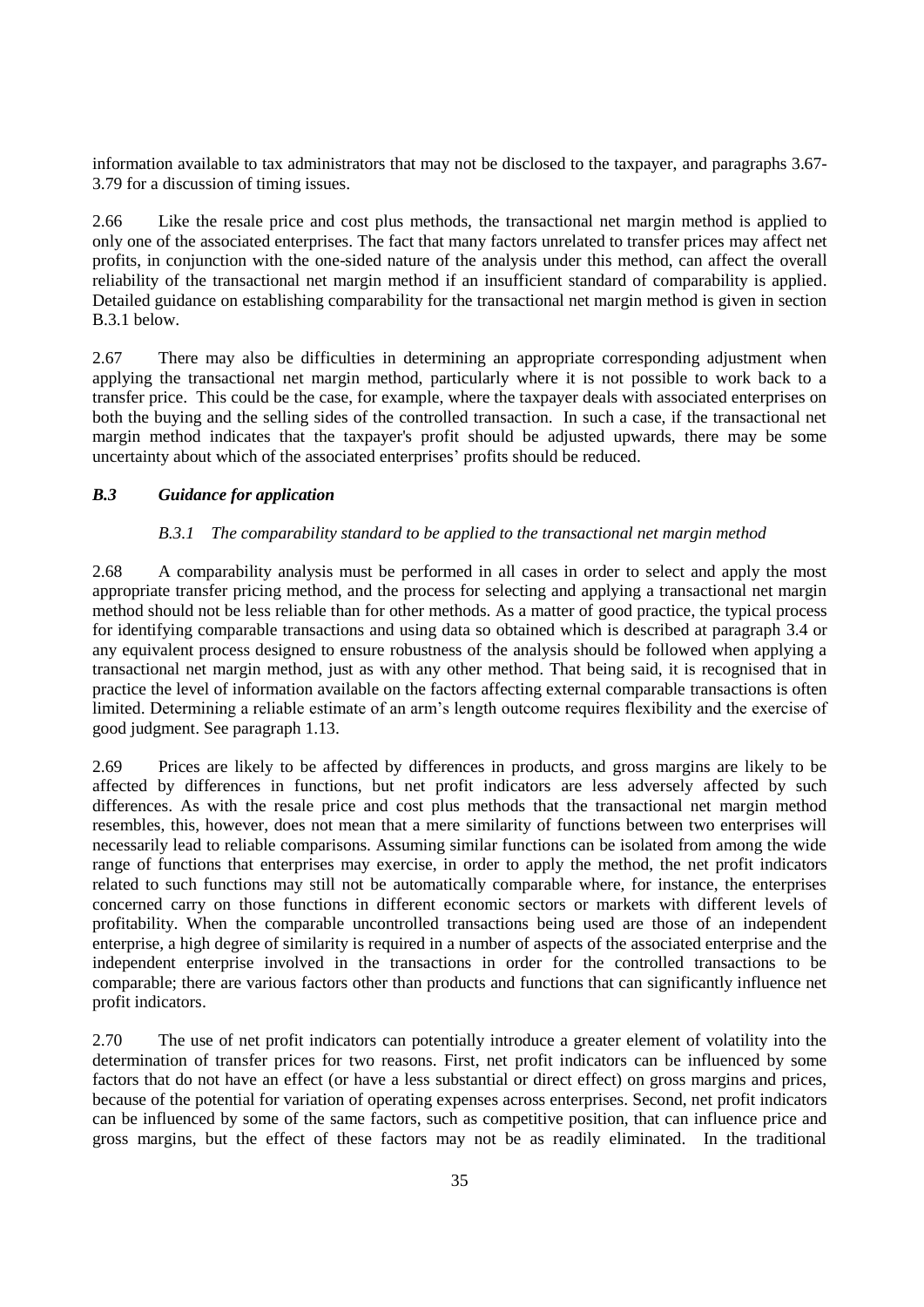information available to tax administrators that may not be disclosed to the taxpayer, and paragraphs 3.67-3.79 for a discussion of timing issues.

2.66 Like the resale price and cost plus methods, the transactional net margin method is applied to only one of the associated enterprises. The fact that many factors unrelated to transfer prices may affect net profits, in conjunction with the one-sided nature of the analysis under this method, can affect the overall reliability of the transactional net margin method if an insufficient standard of comparability is applied. Detailed guidance on establishing comparability for the transactional net margin method is given in section B.3.1 below.

2.67 There may also be difficulties in determining an appropriate corresponding adjustment when applying the transactional net margin method, particularly where it is not possible to work back to a transfer price. This could be the case, for example, where the taxpayer deals with associated enterprises on both the buying and the selling sides of the controlled transaction. In such a case, if the transactional net margin method indicates that the taxpayer's profit should be adjusted upwards, there may be some uncertainty about which of the associated enterprises' profits should be reduced.

### *B.3 Guidance for application*

#### *B.3.1 The comparability standard to be applied to the transactional net margin method*

2.68 A comparability analysis must be performed in all cases in order to select and apply the most appropriate transfer pricing method, and the process for selecting and applying a transactional net margin method should not be less reliable than for other methods. As a matter of good practice, the typical process for identifying comparable transactions and using data so obtained which is described at paragraph 3.4 or any equivalent process designed to ensure robustness of the analysis should be followed when applying a transactional net margin method, just as with any other method. That being said, it is recognised that in practice the level of information available on the factors affecting external comparable transactions is often limited. Determining a reliable estimate of an arm's length outcome requires flexibility and the exercise of good judgment. See paragraph 1.13.

2.69 Prices are likely to be affected by differences in products, and gross margins are likely to be affected by differences in functions, but net profit indicators are less adversely affected by such differences. As with the resale price and cost plus methods that the transactional net margin method resembles, this, however, does not mean that a mere similarity of functions between two enterprises will necessarily lead to reliable comparisons. Assuming similar functions can be isolated from among the wide range of functions that enterprises may exercise, in order to apply the method, the net profit indicators related to such functions may still not be automatically comparable where, for instance, the enterprises concerned carry on those functions in different economic sectors or markets with different levels of profitability. When the comparable uncontrolled transactions being used are those of an independent enterprise, a high degree of similarity is required in a number of aspects of the associated enterprise and the independent enterprise involved in the transactions in order for the controlled transactions to be comparable; there are various factors other than products and functions that can significantly influence net profit indicators.

2.70 The use of net profit indicators can potentially introduce a greater element of volatility into the determination of transfer prices for two reasons. First, net profit indicators can be influenced by some factors that do not have an effect (or have a less substantial or direct effect) on gross margins and prices, because of the potential for variation of operating expenses across enterprises. Second, net profit indicators can be influenced by some of the same factors, such as competitive position, that can influence price and gross margins, but the effect of these factors may not be as readily eliminated. In the traditional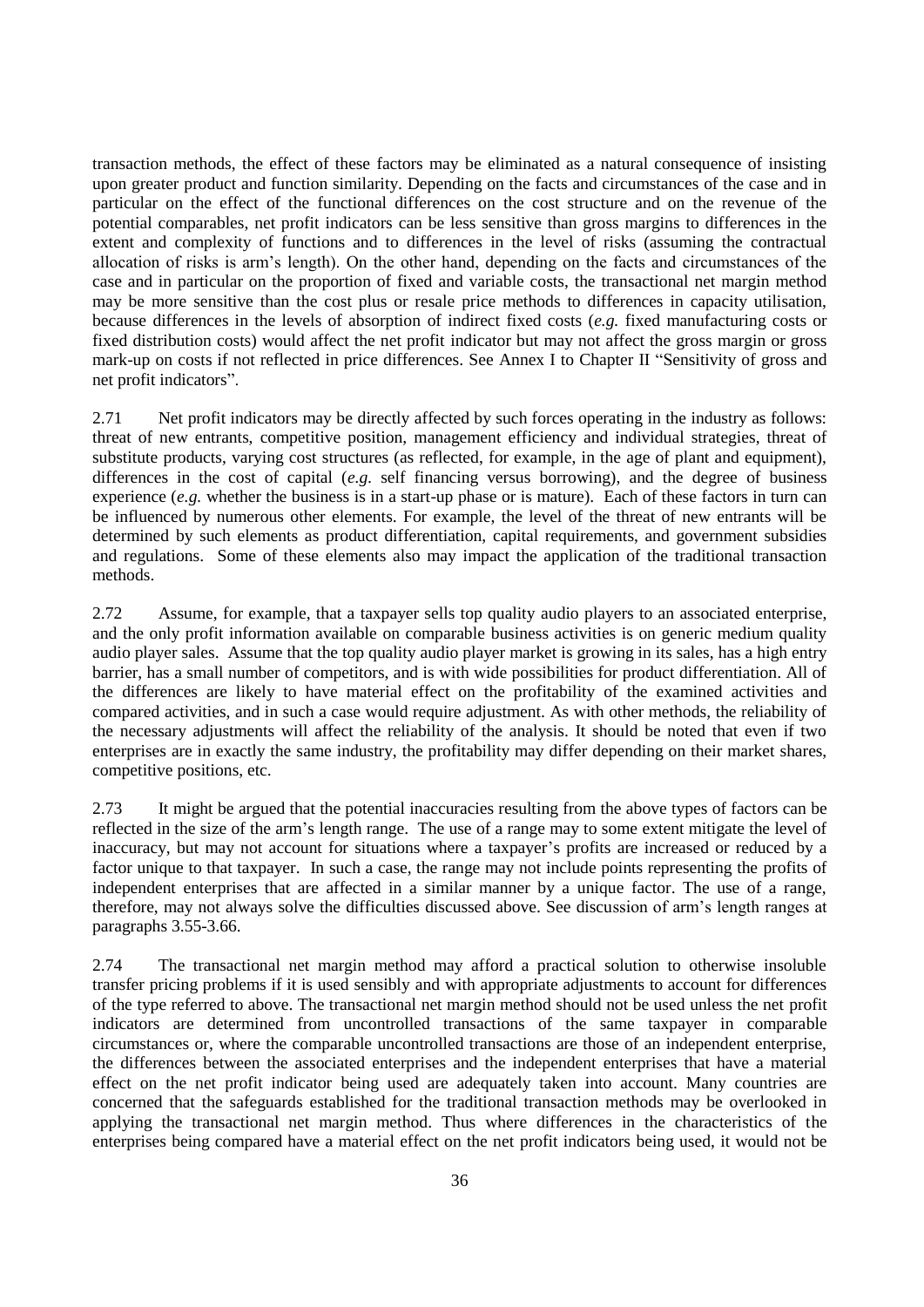transaction methods, the effect of these factors may be eliminated as a natural consequence of insisting upon greater product and function similarity. Depending on the facts and circumstances of the case and in particular on the effect of the functional differences on the cost structure and on the revenue of the potential comparables, net profit indicators can be less sensitive than gross margins to differences in the extent and complexity of functions and to differences in the level of risks (assuming the contractual allocation of risks is arm's length). On the other hand, depending on the facts and circumstances of the case and in particular on the proportion of fixed and variable costs, the transactional net margin method may be more sensitive than the cost plus or resale price methods to differences in capacity utilisation, because differences in the levels of absorption of indirect fixed costs (*e.g.* fixed manufacturing costs or fixed distribution costs) would affect the net profit indicator but may not affect the gross margin or gross mark-up on costs if not reflected in price differences. See Annex I to Chapter II "Sensitivity of gross and net profit indicators".

2.71 Net profit indicators may be directly affected by such forces operating in the industry as follows: threat of new entrants, competitive position, management efficiency and individual strategies, threat of substitute products, varying cost structures (as reflected, for example, in the age of plant and equipment), differences in the cost of capital (*e.g.* self financing versus borrowing), and the degree of business experience (*e.g.* whether the business is in a start-up phase or is mature). Each of these factors in turn can be influenced by numerous other elements. For example, the level of the threat of new entrants will be determined by such elements as product differentiation, capital requirements, and government subsidies and regulations. Some of these elements also may impact the application of the traditional transaction methods.

2.72 Assume, for example, that a taxpayer sells top quality audio players to an associated enterprise, and the only profit information available on comparable business activities is on generic medium quality audio player sales. Assume that the top quality audio player market is growing in its sales, has a high entry barrier, has a small number of competitors, and is with wide possibilities for product differentiation. All of the differences are likely to have material effect on the profitability of the examined activities and compared activities, and in such a case would require adjustment. As with other methods, the reliability of the necessary adjustments will affect the reliability of the analysis. It should be noted that even if two enterprises are in exactly the same industry, the profitability may differ depending on their market shares, competitive positions, etc.

2.73 It might be argued that the potential inaccuracies resulting from the above types of factors can be reflected in the size of the arm's length range. The use of a range may to some extent mitigate the level of inaccuracy, but may not account for situations where a taxpayer's profits are increased or reduced by a factor unique to that taxpayer. In such a case, the range may not include points representing the profits of independent enterprises that are affected in a similar manner by a unique factor. The use of a range, therefore, may not always solve the difficulties discussed above. See discussion of arm's length ranges at paragraphs 3.55-3.66.

2.74 The transactional net margin method may afford a practical solution to otherwise insoluble transfer pricing problems if it is used sensibly and with appropriate adjustments to account for differences of the type referred to above. The transactional net margin method should not be used unless the net profit indicators are determined from uncontrolled transactions of the same taxpayer in comparable circumstances or, where the comparable uncontrolled transactions are those of an independent enterprise, the differences between the associated enterprises and the independent enterprises that have a material effect on the net profit indicator being used are adequately taken into account. Many countries are concerned that the safeguards established for the traditional transaction methods may be overlooked in applying the transactional net margin method. Thus where differences in the characteristics of the enterprises being compared have a material effect on the net profit indicators being used, it would not be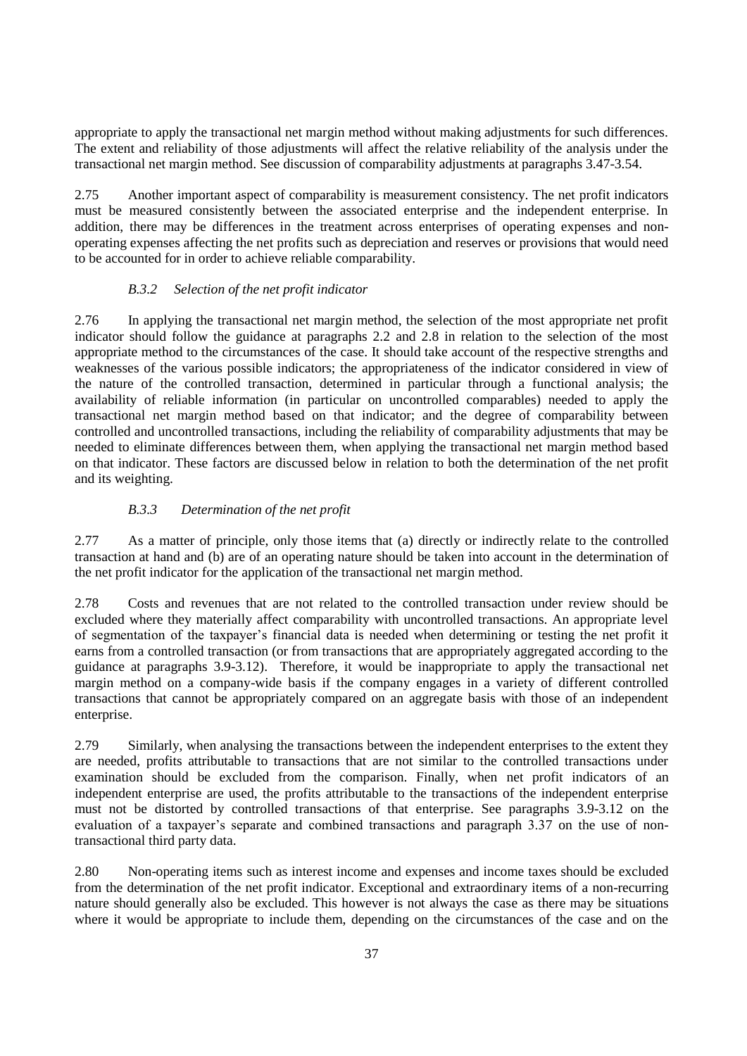appropriate to apply the transactional net margin method without making adjustments for such differences. The extent and reliability of those adjustments will affect the relative reliability of the analysis under the transactional net margin method. See discussion of comparability adjustments at paragraphs 3.47-3.54.

2.75 Another important aspect of comparability is measurement consistency. The net profit indicators must be measured consistently between the associated enterprise and the independent enterprise. In addition, there may be differences in the treatment across enterprises of operating expenses and non-operating expenses affecting the net profits such as depreciation and reserves or provisions that would need to be accounted for in order to achieve reliable comparability.

#### *B.3.2 Selection of the net profit indicator*

2.76 In applying the transactional net margin method, the selection of the most appropriate net profit indicator should follow the guidance at paragraphs 2.2 and 2.8 in relation to the selection of the most appropriate method to the circumstances of the case. It should take account of the respective strengths and weaknesses of the various possible indicators; the appropriateness of the indicator considered in view of the nature of the controlled transaction, determined in particular through a functional analysis; the availability of reliable information (in particular on uncontrolled comparables) needed to apply the transactional net margin method based on that indicator; and the degree of comparability between controlled and uncontrolled transactions, including the reliability of comparability adjustments that may be needed to eliminate differences between them, when applying the transactional net margin method based on that indicator. These factors are discussed below in relation to both the determination of the net profit and its weighting.

#### *B.3.3 Determination of the net profit*

2.77 As a matter of principle, only those items that (a) directly or indirectly relate to the controlled transaction at hand and (b) are of an operating nature should be taken into account in the determination of the net profit indicator for the application of the transactional net margin method.

2.78 Costs and revenues that are not related to the controlled transaction under review should be excluded where they materially affect comparability with uncontrolled transactions. An appropriate level of segmentation of the taxpayer's financial data is needed when determining or testing the net profit it earns from a controlled transaction (or from transactions that are appropriately aggregated according to the guidance at paragraphs 3.9-3.12). Therefore, it would be inappropriate to apply the transactional net margin method on a company-wide basis if the company engages in a variety of different controlled transactions that cannot be appropriately compared on an aggregate basis with those of an independent enterprise.

2.79 Similarly, when analysing the transactions between the independent enterprises to the extent they are needed, profits attributable to transactions that are not similar to the controlled transactions under examination should be excluded from the comparison. Finally, when net profit indicators of an independent enterprise are used, the profits attributable to the transactions of the independent enterprise must not be distorted by controlled transactions of that enterprise. See paragraphs 3.9-3.12 on the evaluation of a taxpayer's separate and combined transactions and paragraph 3.37 on the use of non-transactional third party data.

2.80 Non-operating items such as interest income and expenses and income taxes should be excluded from the determination of the net profit indicator. Exceptional and extraordinary items of a non-recurring nature should generally also be excluded. This however is not always the case as there may be situations where it would be appropriate to include them, depending on the circumstances of the case and on the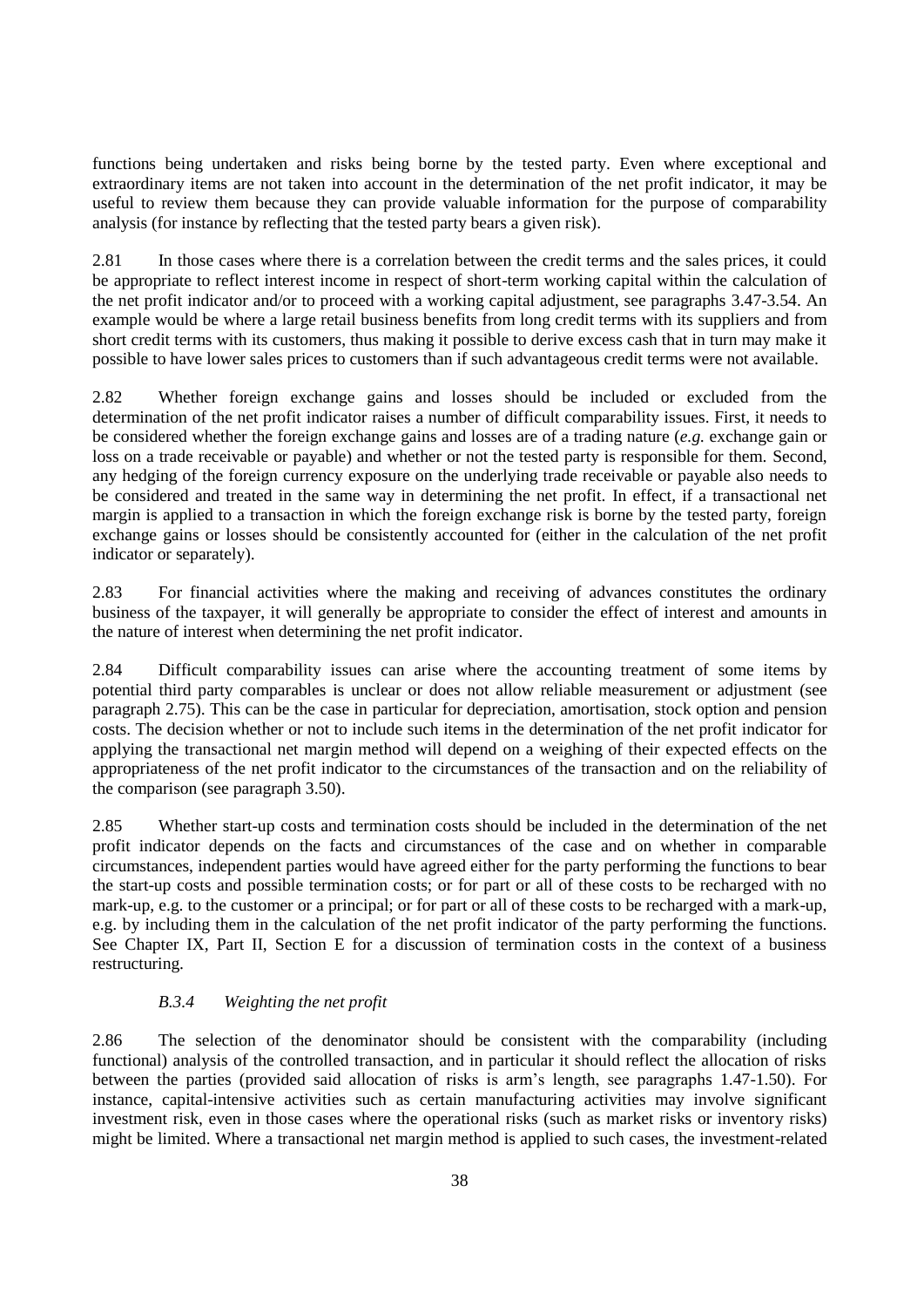functions being undertaken and risks being borne by the tested party. Even where exceptional and extraordinary items are not taken into account in the determination of the net profit indicator, it may be useful to review them because they can provide valuable information for the purpose of comparability analysis (for instance by reflecting that the tested party bears a given risk).

2.81 In those cases where there is a correlation between the credit terms and the sales prices, it could be appropriate to reflect interest income in respect of short-term working capital within the calculation of the net profit indicator and/or to proceed with a working capital adjustment, see paragraphs 3.47-3.54. An example would be where a large retail business benefits from long credit terms with its suppliers and from short credit terms with its customers, thus making it possible to derive excess cash that in turn may make it possible to have lower sales prices to customers than if such advantageous credit terms were not available.

2.82 Whether foreign exchange gains and losses should be included or excluded from the determination of the net profit indicator raises a number of difficult comparability issues. First, it needs to be considered whether the foreign exchange gains and losses are of a trading nature (*e.g.* exchange gain or loss on a trade receivable or payable) and whether or not the tested party is responsible for them. Second, any hedging of the foreign currency exposure on the underlying trade receivable or payable also needs to be considered and treated in the same way in determining the net profit. In effect, if a transactional net margin is applied to a transaction in which the foreign exchange risk is borne by the tested party, foreign exchange gains or losses should be consistently accounted for (either in the calculation of the net profit indicator or separately).

2.83 For financial activities where the making and receiving of advances constitutes the ordinary business of the taxpayer, it will generally be appropriate to consider the effect of interest and amounts in the nature of interest when determining the net profit indicator.

2.84 Difficult comparability issues can arise where the accounting treatment of some items by potential third party comparables is unclear or does not allow reliable measurement or adjustment (see paragraph 2.75). This can be the case in particular for depreciation, amortisation, stock option and pension costs. The decision whether or not to include such items in the determination of the net profit indicator for applying the transactional net margin method will depend on a weighing of their expected effects on the appropriateness of the net profit indicator to the circumstances of the transaction and on the reliability of the comparison (see paragraph 3.50).

2.85 Whether start-up costs and termination costs should be included in the determination of the net profit indicator depends on the facts and circumstances of the case and on whether in comparable circumstances, independent parties would have agreed either for the party performing the functions to bear the start-up costs and possible termination costs; or for part or all of these costs to be recharged with no mark-up, e.g. to the customer or a principal; or for part or all of these costs to be recharged with a mark-up, e.g. by including them in the calculation of the net profit indicator of the party performing the functions. See Chapter IX, Part II, Section E for a discussion of termination costs in the context of a business restructuring.

#### *B.3.4 Weighting the net profit*

2.86 The selection of the denominator should be consistent with the comparability (including functional) analysis of the controlled transaction, and in particular it should reflect the allocation of risks between the parties (provided said allocation of risks is arm's length, see paragraphs 1.47-1.50). For instance, capital-intensive activities such as certain manufacturing activities may involve significant investment risk, even in those cases where the operational risks (such as market risks or inventory risks) might be limited. Where a transactional net margin method is applied to such cases, the investment-related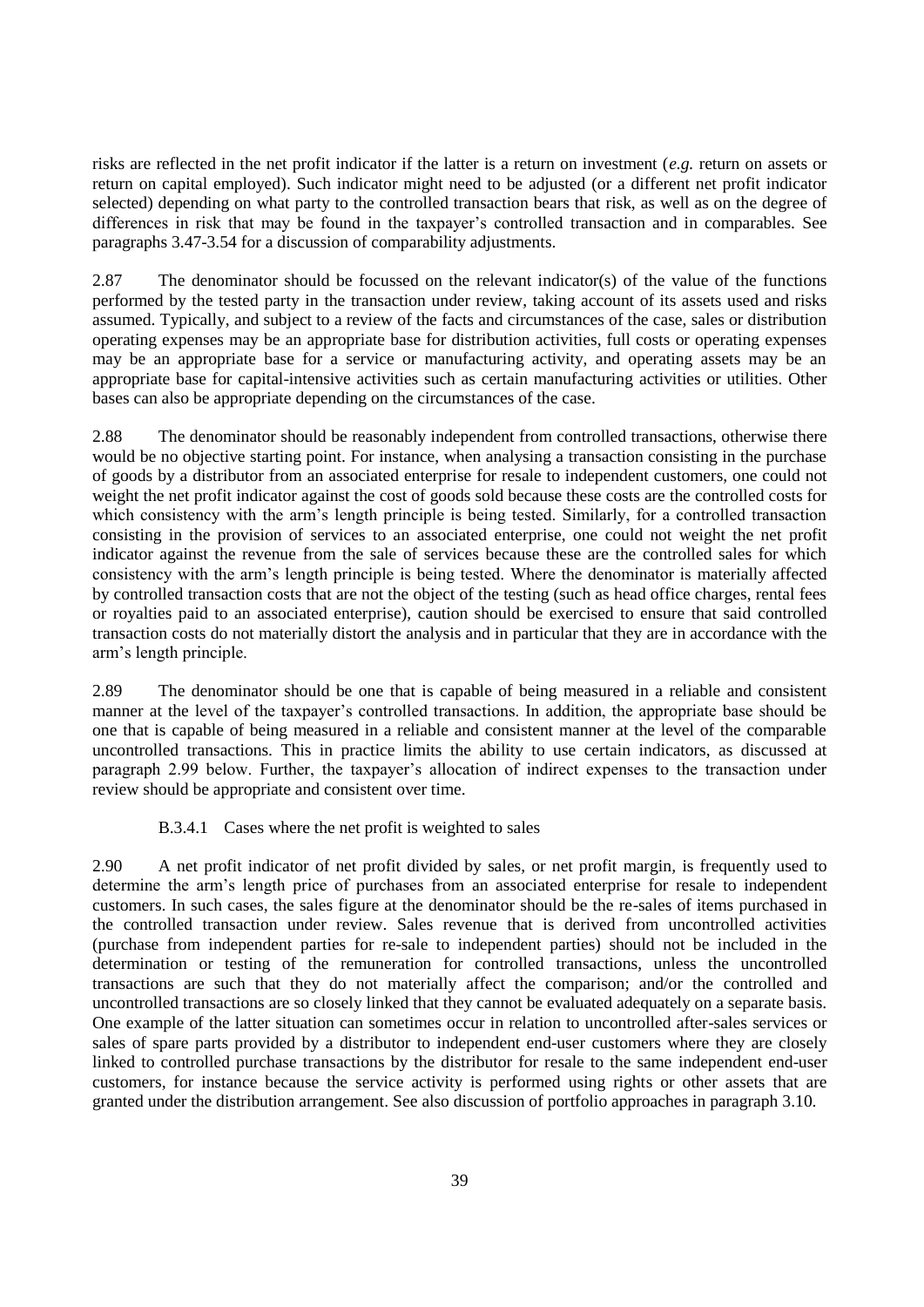risks are reflected in the net profit indicator if the latter is a return on investment (*e.g.* return on assets or return on capital employed). Such indicator might need to be adjusted (or a different net profit indicator selected) depending on what party to the controlled transaction bears that risk, as well as on the degree of differences in risk that may be found in the taxpayer's controlled transaction and in comparables. See paragraphs 3.47-3.54 for a discussion of comparability adjustments.

2.87 The denominator should be focussed on the relevant indicator(s) of the value of the functions performed by the tested party in the transaction under review, taking account of its assets used and risks assumed. Typically, and subject to a review of the facts and circumstances of the case, sales or distribution operating expenses may be an appropriate base for distribution activities, full costs or operating expenses may be an appropriate base for a service or manufacturing activity, and operating assets may be an appropriate base for capital-intensive activities such as certain manufacturing activities or utilities. Other bases can also be appropriate depending on the circumstances of the case.

2.88 The denominator should be reasonably independent from controlled transactions, otherwise there would be no objective starting point. For instance, when analysing a transaction consisting in the purchase of goods by a distributor from an associated enterprise for resale to independent customers, one could not weight the net profit indicator against the cost of goods sold because these costs are the controlled costs for which consistency with the arm's length principle is being tested. Similarly, for a controlled transaction consisting in the provision of services to an associated enterprise, one could not weight the net profit indicator against the revenue from the sale of services because these are the controlled sales for which consistency with the arm's length principle is being tested. Where the denominator is materially affected by controlled transaction costs that are not the object of the testing (such as head office charges, rental fees or royalties paid to an associated enterprise), caution should be exercised to ensure that said controlled transaction costs do not materially distort the analysis and in particular that they are in accordance with the arm's length principle.

2.89 The denominator should be one that is capable of being measured in a reliable and consistent manner at the level of the taxpayer's controlled transactions. In addition, the appropriate base should be one that is capable of being measured in a reliable and consistent manner at the level of the comparable uncontrolled transactions. This in practice limits the ability to use certain indicators, as discussed at paragraph 2.99 below. Further, the taxpayer's allocation of indirect expenses to the transaction under review should be appropriate and consistent over time.

#### B.3.4.1 Cases where the net profit is weighted to sales

2.90 A net profit indicator of net profit divided by sales, or net profit margin, is frequently used to determine the arm's length price of purchases from an associated enterprise for resale to independent customers. In such cases, the sales figure at the denominator should be the re-sales of items purchased in the controlled transaction under review. Sales revenue that is derived from uncontrolled activities (purchase from independent parties for re-sale to independent parties) should not be included in the determination or testing of the remuneration for controlled transactions, unless the uncontrolled transactions are such that they do not materially affect the comparison; and/or the controlled and uncontrolled transactions are so closely linked that they cannot be evaluated adequately on a separate basis. One example of the latter situation can sometimes occur in relation to uncontrolled after-sales services or sales of spare parts provided by a distributor to independent end-user customers where they are closely linked to controlled purchase transactions by the distributor for resale to the same independent end-user customers, for instance because the service activity is performed using rights or other assets that are granted under the distribution arrangement. See also discussion of portfolio approaches in paragraph 3.10.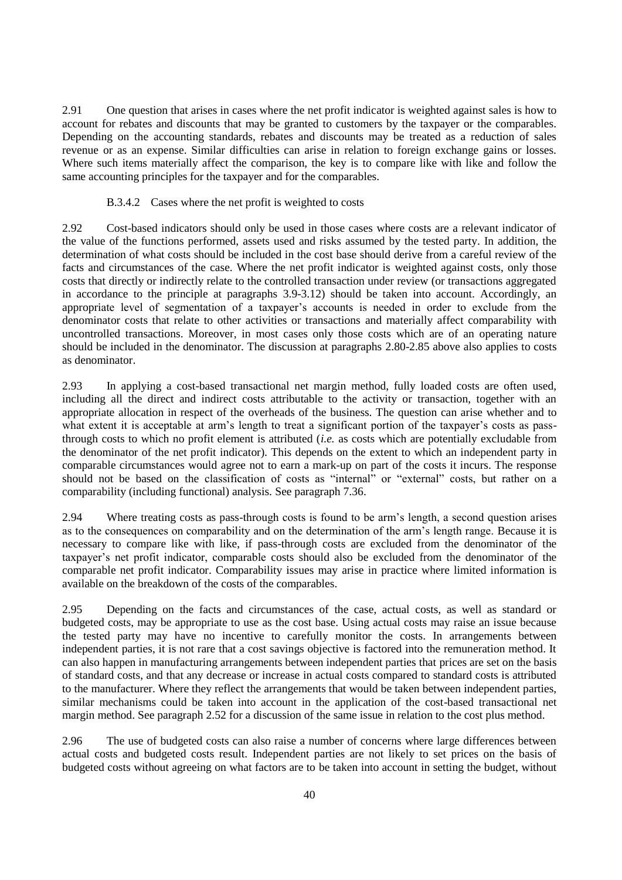2.91 One question that arises in cases where the net profit indicator is weighted against sales is how to account for rebates and discounts that may be granted to customers by the taxpayer or the comparables. Depending on the accounting standards, rebates and discounts may be treated as a reduction of sales revenue or as an expense. Similar difficulties can arise in relation to foreign exchange gains or losses. Where such items materially affect the comparison, the key is to compare like with like and follow the same accounting principles for the taxpayer and for the comparables.

#### B.3.4.2 Cases where the net profit is weighted to costs

2.92 Cost-based indicators should only be used in those cases where costs are a relevant indicator of the value of the functions performed, assets used and risks assumed by the tested party. In addition, the determination of what costs should be included in the cost base should derive from a careful review of the facts and circumstances of the case. Where the net profit indicator is weighted against costs, only those costs that directly or indirectly relate to the controlled transaction under review (or transactions aggregated in accordance to the principle at paragraphs 3.9-3.12) should be taken into account. Accordingly, an appropriate level of segmentation of a taxpayer's accounts is needed in order to exclude from the denominator costs that relate to other activities or transactions and materially affect comparability with uncontrolled transactions. Moreover, in most cases only those costs which are of an operating nature should be included in the denominator. The discussion at paragraphs 2.80-2.85 above also applies to costs as denominator.

2.93 In applying a cost-based transactional net margin method, fully loaded costs are often used, including all the direct and indirect costs attributable to the activity or transaction, together with an appropriate allocation in respect of the overheads of the business. The question can arise whether and to what extent it is acceptable at arm's length to treat a significant portion of the taxpayer's costs as pass-through costs to which no profit element is attributed (*i.e.* as costs which are potentially excludable from the denominator of the net profit indicator). This depends on the extent to which an independent party in comparable circumstances would agree not to earn a mark-up on part of the costs it incurs. The response should not be based on the classification of costs as "internal" or "external" costs, but rather on a comparability (including functional) analysis. See paragraph 7.36.

2.94 Where treating costs as pass-through costs is found to be arm's length, a second question arises as to the consequences on comparability and on the determination of the arm's length range. Because it is necessary to compare like with like, if pass-through costs are excluded from the denominator of the taxpayer's net profit indicator, comparable costs should also be excluded from the denominator of the comparable net profit indicator. Comparability issues may arise in practice where limited information is available on the breakdown of the costs of the comparables.

2.95 Depending on the facts and circumstances of the case, actual costs, as well as standard or budgeted costs, may be appropriate to use as the cost base. Using actual costs may raise an issue because the tested party may have no incentive to carefully monitor the costs. In arrangements between independent parties, it is not rare that a cost savings objective is factored into the remuneration method. It can also happen in manufacturing arrangements between independent parties that prices are set on the basis of standard costs, and that any decrease or increase in actual costs compared to standard costs is attributed to the manufacturer. Where they reflect the arrangements that would be taken between independent parties, similar mechanisms could be taken into account in the application of the cost-based transactional net margin method. See paragraph 2.52 for a discussion of the same issue in relation to the cost plus method.

2.96 The use of budgeted costs can also raise a number of concerns where large differences between actual costs and budgeted costs result. Independent parties are not likely to set prices on the basis of budgeted costs without agreeing on what factors are to be taken into account in setting the budget, without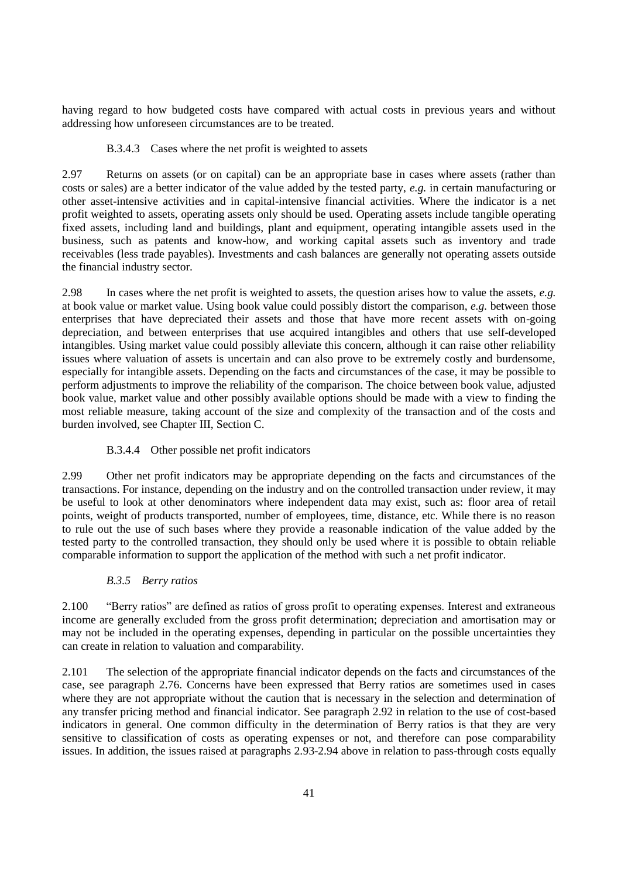having regard to how budgeted costs have compared with actual costs in previous years and without addressing how unforeseen circumstances are to be treated.

#### B.3.4.3 Cases where the net profit is weighted to assets

2.97 Returns on assets (or on capital) can be an appropriate base in cases where assets (rather than costs or sales) are a better indicator of the value added by the tested party, *e.g.* in certain manufacturing or other asset-intensive activities and in capital-intensive financial activities. Where the indicator is a net profit weighted to assets, operating assets only should be used. Operating assets include tangible operating fixed assets, including land and buildings, plant and equipment, operating intangible assets used in the business, such as patents and know-how, and working capital assets such as inventory and trade receivables (less trade payables). Investments and cash balances are generally not operating assets outside the financial industry sector.

2.98 In cases where the net profit is weighted to assets, the question arises how to value the assets, *e.g.* at book value or market value. Using book value could possibly distort the comparison, *e.g.* between those enterprises that have depreciated their assets and those that have more recent assets with on-going depreciation, and between enterprises that use acquired intangibles and others that use self-developed intangibles. Using market value could possibly alleviate this concern, although it can raise other reliability issues where valuation of assets is uncertain and can also prove to be extremely costly and burdensome, especially for intangible assets. Depending on the facts and circumstances of the case, it may be possible to perform adjustments to improve the reliability of the comparison. The choice between book value, adjusted book value, market value and other possibly available options should be made with a view to finding the most reliable measure, taking account of the size and complexity of the transaction and of the costs and burden involved, see Chapter III, Section C.

#### B.3.4.4 Other possible net profit indicators

2.99 Other net profit indicators may be appropriate depending on the facts and circumstances of the transactions. For instance, depending on the industry and on the controlled transaction under review, it may be useful to look at other denominators where independent data may exist, such as: floor area of retail points, weight of products transported, number of employees, time, distance, etc. While there is no reason to rule out the use of such bases where they provide a reasonable indication of the value added by the tested party to the controlled transaction, they should only be used where it is possible to obtain reliable comparable information to support the application of the method with such a net profit indicator.

### *B.3.5 Berry ratios*

2.100 "Berry ratios" are defined as ratios of gross profit to operating expenses. Interest and extraneous income are generally excluded from the gross profit determination; depreciation and amortisation may or may not be included in the operating expenses, depending in particular on the possible uncertainties they can create in relation to valuation and comparability.

2.101 The selection of the appropriate financial indicator depends on the facts and circumstances of the case, see paragraph 2.76. Concerns have been expressed that Berry ratios are sometimes used in cases where they are not appropriate without the caution that is necessary in the selection and determination of any transfer pricing method and financial indicator. See paragraph 2.92 in relation to the use of cost-based indicators in general. One common difficulty in the determination of Berry ratios is that they are very sensitive to classification of costs as operating expenses or not, and therefore can pose comparability issues. In addition, the issues raised at paragraphs 2.93-2.94 above in relation to pass-through costs equally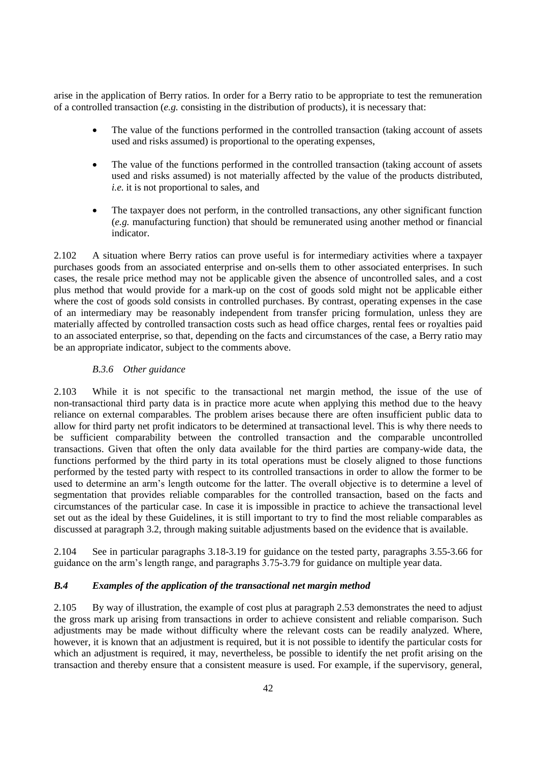arise in the application of Berry ratios. In order for a Berry ratio to be appropriate to test the remuneration of a controlled transaction (*e.g.* consisting in the distribution of products), it is necessary that:

- The value of the functions performed in the controlled transaction (taking account of assets used and risks assumed) is proportional to the operating expenses,
- The value of the functions performed in the controlled transaction (taking account of assets used and risks assumed) is not materially affected by the value of the products distributed, *i.e.* it is not proportional to sales, and
- The taxpayer does not perform, in the controlled transactions, any other significant function (*e.g.* manufacturing function) that should be remunerated using another method or financial indicator.

2.102 A situation where Berry ratios can prove useful is for intermediary activities where a taxpayer purchases goods from an associated enterprise and on-sells them to other associated enterprises. In such cases, the resale price method may not be applicable given the absence of uncontrolled sales, and a cost plus method that would provide for a mark-up on the cost of goods sold might not be applicable either where the cost of goods sold consists in controlled purchases. By contrast, operating expenses in the case of an intermediary may be reasonably independent from transfer pricing formulation, unless they are materially affected by controlled transaction costs such as head office charges, rental fees or royalties paid to an associated enterprise, so that, depending on the facts and circumstances of the case, a Berry ratio may be an appropriate indicator, subject to the comments above.

#### *B.3.6 Other guidance*

2.103 While it is not specific to the transactional net margin method, the issue of the use of non-transactional third party data is in practice more acute when applying this method due to the heavy reliance on external comparables. The problem arises because there are often insufficient public data to allow for third party net profit indicators to be determined at transactional level. This is why there needs to be sufficient comparability between the controlled transaction and the comparable uncontrolled transactions. Given that often the only data available for the third parties are company-wide data, the functions performed by the third party in its total operations must be closely aligned to those functions performed by the tested party with respect to its controlled transactions in order to allow the former to be used to determine an arm's length outcome for the latter. The overall objective is to determine a level of segmentation that provides reliable comparables for the controlled transaction, based on the facts and circumstances of the particular case. In case it is impossible in practice to achieve the transactional level set out as the ideal by these Guidelines, it is still important to try to find the most reliable comparables as discussed at paragraph 3.2, through making suitable adjustments based on the evidence that is available.

2.104 See in particular paragraphs 3.18-3.19 for guidance on the tested party, paragraphs 3.55-3.66 for guidance on the arm's length range, and paragraphs 3.75-3.79 for guidance on multiple year data.

### *B.4 Examples of the application of the transactional net margin method*

2.105 By way of illustration, the example of cost plus at paragraph 2.53 demonstrates the need to adjust the gross mark up arising from transactions in order to achieve consistent and reliable comparison. Such adjustments may be made without difficulty where the relevant costs can be readily analyzed. Where, however, it is known that an adjustment is required, but it is not possible to identify the particular costs for which an adjustment is required, it may, nevertheless, be possible to identify the net profit arising on the transaction and thereby ensure that a consistent measure is used. For example, if the supervisory, general,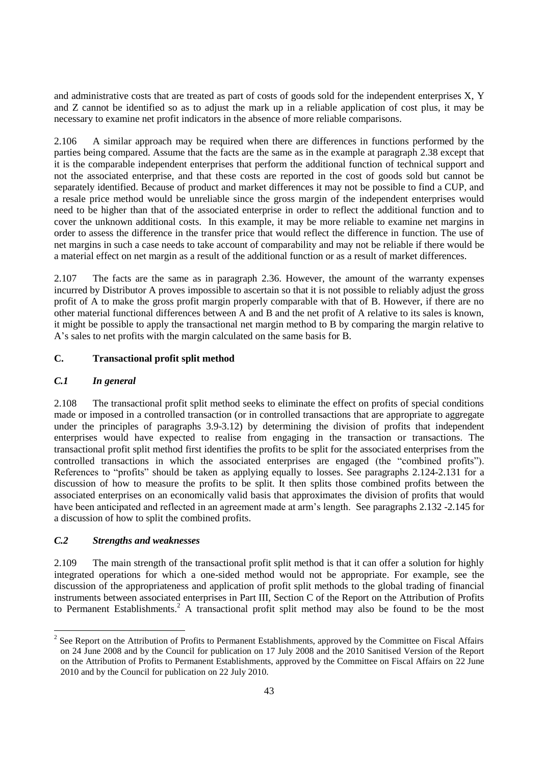and administrative costs that are treated as part of costs of goods sold for the independent enterprises X, Y and Z cannot be identified so as to adjust the mark up in a reliable application of cost plus, it may be necessary to examine net profit indicators in the absence of more reliable comparisons.

2.106 A similar approach may be required when there are differences in functions performed by the parties being compared. Assume that the facts are the same as in the example at paragraph 2.38 except that it is the comparable independent enterprises that perform the additional function of technical support and not the associated enterprise, and that these costs are reported in the cost of goods sold but cannot be separately identified. Because of product and market differences it may not be possible to find a CUP, and a resale price method would be unreliable since the gross margin of the independent enterprises would need to be higher than that of the associated enterprise in order to reflect the additional function and to cover the unknown additional costs. In this example, it may be more reliable to examine net margins in order to assess the difference in the transfer price that would reflect the difference in function. The use of net margins in such a case needs to take account of comparability and may not be reliable if there would be a material effect on net margin as a result of the additional function or as a result of market differences.

2.107 The facts are the same as in paragraph 2.36. However, the amount of the warranty expenses incurred by Distributor A proves impossible to ascertain so that it is not possible to reliably adjust the gross profit of A to make the gross profit margin properly comparable with that of B. However, if there are no other material functional differences between A and B and the net profit of A relative to its sales is known, it might be possible to apply the transactional net margin method to B by comparing the margin relative to A's sales to net profits with the margin calculated on the same basis for B.

## C. Transactional profit split method

### *C.1 In general*

2.108 The transactional profit split method seeks to eliminate the effect on profits of special conditions made or imposed in a controlled transaction (or in controlled transactions that are appropriate to aggregate under the principles of paragraphs 3.9-3.12) by determining the division of profits that independent enterprises would have expected to realise from engaging in the transaction or transactions. The transactional profit split method first identifies the profits to be split for the associated enterprises from the controlled transactions in which the associated enterprises are engaged (the "combined profits"). References to "profits" should be taken as applying equally to losses. See paragraphs 2.124-2.131 for a discussion of how to measure the profits to be split. It then splits those combined profits between the associated enterprises on an economically valid basis that approximates the division of profits that would have been anticipated and reflected in an agreement made at arm's length. See paragraphs 2.132 -2.145 for a discussion of how to split the combined profits.

### *C.2 Strengths and weaknesses*

2.109 The main strength of the transactional profit split method is that it can offer a solution for highly integrated operations for which a one-sided method would not be appropriate. For example, see the discussion of the appropriateness and application of profit split methods to the global trading of financial instruments between associated enterprises in Part III, Section C of the Report on the Attribution of Profits to Permanent Establishments.[2] A transactional profit split method may also be found to be the most

---

[2] See Report on the Attribution of Profits to Permanent Establishments, approved by the Committee on Fiscal Affairs on 24 June 2008 and by the Council for publication on 17 July 2008 and the 2010 Sanitised Version of the Report on the Attribution of Profits to Permanent Establishments, approved by the Committee on Fiscal Affairs on 22 June 2010 and by the Council for publication on 22 July 2010.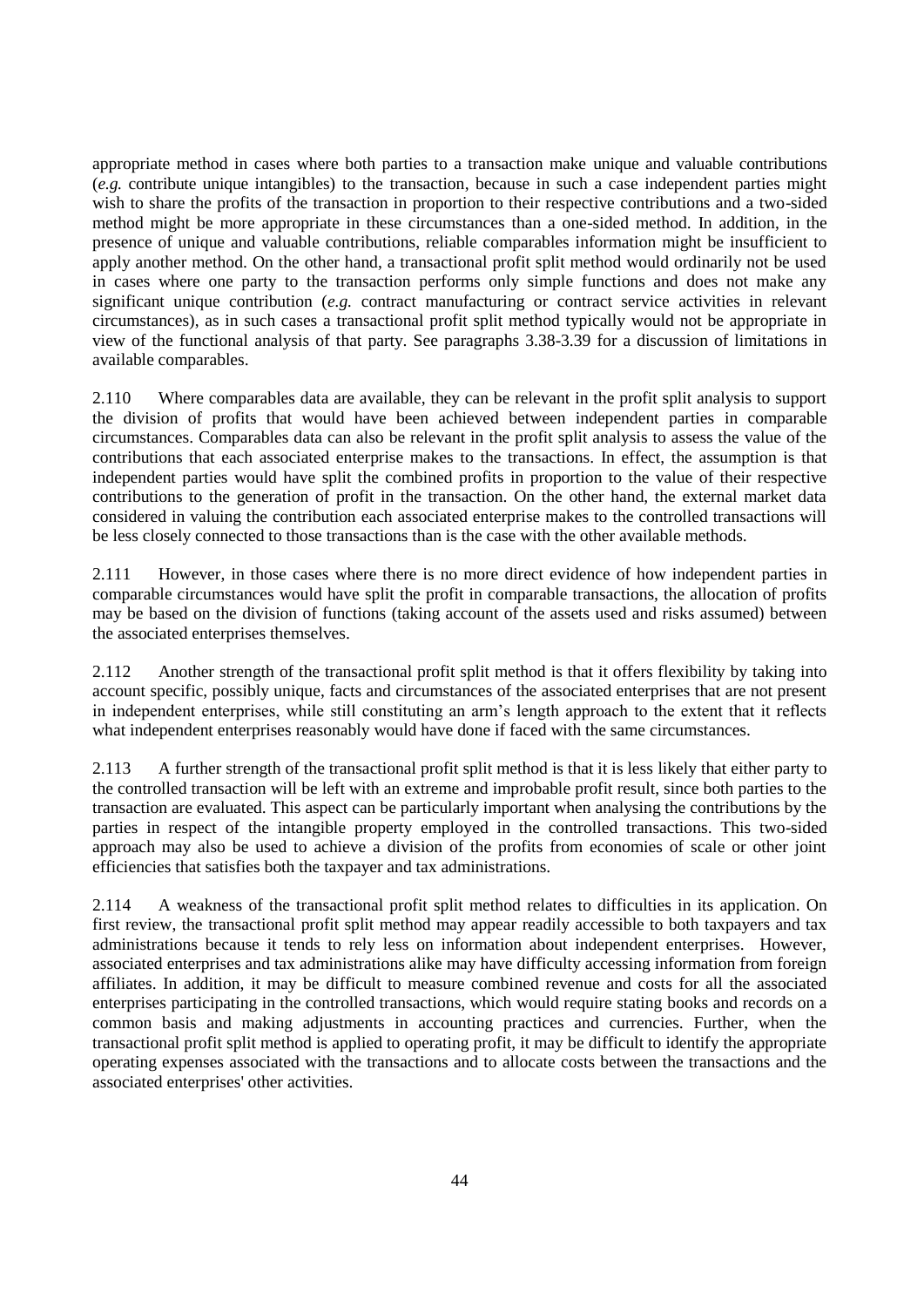appropriate method in cases where both parties to a transaction make unique and valuable contributions (*e.g.* contribute unique intangibles) to the transaction, because in such a case independent parties might wish to share the profits of the transaction in proportion to their respective contributions and a two-sided method might be more appropriate in these circumstances than a one-sided method. In addition, in the presence of unique and valuable contributions, reliable comparables information might be insufficient to apply another method. On the other hand, a transactional profit split method would ordinarily not be used in cases where one party to the transaction performs only simple functions and does not make any significant unique contribution (*e.g.* contract manufacturing or contract service activities in relevant circumstances), as in such cases a transactional profit split method typically would not be appropriate in view of the functional analysis of that party. See paragraphs 3.38-3.39 for a discussion of limitations in available comparables.

2.110 Where comparables data are available, they can be relevant in the profit split analysis to support the division of profits that would have been achieved between independent parties in comparable circumstances. Comparables data can also be relevant in the profit split analysis to assess the value of the contributions that each associated enterprise makes to the transactions. In effect, the assumption is that independent parties would have split the combined profits in proportion to the value of their respective contributions to the generation of profit in the transaction. On the other hand, the external market data considered in valuing the contribution each associated enterprise makes to the controlled transactions will be less closely connected to those transactions than is the case with the other available methods.

2.111 However, in those cases where there is no more direct evidence of how independent parties in comparable circumstances would have split the profit in comparable transactions, the allocation of profits may be based on the division of functions (taking account of the assets used and risks assumed) between the associated enterprises themselves.

2.112 Another strength of the transactional profit split method is that it offers flexibility by taking into account specific, possibly unique, facts and circumstances of the associated enterprises that are not present in independent enterprises, while still constituting an arm's length approach to the extent that it reflects what independent enterprises reasonably would have done if faced with the same circumstances.

2.113 A further strength of the transactional profit split method is that it is less likely that either party to the controlled transaction will be left with an extreme and improbable profit result, since both parties to the transaction are evaluated. This aspect can be particularly important when analysing the contributions by the parties in respect of the intangible property employed in the controlled transactions. This two-sided approach may also be used to achieve a division of the profits from economies of scale or other joint efficiencies that satisfies both the taxpayer and tax administrations.

2.114 A weakness of the transactional profit split method relates to difficulties in its application. On first review, the transactional profit split method may appear readily accessible to both taxpayers and tax administrations because it tends to rely less on information about independent enterprises. However, associated enterprises and tax administrations alike may have difficulty accessing information from foreign affiliates. In addition, it may be difficult to measure combined revenue and costs for all the associated enterprises participating in the controlled transactions, which would require stating books and records on a common basis and making adjustments in accounting practices and currencies. Further, when the transactional profit split method is applied to operating profit, it may be difficult to identify the appropriate operating expenses associated with the transactions and to allocate costs between the transactions and the associated enterprises' other activities.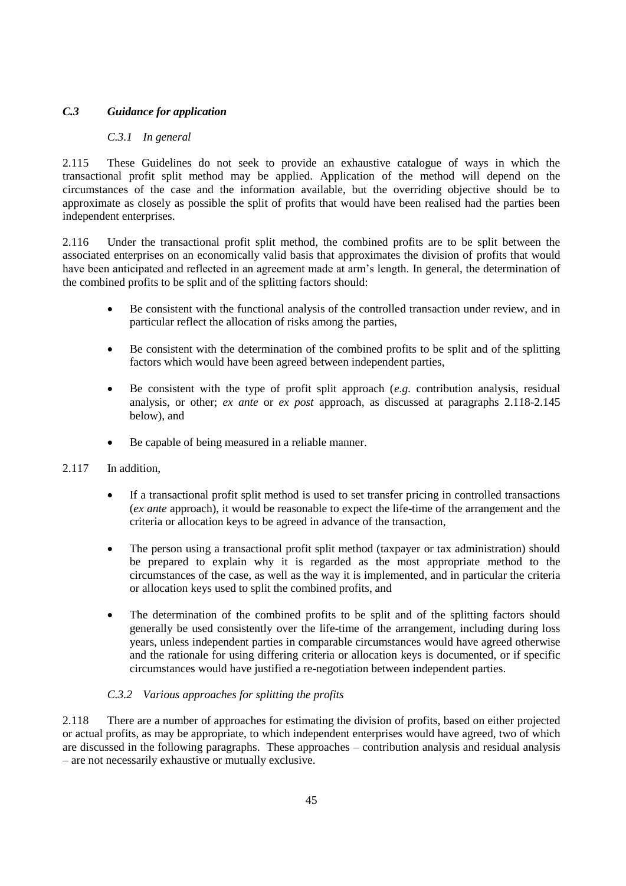### *C.3 Guidance for application*

#### *C.3.1 In general*

2.115 These Guidelines do not seek to provide an exhaustive catalogue of ways in which the transactional profit split method may be applied. Application of the method will depend on the circumstances of the case and the information available, but the overriding objective should be to approximate as closely as possible the split of profits that would have been realised had the parties been independent enterprises.

2.116 Under the transactional profit split method, the combined profits are to be split between the associated enterprises on an economically valid basis that approximates the division of profits that would have been anticipated and reflected in an agreement made at arm's length. In general, the determination of the combined profits to be split and of the splitting factors should:

- Be consistent with the functional analysis of the controlled transaction under review, and in particular reflect the allocation of risks among the parties,
- Be consistent with the determination of the combined profits to be split and of the splitting factors which would have been agreed between independent parties,
- Be consistent with the type of profit split approach (*e.g.* contribution analysis, residual analysis, or other; *ex ante* or *ex post* approach, as discussed at paragraphs 2.118-2.145 below), and
- Be capable of being measured in a reliable manner.

2.117 In addition,

- If a transactional profit split method is used to set transfer pricing in controlled transactions (*ex ante* approach), it would be reasonable to expect the life-time of the arrangement and the criteria or allocation keys to be agreed in advance of the transaction,
- The person using a transactional profit split method (taxpayer or tax administration) should be prepared to explain why it is regarded as the most appropriate method to the circumstances of the case, as well as the way it is implemented, and in particular the criteria or allocation keys used to split the combined profits, and
- The determination of the combined profits to be split and of the splitting factors should generally be used consistently over the life-time of the arrangement, including during loss years, unless independent parties in comparable circumstances would have agreed otherwise and the rationale for using differing criteria or allocation keys is documented, or if specific circumstances would have justified a re-negotiation between independent parties.

#### *C.3.2 Various approaches for splitting the profits*

2.118 There are a number of approaches for estimating the division of profits, based on either projected or actual profits, as may be appropriate, to which independent enterprises would have agreed, two of which are discussed in the following paragraphs. These approaches – contribution analysis and residual analysis – are not necessarily exhaustive or mutually exclusive.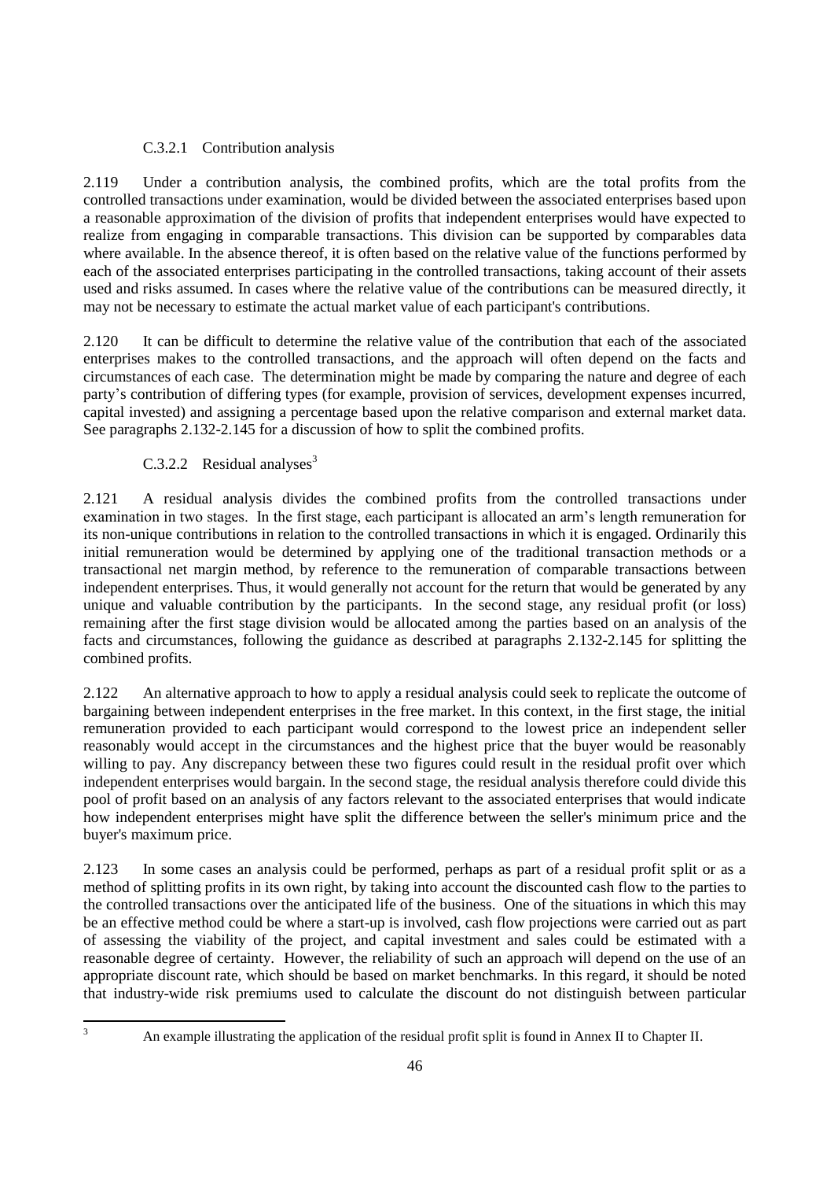#### C.3.2.1 Contribution analysis

2.119 Under a contribution analysis, the combined profits, which are the total profits from the controlled transactions under examination, would be divided between the associated enterprises based upon a reasonable approximation of the division of profits that independent enterprises would have expected to realize from engaging in comparable transactions. This division can be supported by comparables data where available. In the absence thereof, it is often based on the relative value of the functions performed by each of the associated enterprises participating in the controlled transactions, taking account of their assets used and risks assumed. In cases where the relative value of the contributions can be measured directly, it may not be necessary to estimate the actual market value of each participant's contributions.

2.120 It can be difficult to determine the relative value of the contribution that each of the associated enterprises makes to the controlled transactions, and the approach will often depend on the facts and circumstances of each case. The determination might be made by comparing the nature and degree of each party's contribution of differing types (for example, provision of services, development expenses incurred, capital invested) and assigning a percentage based upon the relative comparison and external market data. See paragraphs 2.132-2.145 for a discussion of how to split the combined profits.

#### C.3.2.2 Residual analyses[3]

2.121 A residual analysis divides the combined profits from the controlled transactions under examination in two stages. In the first stage, each participant is allocated an arm's length remuneration for its non-unique contributions in relation to the controlled transactions in which it is engaged. Ordinarily this initial remuneration would be determined by applying one of the traditional transaction methods or a transactional net margin method, by reference to the remuneration of comparable transactions between independent enterprises. Thus, it would generally not account for the return that would be generated by any unique and valuable contribution by the participants. In the second stage, any residual profit (or loss) remaining after the first stage division would be allocated among the parties based on an analysis of the facts and circumstances, following the guidance as described at paragraphs 2.132-2.145 for splitting the combined profits.

2.122 An alternative approach to how to apply a residual analysis could seek to replicate the outcome of bargaining between independent enterprises in the free market. In this context, in the first stage, the initial remuneration provided to each participant would correspond to the lowest price an independent seller reasonably would accept in the circumstances and the highest price that the buyer would be reasonably willing to pay. Any discrepancy between these two figures could result in the residual profit over which independent enterprises would bargain. In the second stage, the residual analysis therefore could divide this pool of profit based on an analysis of any factors relevant to the associated enterprises that would indicate how independent enterprises might have split the difference between the seller's minimum price and the buyer's maximum price.

2.123 In some cases an analysis could be performed, perhaps as part of a residual profit split or as a method of splitting profits in its own right, by taking into account the discounted cash flow to the parties to the controlled transactions over the anticipated life of the business. One of the situations in which this may be an effective method could be where a start-up is involved, cash flow projections were carried out as part of assessing the viability of the project, and capital investment and sales could be estimated with a reasonable degree of certainty. However, the reliability of such an approach will depend on the use of an appropriate discount rate, which should be based on market benchmarks. In this regard, it should be noted that industry-wide risk premiums used to calculate the discount do not distinguish between particular

[3] An example illustrating the application of the residual profit split is found in Annex II to Chapter II.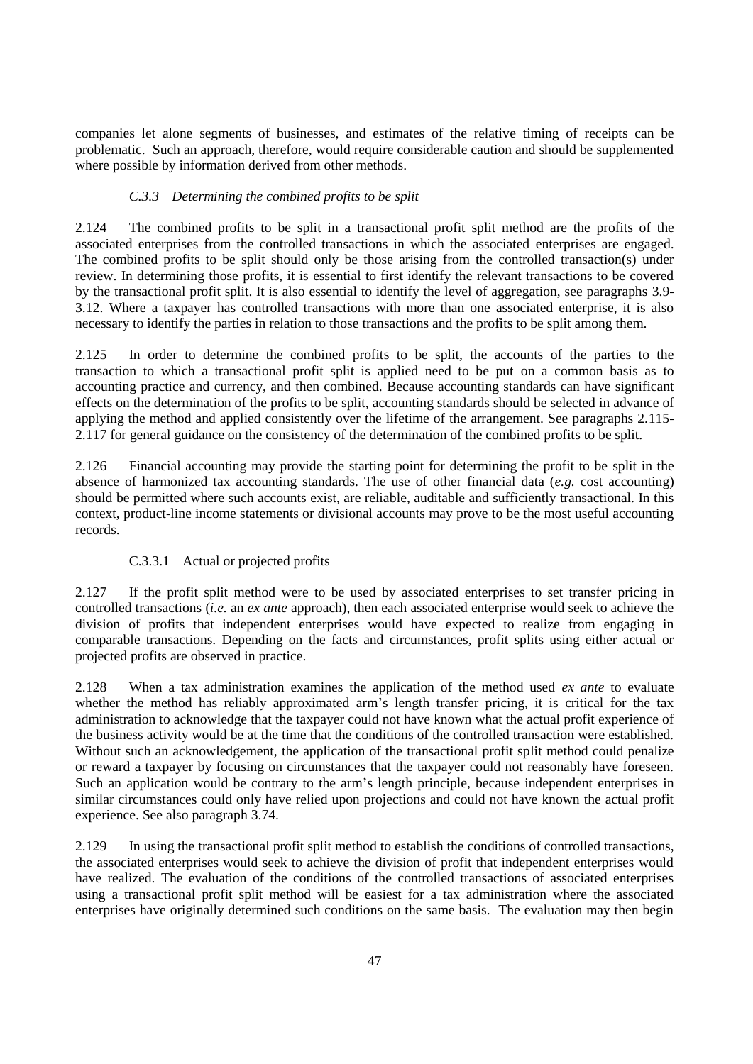companies let alone segments of businesses, and estimates of the relative timing of receipts can be problematic. Such an approach, therefore, would require considerable caution and should be supplemented where possible by information derived from other methods.

#### *C.3.3 Determining the combined profits to be split*

2.124 The combined profits to be split in a transactional profit split method are the profits of the associated enterprises from the controlled transactions in which the associated enterprises are engaged. The combined profits to be split should only be those arising from the controlled transaction(s) under review. In determining those profits, it is essential to first identify the relevant transactions to be covered by the transactional profit split. It is also essential to identify the level of aggregation, see paragraphs 3.9-3.12. Where a taxpayer has controlled transactions with more than one associated enterprise, it is also necessary to identify the parties in relation to those transactions and the profits to be split among them.

2.125 In order to determine the combined profits to be split, the accounts of the parties to the transaction to which a transactional profit split is applied need to be put on a common basis as to accounting practice and currency, and then combined. Because accounting standards can have significant effects on the determination of the profits to be split, accounting standards should be selected in advance of applying the method and applied consistently over the lifetime of the arrangement. See paragraphs 2.115-2.117 for general guidance on the consistency of the determination of the combined profits to be split.

2.126 Financial accounting may provide the starting point for determining the profit to be split in the absence of harmonized tax accounting standards. The use of other financial data (*e.g.* cost accounting) should be permitted where such accounts exist, are reliable, auditable and sufficiently transactional. In this context, product-line income statements or divisional accounts may prove to be the most useful accounting records.

##### C.3.3.1 Actual or projected profits

2.127 If the profit split method were to be used by associated enterprises to set transfer pricing in controlled transactions (*i.e.* an *ex ante* approach), then each associated enterprise would seek to achieve the division of profits that independent enterprises would have expected to realize from engaging in comparable transactions. Depending on the facts and circumstances, profit splits using either actual or projected profits are observed in practice.

2.128 When a tax administration examines the application of the method used *ex ante* to evaluate whether the method has reliably approximated arm's length transfer pricing, it is critical for the tax administration to acknowledge that the taxpayer could not have known what the actual profit experience of the business activity would be at the time that the conditions of the controlled transaction were established. Without such an acknowledgement, the application of the transactional profit split method could penalize or reward a taxpayer by focusing on circumstances that the taxpayer could not reasonably have foreseen. Such an application would be contrary to the arm's length principle, because independent enterprises in similar circumstances could only have relied upon projections and could not have known the actual profit experience. See also paragraph 3.74.

2.129 In using the transactional profit split method to establish the conditions of controlled transactions, the associated enterprises would seek to achieve the division of profit that independent enterprises would have realized. The evaluation of the conditions of the controlled transactions of associated enterprises using a transactional profit split method will be easiest for a tax administration where the associated enterprises have originally determined such conditions on the same basis. The evaluation may then begin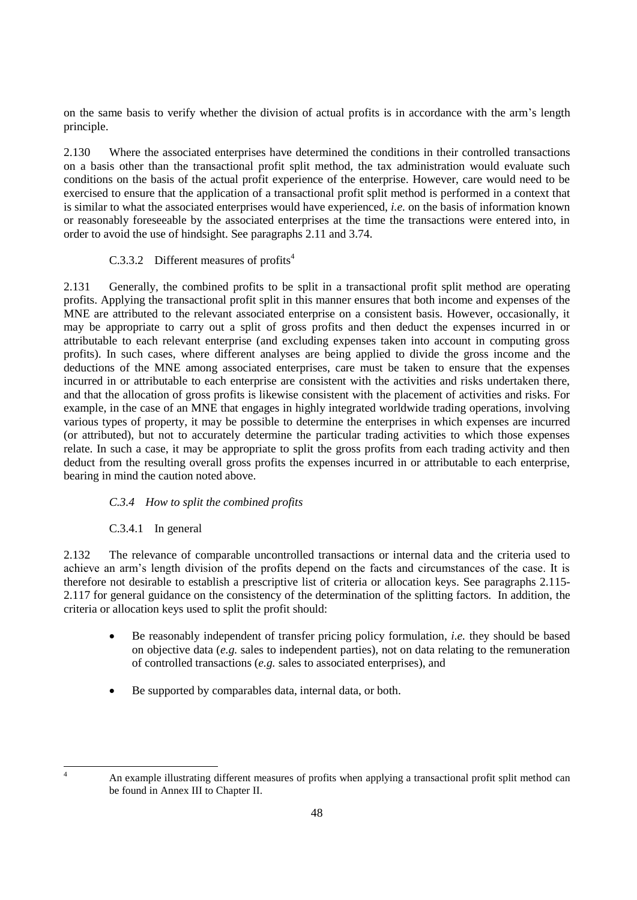on the same basis to verify whether the division of actual profits is in accordance with the arm's length principle.

2.130 Where the associated enterprises have determined the conditions in their controlled transactions on a basis other than the transactional profit split method, the tax administration would evaluate such conditions on the basis of the actual profit experience of the enterprise. However, care would need to be exercised to ensure that the application of a transactional profit split method is performed in a context that is similar to what the associated enterprises would have experienced, *i.e.* on the basis of information known or reasonably foreseeable by the associated enterprises at the time the transactions were entered into, in order to avoid the use of hindsight. See paragraphs 2.11 and 3.74.

#### C.3.3.2 Different measures of profits[4]

2.131 Generally, the combined profits to be split in a transactional profit split method are operating profits. Applying the transactional profit split in this manner ensures that both income and expenses of the MNE are attributed to the relevant associated enterprise on a consistent basis. However, occasionally, it may be appropriate to carry out a split of gross profits and then deduct the expenses incurred in or attributable to each relevant enterprise (and excluding expenses taken into account in computing gross profits). In such cases, where different analyses are being applied to divide the gross income and the deductions of the MNE among associated enterprises, care must be taken to ensure that the expenses incurred in or attributable to each enterprise are consistent with the activities and risks undertaken there, and that the allocation of gross profits is likewise consistent with the placement of activities and risks. For example, in the case of an MNE that engages in highly integrated worldwide trading operations, involving various types of property, it may be possible to determine the enterprises in which expenses are incurred (or attributed), but not to accurately determine the particular trading activities to which those expenses relate. In such a case, it may be appropriate to split the gross profits from each trading activity and then deduct from the resulting overall gross profits the expenses incurred in or attributable to each enterprise, bearing in mind the caution noted above.

### *C.3.4 How to split the combined profits*

#### C.3.4.1 In general

2.132 The relevance of comparable uncontrolled transactions or internal data and the criteria used to achieve an arm's length division of the profits depend on the facts and circumstances of the case. It is therefore not desirable to establish a prescriptive list of criteria or allocation keys. See paragraphs 2.115-2.117 for general guidance on the consistency of the determination of the splitting factors. In addition, the criteria or allocation keys used to split the profit should:

- Be reasonably independent of transfer pricing policy formulation, *i.e.* they should be based on objective data (*e.g.* sales to independent parties), not on data relating to the remuneration of controlled transactions (*e.g.* sales to associated enterprises), and
- Be supported by comparables data, internal data, or both.

---

[4] An example illustrating different measures of profits when applying a transactional profit split method can be found in Annex III to Chapter II.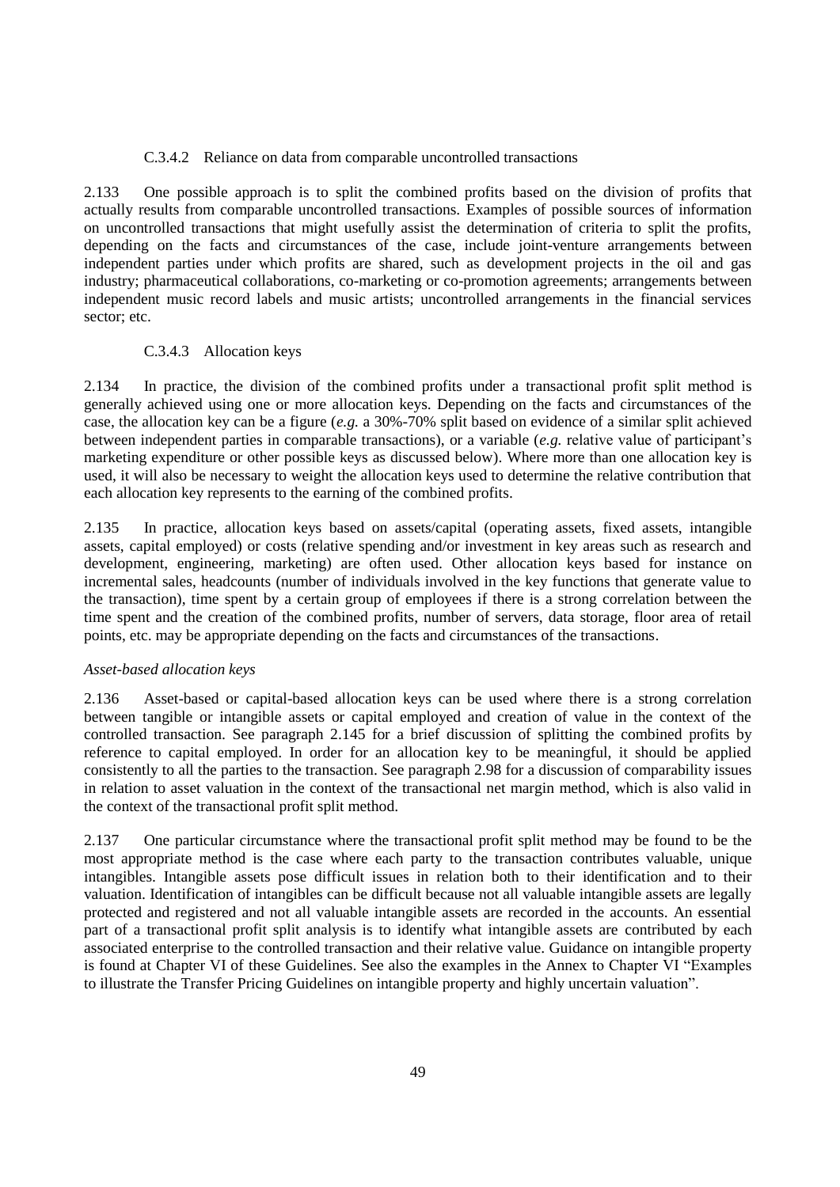#### C.3.4.2 Reliance on data from comparable uncontrolled transactions

2.133 One possible approach is to split the combined profits based on the division of profits that actually results from comparable uncontrolled transactions. Examples of possible sources of information on uncontrolled transactions that might usefully assist the determination of criteria to split the profits, depending on the facts and circumstances of the case, include joint-venture arrangements between independent parties under which profits are shared, such as development projects in the oil and gas industry; pharmaceutical collaborations, co-marketing or co-promotion agreements; arrangements between independent music record labels and music artists; uncontrolled arrangements in the financial services sector; etc.

#### C.3.4.3 Allocation keys

2.134 In practice, the division of the combined profits under a transactional profit split method is generally achieved using one or more allocation keys. Depending on the facts and circumstances of the case, the allocation key can be a figure (*e.g.* a 30%-70% split based on evidence of a similar split achieved between independent parties in comparable transactions), or a variable (*e.g.* relative value of participant's marketing expenditure or other possible keys as discussed below). Where more than one allocation key is used, it will also be necessary to weight the allocation keys used to determine the relative contribution that each allocation key represents to the earning of the combined profits.

2.135 In practice, allocation keys based on assets/capital (operating assets, fixed assets, intangible assets, capital employed) or costs (relative spending and/or investment in key areas such as research and development, engineering, marketing) are often used. Other allocation keys based for instance on incremental sales, headcounts (number of individuals involved in the key functions that generate value to the transaction), time spent by a certain group of employees if there is a strong correlation between the time spent and the creation of the combined profits, number of servers, data storage, floor area of retail points, etc. may be appropriate depending on the facts and circumstances of the transactions.

*Asset-based allocation keys*

2.136 Asset-based or capital-based allocation keys can be used where there is a strong correlation between tangible or intangible assets or capital employed and creation of value in the context of the controlled transaction. See paragraph 2.145 for a brief discussion of splitting the combined profits by reference to capital employed. In order for an allocation key to be meaningful, it should be applied consistently to all the parties to the transaction. See paragraph 2.98 for a discussion of comparability issues in relation to asset valuation in the context of the transactional net margin method, which is also valid in the context of the transactional profit split method.

2.137 One particular circumstance where the transactional profit split method may be found to be the most appropriate method is the case where each party to the transaction contributes valuable, unique intangibles. Intangible assets pose difficult issues in relation both to their identification and to their valuation. Identification of intangibles can be difficult because not all valuable intangible assets are legally protected and registered and not all valuable intangible assets are recorded in the accounts. An essential part of a transactional profit split analysis is to identify what intangible assets are contributed by each associated enterprise to the controlled transaction and their relative value. Guidance on intangible property is found at Chapter VI of these Guidelines. See also the examples in the Annex to Chapter VI "Examples to illustrate the Transfer Pricing Guidelines on intangible property and highly uncertain valuation".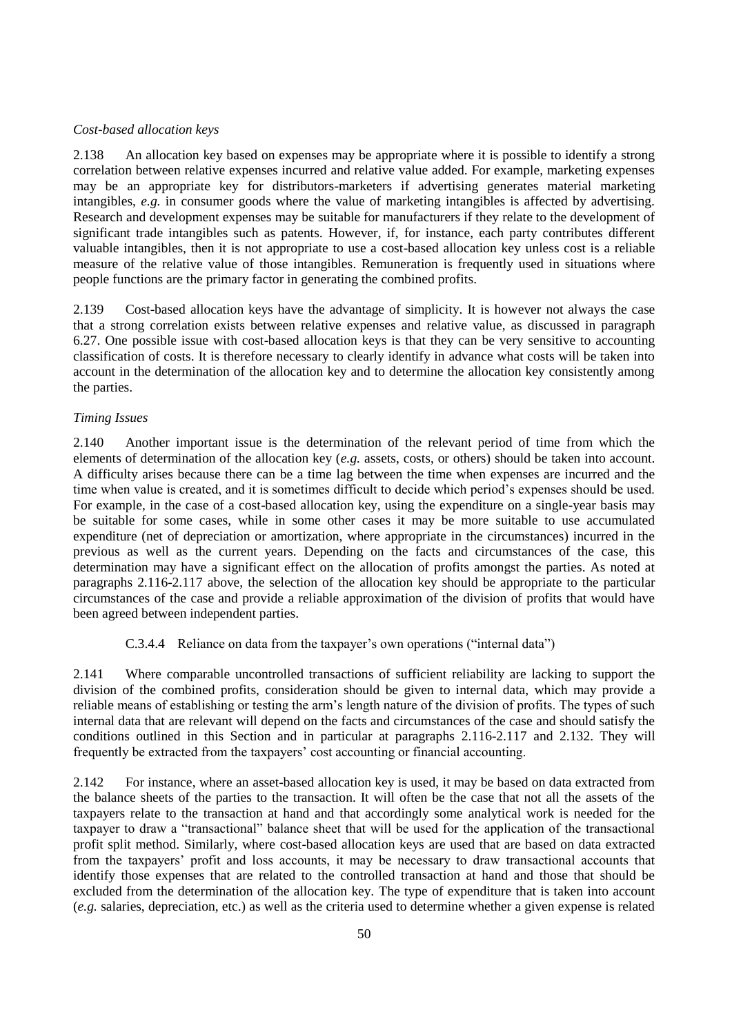*Cost-based allocation keys*

2.138 An allocation key based on expenses may be appropriate where it is possible to identify a strong correlation between relative expenses incurred and relative value added. For example, marketing expenses may be an appropriate key for distributors-marketers if advertising generates material marketing intangibles, *e.g.* in consumer goods where the value of marketing intangibles is affected by advertising. Research and development expenses may be suitable for manufacturers if they relate to the development of significant trade intangibles such as patents. However, if, for instance, each party contributes different valuable intangibles, then it is not appropriate to use a cost-based allocation key unless cost is a reliable measure of the relative value of those intangibles. Remuneration is frequently used in situations where people functions are the primary factor in generating the combined profits.

2.139 Cost-based allocation keys have the advantage of simplicity. It is however not always the case that a strong correlation exists between relative expenses and relative value, as discussed in paragraph 6.27. One possible issue with cost-based allocation keys is that they can be very sensitive to accounting classification of costs. It is therefore necessary to clearly identify in advance what costs will be taken into account in the determination of the allocation key and to determine the allocation key consistently among the parties.

*Timing Issues*

2.140 Another important issue is the determination of the relevant period of time from which the elements of determination of the allocation key (*e.g.* assets, costs, or others) should be taken into account. A difficulty arises because there can be a time lag between the time when expenses are incurred and the time when value is created, and it is sometimes difficult to decide which period's expenses should be used. For example, in the case of a cost-based allocation key, using the expenditure on a single-year basis may be suitable for some cases, while in some other cases it may be more suitable to use accumulated expenditure (net of depreciation or amortization, where appropriate in the circumstances) incurred in the previous as well as the current years. Depending on the facts and circumstances of the case, this determination may have a significant effect on the allocation of profits amongst the parties. As noted at paragraphs 2.116-2.117 above, the selection of the allocation key should be appropriate to the particular circumstances of the case and provide a reliable approximation of the division of profits that would have been agreed between independent parties.

C.3.4.4 Reliance on data from the taxpayer's own operations ("internal data")

2.141 Where comparable uncontrolled transactions of sufficient reliability are lacking to support the division of the combined profits, consideration should be given to internal data, which may provide a reliable means of establishing or testing the arm's length nature of the division of profits. The types of such internal data that are relevant will depend on the facts and circumstances of the case and should satisfy the conditions outlined in this Section and in particular at paragraphs 2.116-2.117 and 2.132. They will frequently be extracted from the taxpayers' cost accounting or financial accounting.

2.142 For instance, where an asset-based allocation key is used, it may be based on data extracted from the balance sheets of the parties to the transaction. It will often be the case that not all the assets of the taxpayers relate to the transaction at hand and that accordingly some analytical work is needed for the taxpayer to draw a "transactional" balance sheet that will be used for the application of the transactional profit split method. Similarly, where cost-based allocation keys are used that are based on data extracted from the taxpayers' profit and loss accounts, it may be necessary to draw transactional accounts that identify those expenses that are related to the controlled transaction at hand and those that should be excluded from the determination of the allocation key. The type of expenditure that is taken into account (*e.g.* salaries, depreciation, etc.) as well as the criteria used to determine whether a given expense is related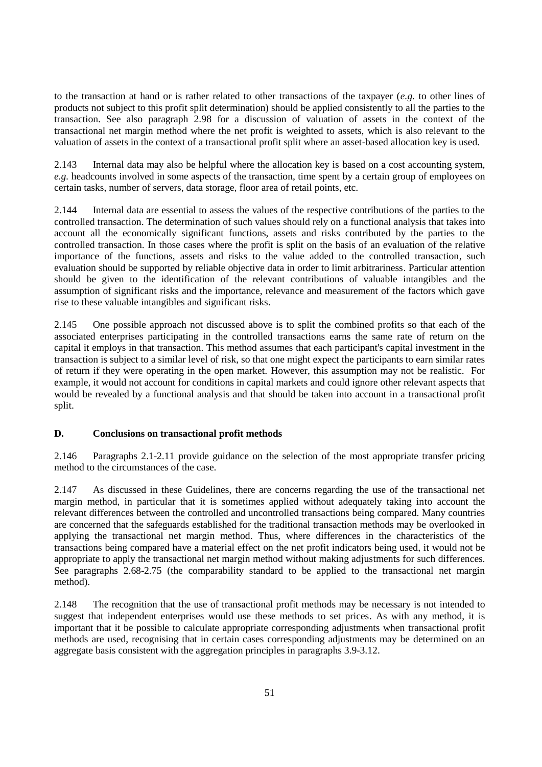to the transaction at hand or is rather related to other transactions of the taxpayer (*e.g.* to other lines of products not subject to this profit split determination) should be applied consistently to all the parties to the transaction. See also paragraph 2.98 for a discussion of valuation of assets in the context of the transactional net margin method where the net profit is weighted to assets, which is also relevant to the valuation of assets in the context of a transactional profit split where an asset-based allocation key is used.

2.143 Internal data may also be helpful where the allocation key is based on a cost accounting system, *e.g.* headcounts involved in some aspects of the transaction, time spent by a certain group of employees on certain tasks, number of servers, data storage, floor area of retail points, etc.

2.144 Internal data are essential to assess the values of the respective contributions of the parties to the controlled transaction. The determination of such values should rely on a functional analysis that takes into account all the economically significant functions, assets and risks contributed by the parties to the controlled transaction. In those cases where the profit is split on the basis of an evaluation of the relative importance of the functions, assets and risks to the value added to the controlled transaction, such evaluation should be supported by reliable objective data in order to limit arbitrariness. Particular attention should be given to the identification of the relevant contributions of valuable intangibles and the assumption of significant risks and the importance, relevance and measurement of the factors which gave rise to these valuable intangibles and significant risks.

2.145 One possible approach not discussed above is to split the combined profits so that each of the associated enterprises participating in the controlled transactions earns the same rate of return on the capital it employs in that transaction. This method assumes that each participant's capital investment in the transaction is subject to a similar level of risk, so that one might expect the participants to earn similar rates of return if they were operating in the open market. However, this assumption may not be realistic. For example, it would not account for conditions in capital markets and could ignore other relevant aspects that would be revealed by a functional analysis and that should be taken into account in a transactional profit split.

## D. Conclusions on transactional profit methods

2.146 Paragraphs 2.1-2.11 provide guidance on the selection of the most appropriate transfer pricing method to the circumstances of the case.

2.147 As discussed in these Guidelines, there are concerns regarding the use of the transactional net margin method, in particular that it is sometimes applied without adequately taking into account the relevant differences between the controlled and uncontrolled transactions being compared. Many countries are concerned that the safeguards established for the traditional transaction methods may be overlooked in applying the transactional net margin method. Thus, where differences in the characteristics of the transactions being compared have a material effect on the net profit indicators being used, it would not be appropriate to apply the transactional net margin method without making adjustments for such differences. See paragraphs 2.68-2.75 (the comparability standard to be applied to the transactional net margin method).

2.148 The recognition that the use of transactional profit methods may be necessary is not intended to suggest that independent enterprises would use these methods to set prices. As with any method, it is important that it be possible to calculate appropriate corresponding adjustments when transactional profit methods are used, recognising that in certain cases corresponding adjustments may be determined on an aggregate basis consistent with the aggregation principles in paragraphs 3.9-3.12.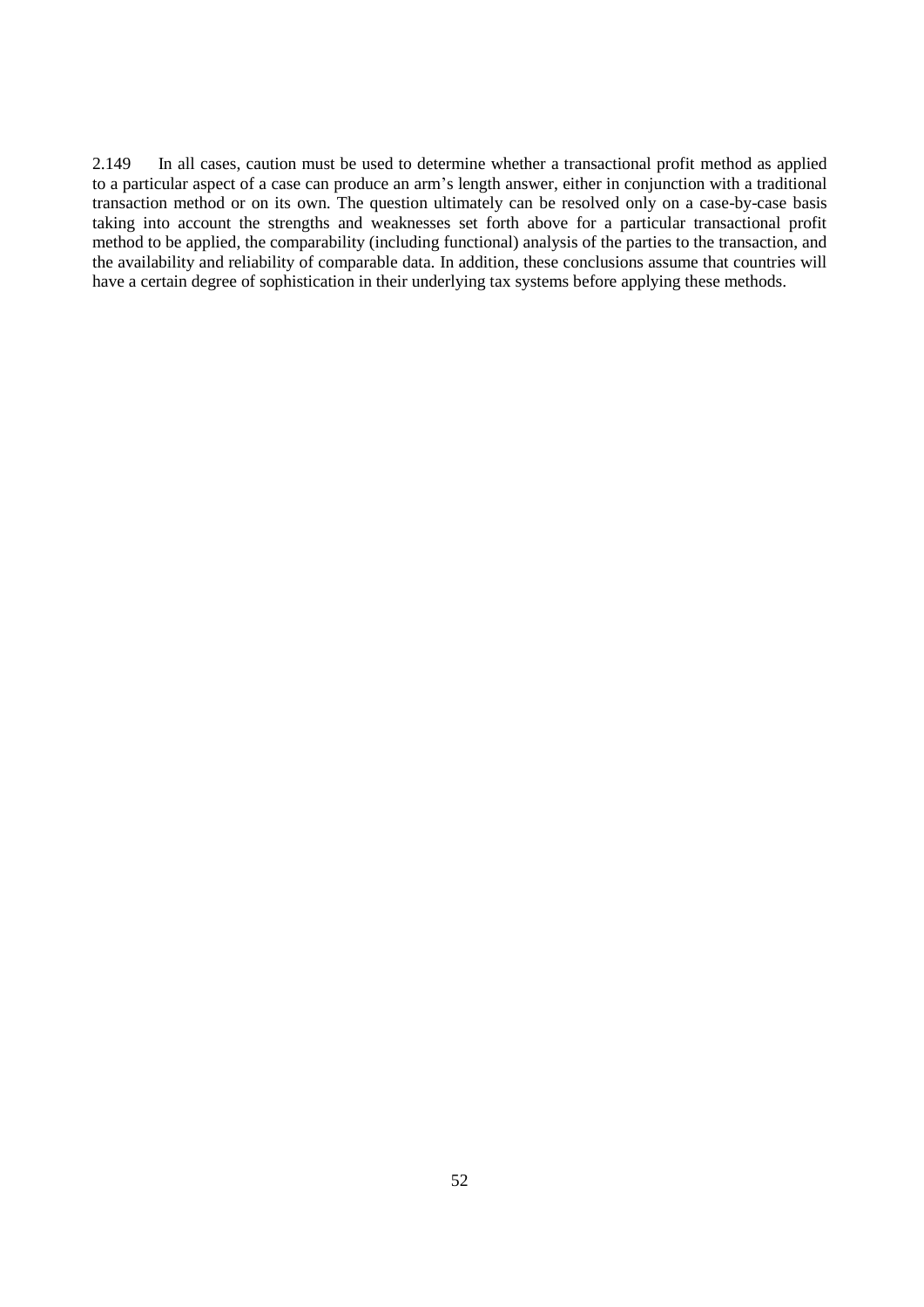2.149 In all cases, caution must be used to determine whether a transactional profit method as applied to a particular aspect of a case can produce an arm's length answer, either in conjunction with a traditional transaction method or on its own. The question ultimately can be resolved only on a case-by-case basis taking into account the strengths and weaknesses set forth above for a particular transactional profit method to be applied, the comparability (including functional) analysis of the parties to the transaction, and the availability and reliability of comparable data. In addition, these conclusions assume that countries will have a certain degree of sophistication in their underlying tax systems before applying these methods.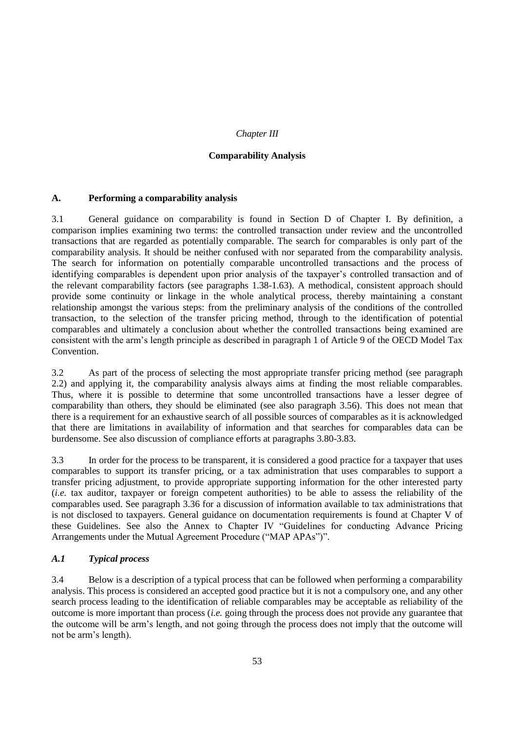*Chapter III*

**Comparability Analysis**

## A. Performing a comparability analysis

3.1 General guidance on comparability is found in Section D of Chapter I. By definition, a comparison implies examining two terms: the controlled transaction under review and the uncontrolled transactions that are regarded as potentially comparable. The search for comparables is only part of the comparability analysis. It should be neither confused with nor separated from the comparability analysis. The search for information on potentially comparable uncontrolled transactions and the process of identifying comparables is dependent upon prior analysis of the taxpayer's controlled transaction and of the relevant comparability factors (see paragraphs 1.38-1.63). A methodical, consistent approach should provide some continuity or linkage in the whole analytical process, thereby maintaining a constant relationship amongst the various steps: from the preliminary analysis of the conditions of the controlled transaction, to the selection of the transfer pricing method, through to the identification of potential comparables and ultimately a conclusion about whether the controlled transactions being examined are consistent with the arm's length principle as described in paragraph 1 of Article 9 of the OECD Model Tax Convention.

3.2 As part of the process of selecting the most appropriate transfer pricing method (see paragraph 2.2) and applying it, the comparability analysis always aims at finding the most reliable comparables. Thus, where it is possible to determine that some uncontrolled transactions have a lesser degree of comparability than others, they should be eliminated (see also paragraph 3.56). This does not mean that there is a requirement for an exhaustive search of all possible sources of comparables as it is acknowledged that there are limitations in availability of information and that searches for comparables data can be burdensome. See also discussion of compliance efforts at paragraphs 3.80-3.83.

3.3 In order for the process to be transparent, it is considered a good practice for a taxpayer that uses comparables to support its transfer pricing, or a tax administration that uses comparables to support a transfer pricing adjustment, to provide appropriate supporting information for the other interested party (*i.e.* tax auditor, taxpayer or foreign competent authorities) to be able to assess the reliability of the comparables used. See paragraph 3.36 for a discussion of information available to tax administrations that is not disclosed to taxpayers. General guidance on documentation requirements is found at Chapter V of these Guidelines. See also the Annex to Chapter IV "Guidelines for conducting Advance Pricing Arrangements under the Mutual Agreement Procedure ("MAP APAs")".

### *A.1 Typical process*

3.4 Below is a description of a typical process that can be followed when performing a comparability analysis. This process is considered an accepted good practice but it is not a compulsory one, and any other search process leading to the identification of reliable comparables may be acceptable as reliability of the outcome is more important than process (*i.e.* going through the process does not provide any guarantee that the outcome will be arm's length, and not going through the process does not imply that the outcome will not be arm's length).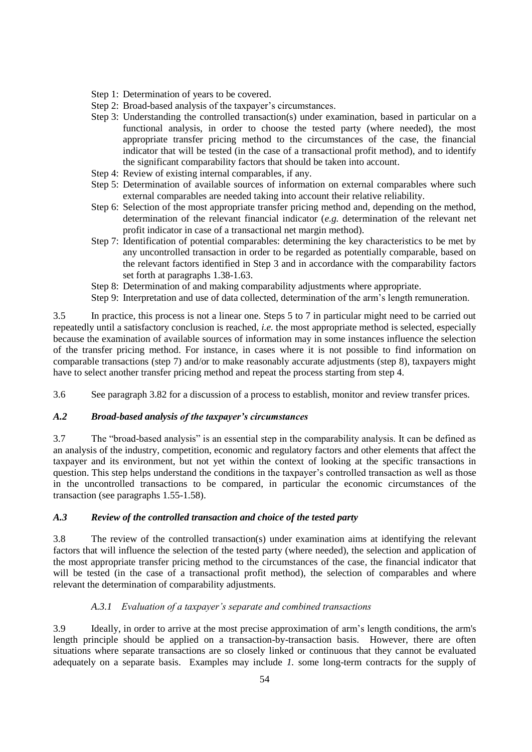Step 1: Determination of years to be covered.

Step 2: Broad-based analysis of the taxpayer's circumstances.

Step 3: Understanding the controlled transaction(s) under examination, based in particular on a functional analysis, in order to choose the tested party (where needed), the most appropriate transfer pricing method to the circumstances of the case, the financial indicator that will be tested (in the case of a transactional profit method), and to identify the significant comparability factors that should be taken into account.

Step 4: Review of existing internal comparables, if any.

Step 5: Determination of available sources of information on external comparables where such external comparables are needed taking into account their relative reliability.

Step 6: Selection of the most appropriate transfer pricing method and, depending on the method, determination of the relevant financial indicator (*e.g.* determination of the relevant net profit indicator in case of a transactional net margin method).

Step 7: Identification of potential comparables: determining the key characteristics to be met by any uncontrolled transaction in order to be regarded as potentially comparable, based on the relevant factors identified in Step 3 and in accordance with the comparability factors set forth at paragraphs 1.38-1.63.

Step 8: Determination of and making comparability adjustments where appropriate.

Step 9: Interpretation and use of data collected, determination of the arm's length remuneration.

3.5 In practice, this process is not a linear one. Steps 5 to 7 in particular might need to be carried out repeatedly until a satisfactory conclusion is reached, *i.e.* the most appropriate method is selected, especially because the examination of available sources of information may in some instances influence the selection of the transfer pricing method. For instance, in cases where it is not possible to find information on comparable transactions (step 7) and/or to make reasonably accurate adjustments (step 8), taxpayers might have to select another transfer pricing method and repeat the process starting from step 4.

3.6 See paragraph 3.82 for a discussion of a process to establish, monitor and review transfer prices.

### *A.2 Broad-based analysis of the taxpayer's circumstances*

3.7 The "broad-based analysis" is an essential step in the comparability analysis. It can be defined as an analysis of the industry, competition, economic and regulatory factors and other elements that affect the taxpayer and its environment, but not yet within the context of looking at the specific transactions in question. This step helps understand the conditions in the taxpayer's controlled transaction as well as those in the uncontrolled transactions to be compared, in particular the economic circumstances of the transaction (see paragraphs 1.55-1.58).

### *A.3 Review of the controlled transaction and choice of the tested party*

3.8 The review of the controlled transaction(s) under examination aims at identifying the relevant factors that will influence the selection of the tested party (where needed), the selection and application of the most appropriate transfer pricing method to the circumstances of the case, the financial indicator that will be tested (in the case of a transactional profit method), the selection of comparables and where relevant the determination of comparability adjustments.

#### *A.3.1 Evaluation of a taxpayer's separate and combined transactions*

3.9 Ideally, in order to arrive at the most precise approximation of arm's length conditions, the arm's length principle should be applied on a transaction-by-transaction basis. However, there are often situations where separate transactions are so closely linked or continuous that they cannot be evaluated adequately on a separate basis. Examples may include *1.* some long-term contracts for the supply of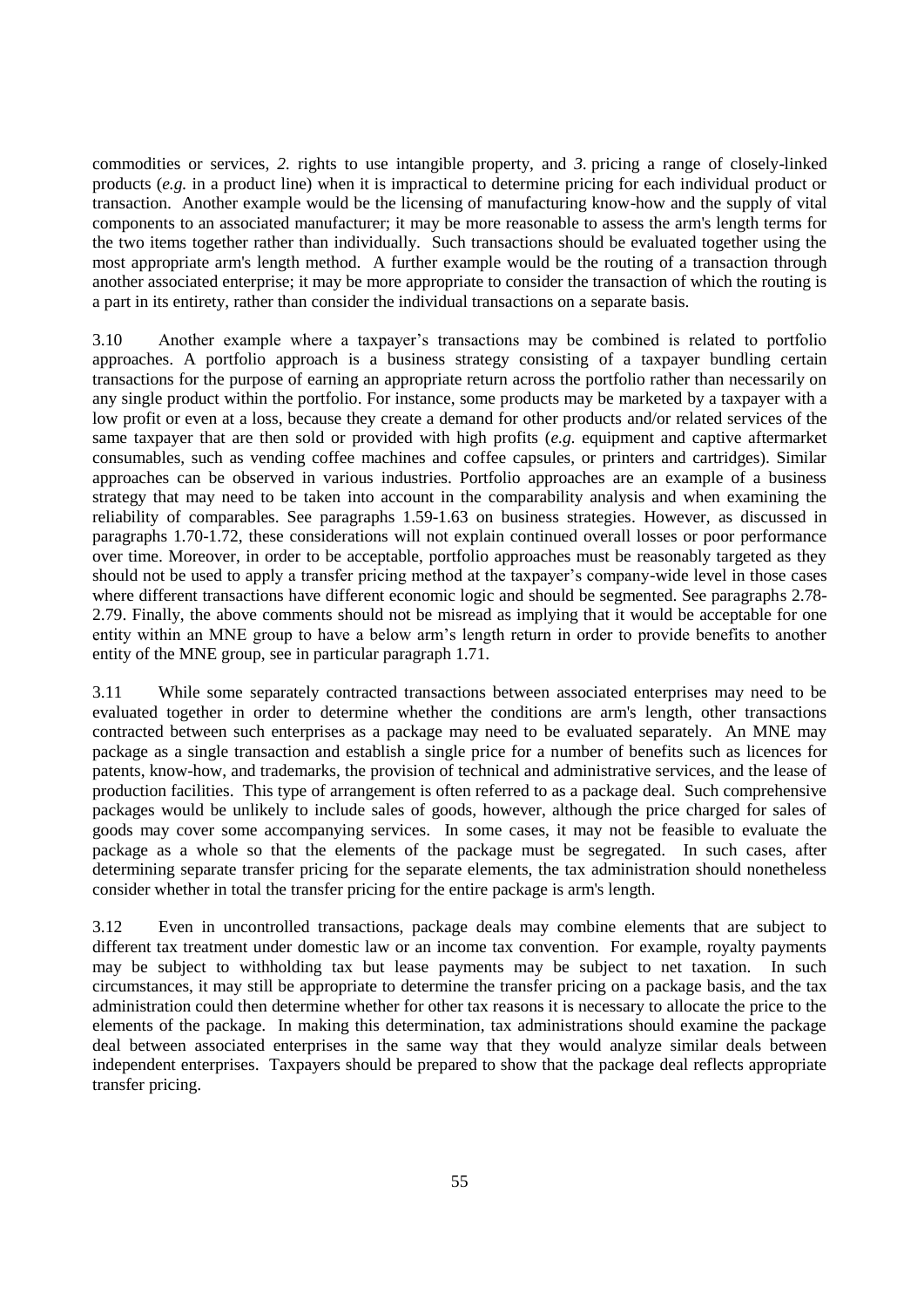commodities or services, *2.* rights to use intangible property, and *3.* pricing a range of closely-linked products (*e.g.* in a product line) when it is impractical to determine pricing for each individual product or transaction. Another example would be the licensing of manufacturing know-how and the supply of vital components to an associated manufacturer; it may be more reasonable to assess the arm's length terms for the two items together rather than individually. Such transactions should be evaluated together using the most appropriate arm's length method. A further example would be the routing of a transaction through another associated enterprise; it may be more appropriate to consider the transaction of which the routing is a part in its entirety, rather than consider the individual transactions on a separate basis.

3.10 Another example where a taxpayer's transactions may be combined is related to portfolio approaches. A portfolio approach is a business strategy consisting of a taxpayer bundling certain transactions for the purpose of earning an appropriate return across the portfolio rather than necessarily on any single product within the portfolio. For instance, some products may be marketed by a taxpayer with a low profit or even at a loss, because they create a demand for other products and/or related services of the same taxpayer that are then sold or provided with high profits (*e.g.* equipment and captive aftermarket consumables, such as vending coffee machines and coffee capsules, or printers and cartridges). Similar approaches can be observed in various industries. Portfolio approaches are an example of a business strategy that may need to be taken into account in the comparability analysis and when examining the reliability of comparables. See paragraphs 1.59-1.63 on business strategies. However, as discussed in paragraphs 1.70-1.72, these considerations will not explain continued overall losses or poor performance over time. Moreover, in order to be acceptable, portfolio approaches must be reasonably targeted as they should not be used to apply a transfer pricing method at the taxpayer's company-wide level in those cases where different transactions have different economic logic and should be segmented. See paragraphs 2.78-2.79. Finally, the above comments should not be misread as implying that it would be acceptable for one entity within an MNE group to have a below arm's length return in order to provide benefits to another entity of the MNE group, see in particular paragraph 1.71.

3.11 While some separately contracted transactions between associated enterprises may need to be evaluated together in order to determine whether the conditions are arm's length, other transactions contracted between such enterprises as a package may need to be evaluated separately. An MNE may package as a single transaction and establish a single price for a number of benefits such as licences for patents, know-how, and trademarks, the provision of technical and administrative services, and the lease of production facilities. This type of arrangement is often referred to as a package deal. Such comprehensive packages would be unlikely to include sales of goods, however, although the price charged for sales of goods may cover some accompanying services. In some cases, it may not be feasible to evaluate the package as a whole so that the elements of the package must be segregated. In such cases, after determining separate transfer pricing for the separate elements, the tax administration should nonetheless consider whether in total the transfer pricing for the entire package is arm's length.

3.12 Even in uncontrolled transactions, package deals may combine elements that are subject to different tax treatment under domestic law or an income tax convention. For example, royalty payments may be subject to withholding tax but lease payments may be subject to net taxation. In such circumstances, it may still be appropriate to determine the transfer pricing on a package basis, and the tax administration could then determine whether for other tax reasons it is necessary to allocate the price to the elements of the package. In making this determination, tax administrations should examine the package deal between associated enterprises in the same way that they would analyze similar deals between independent enterprises. Taxpayers should be prepared to show that the package deal reflects appropriate transfer pricing.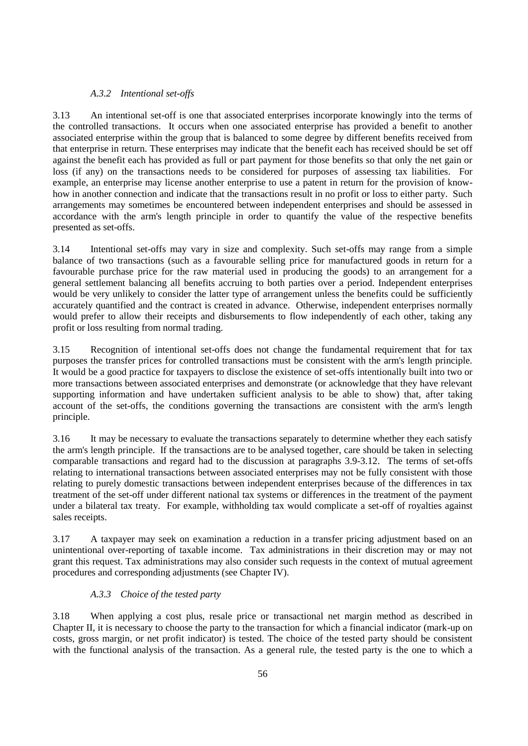#### *A.3.2 Intentional set-offs*

3.13 An intentional set-off is one that associated enterprises incorporate knowingly into the terms of the controlled transactions. It occurs when one associated enterprise has provided a benefit to another associated enterprise within the group that is balanced to some degree by different benefits received from that enterprise in return. These enterprises may indicate that the benefit each has received should be set off against the benefit each has provided as full or part payment for those benefits so that only the net gain or loss (if any) on the transactions needs to be considered for purposes of assessing tax liabilities. For example, an enterprise may license another enterprise to use a patent in return for the provision of know-how in another connection and indicate that the transactions result in no profit or loss to either party. Such arrangements may sometimes be encountered between independent enterprises and should be assessed in accordance with the arm's length principle in order to quantify the value of the respective benefits presented as set-offs.

3.14 Intentional set-offs may vary in size and complexity. Such set-offs may range from a simple balance of two transactions (such as a favourable selling price for manufactured goods in return for a favourable purchase price for the raw material used in producing the goods) to an arrangement for a general settlement balancing all benefits accruing to both parties over a period. Independent enterprises would be very unlikely to consider the latter type of arrangement unless the benefits could be sufficiently accurately quantified and the contract is created in advance. Otherwise, independent enterprises normally would prefer to allow their receipts and disbursements to flow independently of each other, taking any profit or loss resulting from normal trading.

3.15 Recognition of intentional set-offs does not change the fundamental requirement that for tax purposes the transfer prices for controlled transactions must be consistent with the arm's length principle. It would be a good practice for taxpayers to disclose the existence of set-offs intentionally built into two or more transactions between associated enterprises and demonstrate (or acknowledge that they have relevant supporting information and have undertaken sufficient analysis to be able to show) that, after taking account of the set-offs, the conditions governing the transactions are consistent with the arm's length principle.

3.16 It may be necessary to evaluate the transactions separately to determine whether they each satisfy the arm's length principle. If the transactions are to be analysed together, care should be taken in selecting comparable transactions and regard had to the discussion at paragraphs 3.9-3.12. The terms of set-offs relating to international transactions between associated enterprises may not be fully consistent with those relating to purely domestic transactions between independent enterprises because of the differences in tax treatment of the set-off under different national tax systems or differences in the treatment of the payment under a bilateral tax treaty. For example, withholding tax would complicate a set-off of royalties against sales receipts.

3.17 A taxpayer may seek on examination a reduction in a transfer pricing adjustment based on an unintentional over-reporting of taxable income. Tax administrations in their discretion may or may not grant this request. Tax administrations may also consider such requests in the context of mutual agreement procedures and corresponding adjustments (see Chapter IV).

#### *A.3.3 Choice of the tested party*

3.18 When applying a cost plus, resale price or transactional net margin method as described in Chapter II, it is necessary to choose the party to the transaction for which a financial indicator (mark-up on costs, gross margin, or net profit indicator) is tested. The choice of the tested party should be consistent with the functional analysis of the transaction. As a general rule, the tested party is the one to which a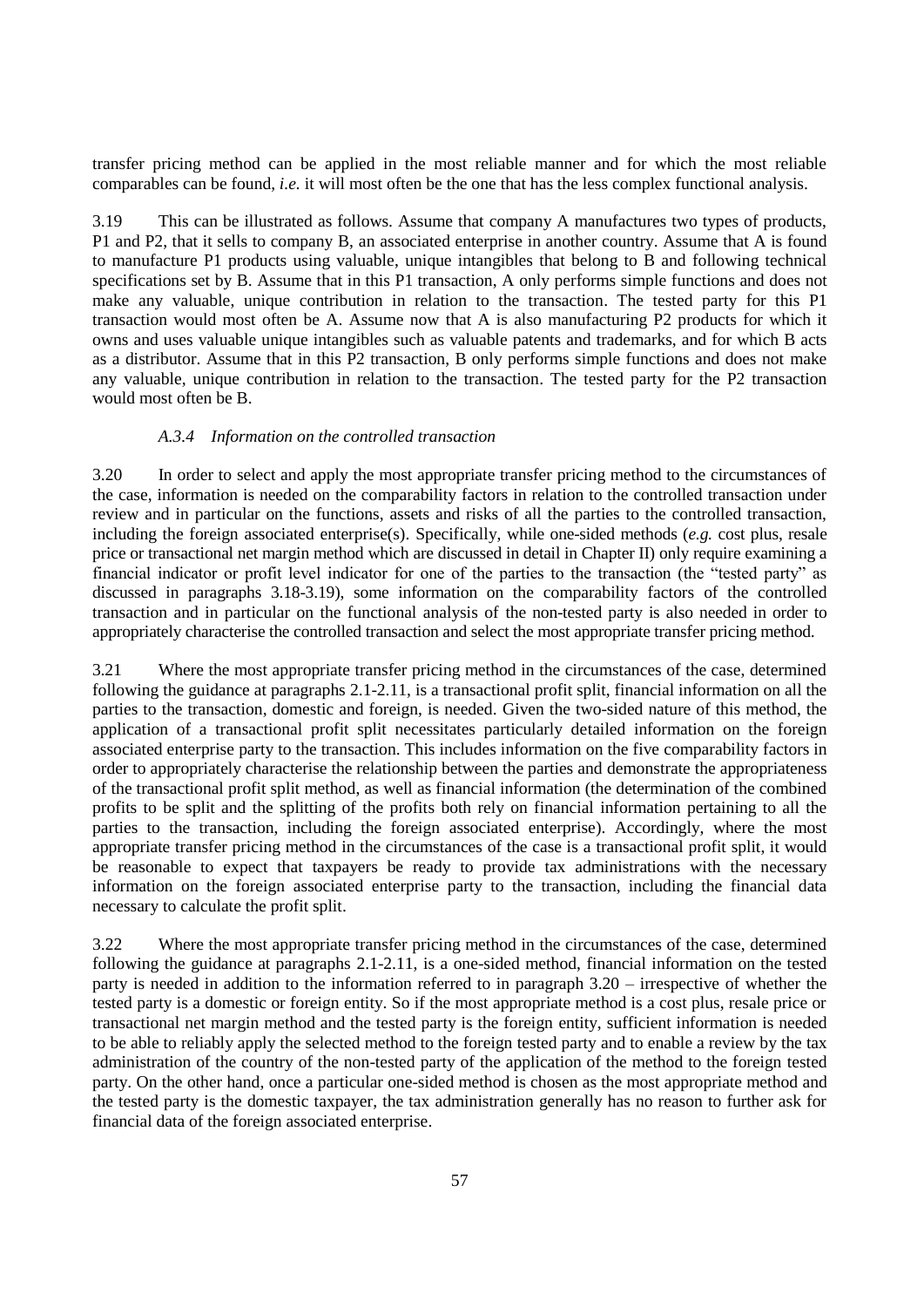transfer pricing method can be applied in the most reliable manner and for which the most reliable comparables can be found, *i.e.* it will most often be the one that has the less complex functional analysis.

3.19 This can be illustrated as follows. Assume that company A manufactures two types of products, P1 and P2, that it sells to company B, an associated enterprise in another country. Assume that A is found to manufacture P1 products using valuable, unique intangibles that belong to B and following technical specifications set by B. Assume that in this P1 transaction, A only performs simple functions and does not make any valuable, unique contribution in relation to the transaction. The tested party for this P1 transaction would most often be A. Assume now that A is also manufacturing P2 products for which it owns and uses valuable unique intangibles such as valuable patents and trademarks, and for which B acts as a distributor. Assume that in this P2 transaction, B only performs simple functions and does not make any valuable, unique contribution in relation to the transaction. The tested party for the P2 transaction would most often be B.

### *A.3.4 Information on the controlled transaction*

3.20 In order to select and apply the most appropriate transfer pricing method to the circumstances of the case, information is needed on the comparability factors in relation to the controlled transaction under review and in particular on the functions, assets and risks of all the parties to the controlled transaction, including the foreign associated enterprise(s). Specifically, while one-sided methods (*e.g.* cost plus, resale price or transactional net margin method which are discussed in detail in Chapter II) only require examining a financial indicator or profit level indicator for one of the parties to the transaction (the "tested party" as discussed in paragraphs 3.18-3.19), some information on the comparability factors of the controlled transaction and in particular on the functional analysis of the non-tested party is also needed in order to appropriately characterise the controlled transaction and select the most appropriate transfer pricing method.

3.21 Where the most appropriate transfer pricing method in the circumstances of the case, determined following the guidance at paragraphs 2.1-2.11, is a transactional profit split, financial information on all the parties to the transaction, domestic and foreign, is needed. Given the two-sided nature of this method, the application of a transactional profit split necessitates particularly detailed information on the foreign associated enterprise party to the transaction. This includes information on the five comparability factors in order to appropriately characterise the relationship between the parties and demonstrate the appropriateness of the transactional profit split method, as well as financial information (the determination of the combined profits to be split and the splitting of the profits both rely on financial information pertaining to all the parties to the transaction, including the foreign associated enterprise). Accordingly, where the most appropriate transfer pricing method in the circumstances of the case is a transactional profit split, it would be reasonable to expect that taxpayers be ready to provide tax administrations with the necessary information on the foreign associated enterprise party to the transaction, including the financial data necessary to calculate the profit split.

3.22 Where the most appropriate transfer pricing method in the circumstances of the case, determined following the guidance at paragraphs 2.1-2.11, is a one-sided method, financial information on the tested party is needed in addition to the information referred to in paragraph 3.20 – irrespective of whether the tested party is a domestic or foreign entity. So if the most appropriate method is a cost plus, resale price or transactional net margin method and the tested party is the foreign entity, sufficient information is needed to be able to reliably apply the selected method to the foreign tested party and to enable a review by the tax administration of the country of the non-tested party of the application of the method to the foreign tested party. On the other hand, once a particular one-sided method is chosen as the most appropriate method and the tested party is the domestic taxpayer, the tax administration generally has no reason to further ask for financial data of the foreign associated enterprise.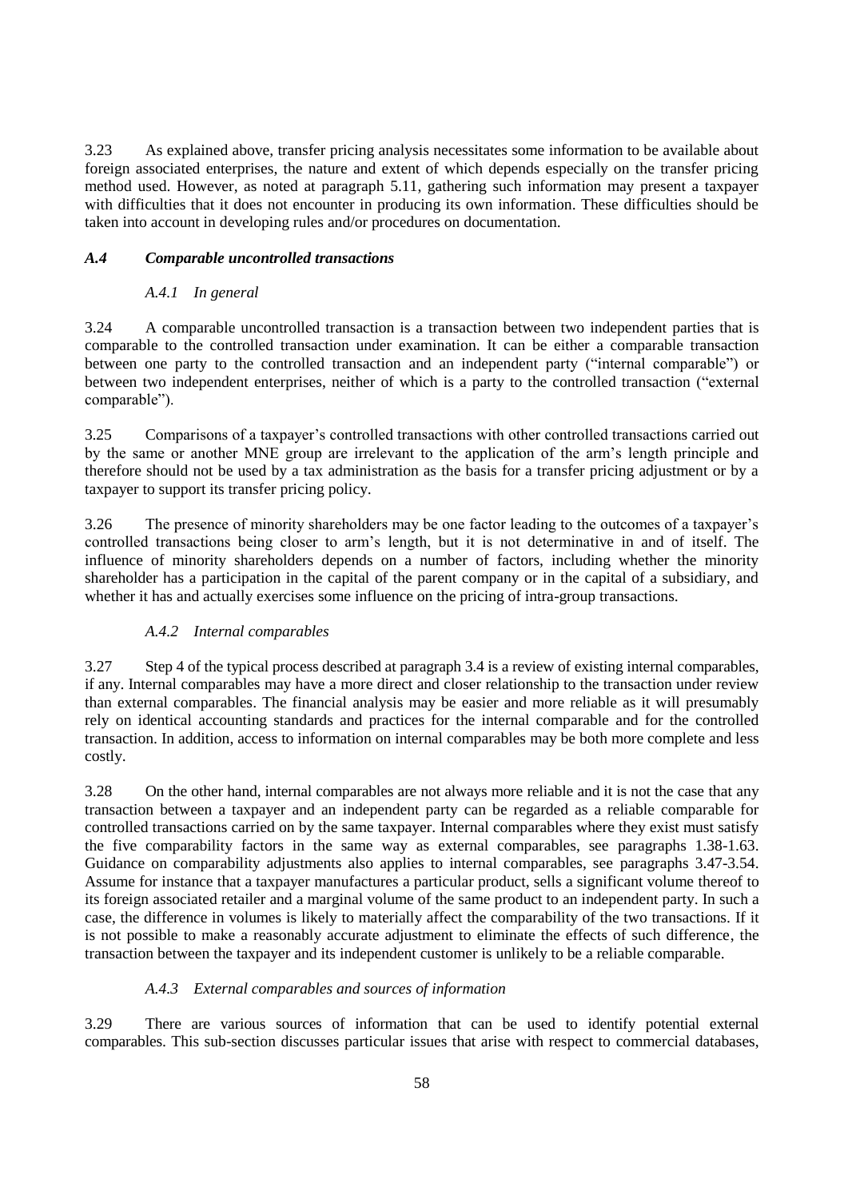3.23 As explained above, transfer pricing analysis necessitates some information to be available about foreign associated enterprises, the nature and extent of which depends especially on the transfer pricing method used. However, as noted at paragraph 5.11, gathering such information may present a taxpayer with difficulties that it does not encounter in producing its own information. These difficulties should be taken into account in developing rules and/or procedures on documentation.

### *A.4 Comparable uncontrolled transactions*

#### *A.4.1 In general*

3.24 A comparable uncontrolled transaction is a transaction between two independent parties that is comparable to the controlled transaction under examination. It can be either a comparable transaction between one party to the controlled transaction and an independent party ("internal comparable") or between two independent enterprises, neither of which is a party to the controlled transaction ("external comparable").

3.25 Comparisons of a taxpayer's controlled transactions with other controlled transactions carried out by the same or another MNE group are irrelevant to the application of the arm's length principle and therefore should not be used by a tax administration as the basis for a transfer pricing adjustment or by a taxpayer to support its transfer pricing policy.

3.26 The presence of minority shareholders may be one factor leading to the outcomes of a taxpayer's controlled transactions being closer to arm's length, but it is not determinative in and of itself. The influence of minority shareholders depends on a number of factors, including whether the minority shareholder has a participation in the capital of the parent company or in the capital of a subsidiary, and whether it has and actually exercises some influence on the pricing of intra-group transactions.

#### *A.4.2 Internal comparables*

3.27 Step 4 of the typical process described at paragraph 3.4 is a review of existing internal comparables, if any. Internal comparables may have a more direct and closer relationship to the transaction under review than external comparables. The financial analysis may be easier and more reliable as it will presumably rely on identical accounting standards and practices for the internal comparable and for the controlled transaction. In addition, access to information on internal comparables may be both more complete and less costly.

3.28 On the other hand, internal comparables are not always more reliable and it is not the case that any transaction between a taxpayer and an independent party can be regarded as a reliable comparable for controlled transactions carried on by the same taxpayer. Internal comparables where they exist must satisfy the five comparability factors in the same way as external comparables, see paragraphs 1.38-1.63. Guidance on comparability adjustments also applies to internal comparables, see paragraphs 3.47-3.54. Assume for instance that a taxpayer manufactures a particular product, sells a significant volume thereof to its foreign associated retailer and a marginal volume of the same product to an independent party. In such a case, the difference in volumes is likely to materially affect the comparability of the two transactions. If it is not possible to make a reasonably accurate adjustment to eliminate the effects of such difference, the transaction between the taxpayer and its independent customer is unlikely to be a reliable comparable.

#### *A.4.3 External comparables and sources of information*

3.29 There are various sources of information that can be used to identify potential external comparables. This sub-section discusses particular issues that arise with respect to commercial databases,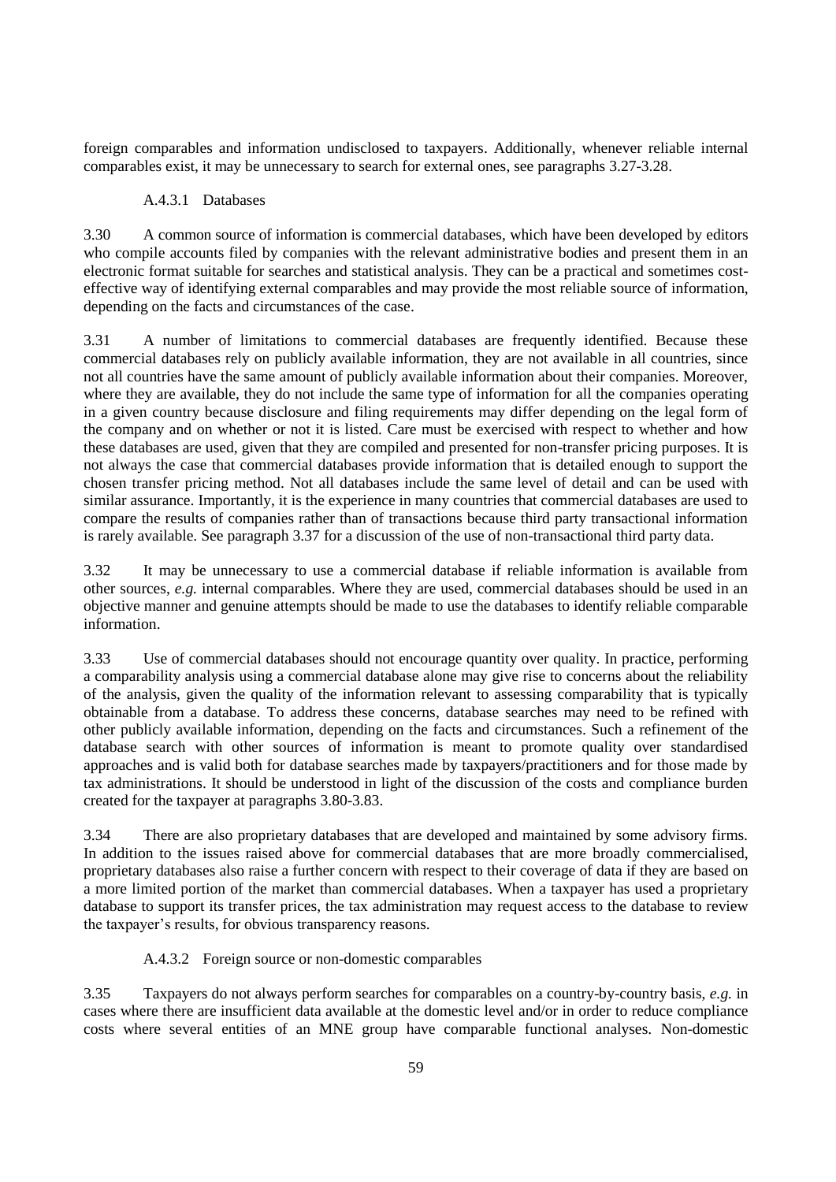foreign comparables and information undisclosed to taxpayers. Additionally, whenever reliable internal comparables exist, it may be unnecessary to search for external ones, see paragraphs 3.27-3.28.

#### A.4.3.1 Databases

3.30 A common source of information is commercial databases, which have been developed by editors who compile accounts filed by companies with the relevant administrative bodies and present them in an electronic format suitable for searches and statistical analysis. They can be a practical and sometimes cost-effective way of identifying external comparables and may provide the most reliable source of information, depending on the facts and circumstances of the case.

3.31 A number of limitations to commercial databases are frequently identified. Because these commercial databases rely on publicly available information, they are not available in all countries, since not all countries have the same amount of publicly available information about their companies. Moreover, where they are available, they do not include the same type of information for all the companies operating in a given country because disclosure and filing requirements may differ depending on the legal form of the company and on whether or not it is listed. Care must be exercised with respect to whether and how these databases are used, given that they are compiled and presented for non-transfer pricing purposes. It is not always the case that commercial databases provide information that is detailed enough to support the chosen transfer pricing method. Not all databases include the same level of detail and can be used with similar assurance. Importantly, it is the experience in many countries that commercial databases are used to compare the results of companies rather than of transactions because third party transactional information is rarely available. See paragraph 3.37 for a discussion of the use of non-transactional third party data.

3.32 It may be unnecessary to use a commercial database if reliable information is available from other sources, *e.g.* internal comparables. Where they are used, commercial databases should be used in an objective manner and genuine attempts should be made to use the databases to identify reliable comparable information.

3.33 Use of commercial databases should not encourage quantity over quality. In practice, performing a comparability analysis using a commercial database alone may give rise to concerns about the reliability of the analysis, given the quality of the information relevant to assessing comparability that is typically obtainable from a database. To address these concerns, database searches may need to be refined with other publicly available information, depending on the facts and circumstances. Such a refinement of the database search with other sources of information is meant to promote quality over standardised approaches and is valid both for database searches made by taxpayers/practitioners and for those made by tax administrations. It should be understood in light of the discussion of the costs and compliance burden created for the taxpayer at paragraphs 3.80-3.83.

3.34 There are also proprietary databases that are developed and maintained by some advisory firms. In addition to the issues raised above for commercial databases that are more broadly commercialised, proprietary databases also raise a further concern with respect to their coverage of data if they are based on a more limited portion of the market than commercial databases. When a taxpayer has used a proprietary database to support its transfer prices, the tax administration may request access to the database to review the taxpayer's results, for obvious transparency reasons.

#### A.4.3.2 Foreign source or non-domestic comparables

3.35 Taxpayers do not always perform searches for comparables on a country-by-country basis, *e.g.* in cases where there are insufficient data available at the domestic level and/or in order to reduce compliance costs where several entities of an MNE group have comparable functional analyses. Non-domestic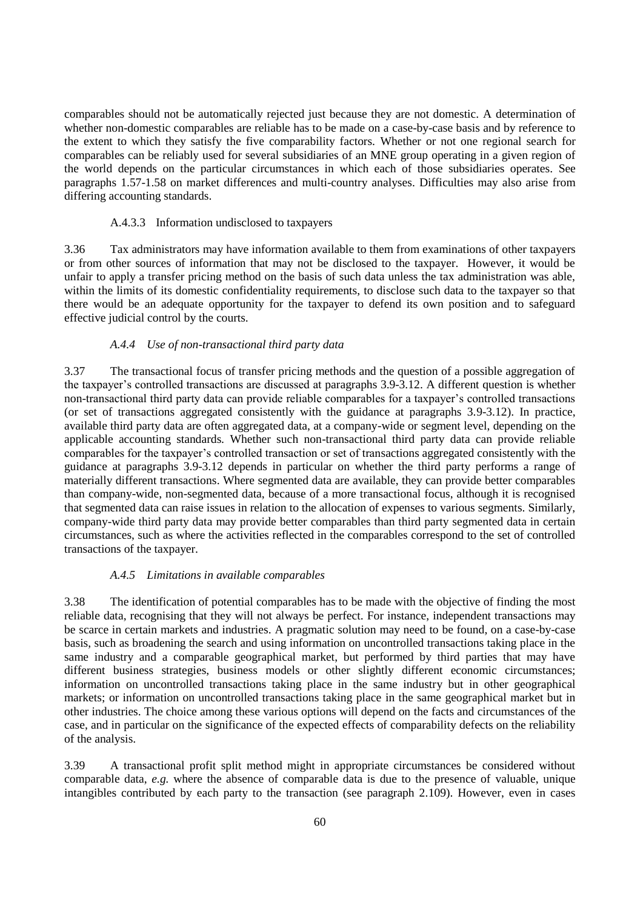comparables should not be automatically rejected just because they are not domestic. A determination of whether non-domestic comparables are reliable has to be made on a case-by-case basis and by reference to the extent to which they satisfy the five comparability factors. Whether or not one regional search for comparables can be reliably used for several subsidiaries of an MNE group operating in a given region of the world depends on the particular circumstances in which each of those subsidiaries operates. See paragraphs 1.57-1.58 on market differences and multi-country analyses. Difficulties may also arise from differing accounting standards.

##### A.4.3.3 Information undisclosed to taxpayers

3.36 Tax administrators may have information available to them from examinations of other taxpayers or from other sources of information that may not be disclosed to the taxpayer. However, it would be unfair to apply a transfer pricing method on the basis of such data unless the tax administration was able, within the limits of its domestic confidentiality requirements, to disclose such data to the taxpayer so that there would be an adequate opportunity for the taxpayer to defend its own position and to safeguard effective judicial control by the courts.

#### *A.4.4 Use of non-transactional third party data*

3.37 The transactional focus of transfer pricing methods and the question of a possible aggregation of the taxpayer's controlled transactions are discussed at paragraphs 3.9-3.12. A different question is whether non-transactional third party data can provide reliable comparables for a taxpayer's controlled transactions (or set of transactions aggregated consistently with the guidance at paragraphs 3.9-3.12). In practice, available third party data are often aggregated data, at a company-wide or segment level, depending on the applicable accounting standards. Whether such non-transactional third party data can provide reliable comparables for the taxpayer's controlled transaction or set of transactions aggregated consistently with the guidance at paragraphs 3.9-3.12 depends in particular on whether the third party performs a range of materially different transactions. Where segmented data are available, they can provide better comparables than company-wide, non-segmented data, because of a more transactional focus, although it is recognised that segmented data can raise issues in relation to the allocation of expenses to various segments. Similarly, company-wide third party data may provide better comparables than third party segmented data in certain circumstances, such as where the activities reflected in the comparables correspond to the set of controlled transactions of the taxpayer.

#### *A.4.5 Limitations in available comparables*

3.38 The identification of potential comparables has to be made with the objective of finding the most reliable data, recognising that they will not always be perfect. For instance, independent transactions may be scarce in certain markets and industries. A pragmatic solution may need to be found, on a case-by-case basis, such as broadening the search and using information on uncontrolled transactions taking place in the same industry and a comparable geographical market, but performed by third parties that may have different business strategies, business models or other slightly different economic circumstances; information on uncontrolled transactions taking place in the same industry but in other geographical markets; or information on uncontrolled transactions taking place in the same geographical market but in other industries. The choice among these various options will depend on the facts and circumstances of the case, and in particular on the significance of the expected effects of comparability defects on the reliability of the analysis.

3.39 A transactional profit split method might in appropriate circumstances be considered without comparable data, *e.g.* where the absence of comparable data is due to the presence of valuable, unique intangibles contributed by each party to the transaction (see paragraph 2.109). However, even in cases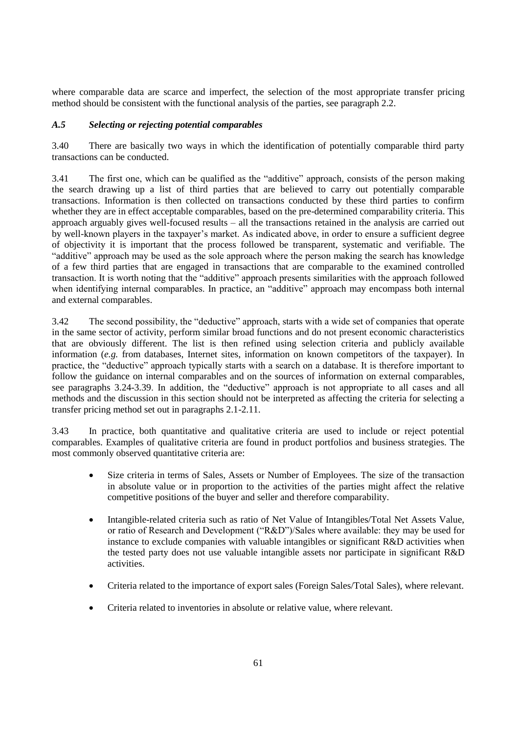where comparable data are scarce and imperfect, the selection of the most appropriate transfer pricing method should be consistent with the functional analysis of the parties, see paragraph 2.2.

### *A.5 Selecting or rejecting potential comparables*

3.40 There are basically two ways in which the identification of potentially comparable third party transactions can be conducted.

3.41 The first one, which can be qualified as the "additive" approach, consists of the person making the search drawing up a list of third parties that are believed to carry out potentially comparable transactions. Information is then collected on transactions conducted by these third parties to confirm whether they are in effect acceptable comparables, based on the pre-determined comparability criteria. This approach arguably gives well-focused results – all the transactions retained in the analysis are carried out by well-known players in the taxpayer's market. As indicated above, in order to ensure a sufficient degree of objectivity it is important that the process followed be transparent, systematic and verifiable. The "additive" approach may be used as the sole approach where the person making the search has knowledge of a few third parties that are engaged in transactions that are comparable to the examined controlled transaction. It is worth noting that the "additive" approach presents similarities with the approach followed when identifying internal comparables. In practice, an "additive" approach may encompass both internal and external comparables.

3.42 The second possibility, the "deductive" approach, starts with a wide set of companies that operate in the same sector of activity, perform similar broad functions and do not present economic characteristics that are obviously different. The list is then refined using selection criteria and publicly available information (*e.g.* from databases, Internet sites, information on known competitors of the taxpayer). In practice, the "deductive" approach typically starts with a search on a database. It is therefore important to follow the guidance on internal comparables and on the sources of information on external comparables, see paragraphs 3.24-3.39. In addition, the "deductive" approach is not appropriate to all cases and all methods and the discussion in this section should not be interpreted as affecting the criteria for selecting a transfer pricing method set out in paragraphs 2.1-2.11.

3.43 In practice, both quantitative and qualitative criteria are used to include or reject potential comparables. Examples of qualitative criteria are found in product portfolios and business strategies. The most commonly observed quantitative criteria are:

- Size criteria in terms of Sales, Assets or Number of Employees. The size of the transaction in absolute value or in proportion to the activities of the parties might affect the relative competitive positions of the buyer and seller and therefore comparability.
- Intangible-related criteria such as ratio of Net Value of Intangibles/Total Net Assets Value, or ratio of Research and Development ("R&D")/Sales where available: they may be used for instance to exclude companies with valuable intangibles or significant R&D activities when the tested party does not use valuable intangible assets nor participate in significant R&D activities.
- Criteria related to the importance of export sales (Foreign Sales/Total Sales), where relevant.
- Criteria related to inventories in absolute or relative value, where relevant.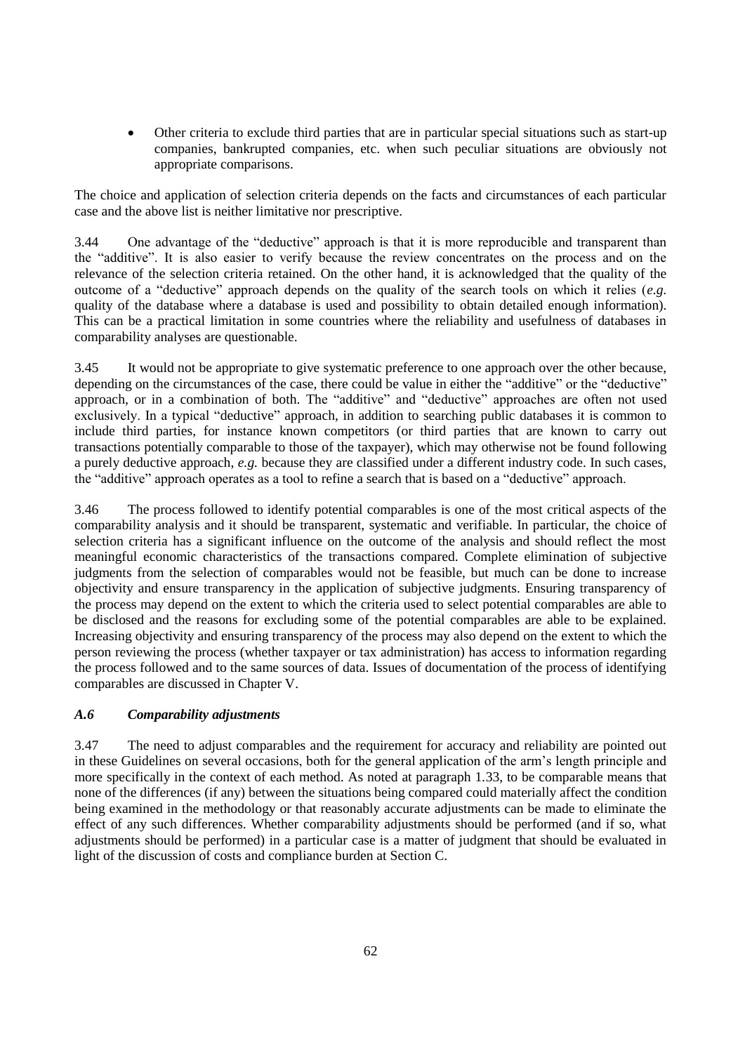- Other criteria to exclude third parties that are in particular special situations such as start-up companies, bankrupted companies, etc. when such peculiar situations are obviously not appropriate comparisons.

The choice and application of selection criteria depends on the facts and circumstances of each particular case and the above list is neither limitative nor prescriptive.

3.44 One advantage of the "deductive" approach is that it is more reproducible and transparent than the "additive". It is also easier to verify because the review concentrates on the process and on the relevance of the selection criteria retained. On the other hand, it is acknowledged that the quality of the outcome of a "deductive" approach depends on the quality of the search tools on which it relies (*e.g.* quality of the database where a database is used and possibility to obtain detailed enough information). This can be a practical limitation in some countries where the reliability and usefulness of databases in comparability analyses are questionable.

3.45 It would not be appropriate to give systematic preference to one approach over the other because, depending on the circumstances of the case, there could be value in either the "additive" or the "deductive" approach, or in a combination of both. The "additive" and "deductive" approaches are often not used exclusively. In a typical "deductive" approach, in addition to searching public databases it is common to include third parties, for instance known competitors (or third parties that are known to carry out transactions potentially comparable to those of the taxpayer), which may otherwise not be found following a purely deductive approach, *e.g.* because they are classified under a different industry code. In such cases, the "additive" approach operates as a tool to refine a search that is based on a "deductive" approach.

3.46 The process followed to identify potential comparables is one of the most critical aspects of the comparability analysis and it should be transparent, systematic and verifiable. In particular, the choice of selection criteria has a significant influence on the outcome of the analysis and should reflect the most meaningful economic characteristics of the transactions compared. Complete elimination of subjective judgments from the selection of comparables would not be feasible, but much can be done to increase objectivity and ensure transparency in the application of subjective judgments. Ensuring transparency of the process may depend on the extent to which the criteria used to select potential comparables are able to be disclosed and the reasons for excluding some of the potential comparables are able to be explained. Increasing objectivity and ensuring transparency of the process may also depend on the extent to which the person reviewing the process (whether taxpayer or tax administration) has access to information regarding the process followed and to the same sources of data. Issues of documentation of the process of identifying comparables are discussed in Chapter V.

### *A.6 Comparability adjustments*

3.47 The need to adjust comparables and the requirement for accuracy and reliability are pointed out in these Guidelines on several occasions, both for the general application of the arm's length principle and more specifically in the context of each method. As noted at paragraph 1.33, to be comparable means that none of the differences (if any) between the situations being compared could materially affect the condition being examined in the methodology or that reasonably accurate adjustments can be made to eliminate the effect of any such differences. Whether comparability adjustments should be performed (and if so, what adjustments should be performed) in a particular case is a matter of judgment that should be evaluated in light of the discussion of costs and compliance burden at Section C.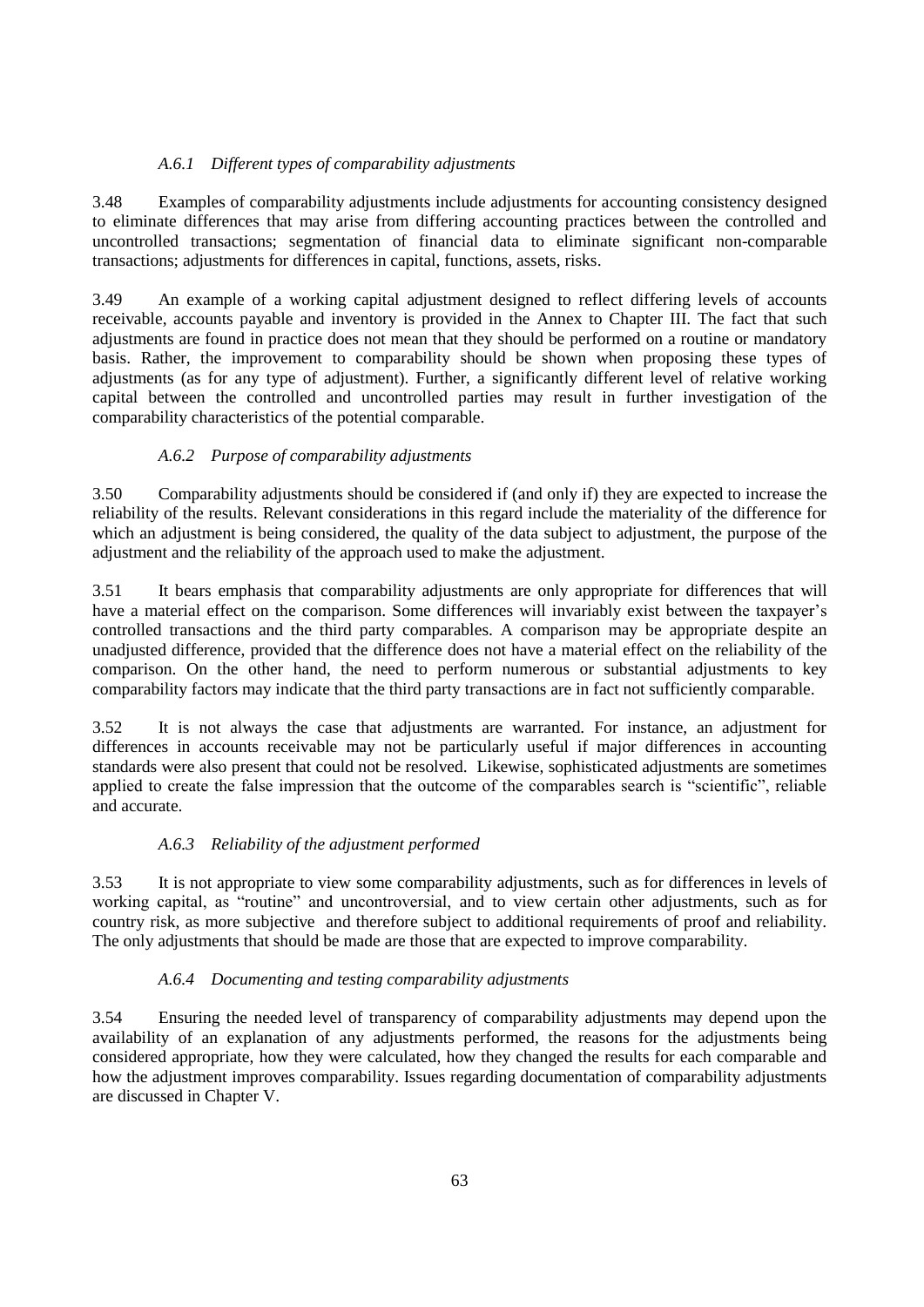#### *A.6.1 Different types of comparability adjustments*

3.48 Examples of comparability adjustments include adjustments for accounting consistency designed to eliminate differences that may arise from differing accounting practices between the controlled and uncontrolled transactions; segmentation of financial data to eliminate significant non-comparable transactions; adjustments for differences in capital, functions, assets, risks.

3.49 An example of a working capital adjustment designed to reflect differing levels of accounts receivable, accounts payable and inventory is provided in the Annex to Chapter III. The fact that such adjustments are found in practice does not mean that they should be performed on a routine or mandatory basis. Rather, the improvement to comparability should be shown when proposing these types of adjustments (as for any type of adjustment). Further, a significantly different level of relative working capital between the controlled and uncontrolled parties may result in further investigation of the comparability characteristics of the potential comparable.

#### *A.6.2 Purpose of comparability adjustments*

3.50 Comparability adjustments should be considered if (and only if) they are expected to increase the reliability of the results. Relevant considerations in this regard include the materiality of the difference for which an adjustment is being considered, the quality of the data subject to adjustment, the purpose of the adjustment and the reliability of the approach used to make the adjustment.

3.51 It bears emphasis that comparability adjustments are only appropriate for differences that will have a material effect on the comparison. Some differences will invariably exist between the taxpayer's controlled transactions and the third party comparables. A comparison may be appropriate despite an unadjusted difference, provided that the difference does not have a material effect on the reliability of the comparison. On the other hand, the need to perform numerous or substantial adjustments to key comparability factors may indicate that the third party transactions are in fact not sufficiently comparable.

3.52 It is not always the case that adjustments are warranted. For instance, an adjustment for differences in accounts receivable may not be particularly useful if major differences in accounting standards were also present that could not be resolved. Likewise, sophisticated adjustments are sometimes applied to create the false impression that the outcome of the comparables search is "scientific", reliable and accurate.

#### *A.6.3 Reliability of the adjustment performed*

3.53 It is not appropriate to view some comparability adjustments, such as for differences in levels of working capital, as "routine" and uncontroversial, and to view certain other adjustments, such as for country risk, as more subjective and therefore subject to additional requirements of proof and reliability. The only adjustments that should be made are those that are expected to improve comparability.

#### *A.6.4 Documenting and testing comparability adjustments*

3.54 Ensuring the needed level of transparency of comparability adjustments may depend upon the availability of an explanation of any adjustments performed, the reasons for the adjustments being considered appropriate, how they were calculated, how they changed the results for each comparable and how the adjustment improves comparability. Issues regarding documentation of comparability adjustments are discussed in Chapter V.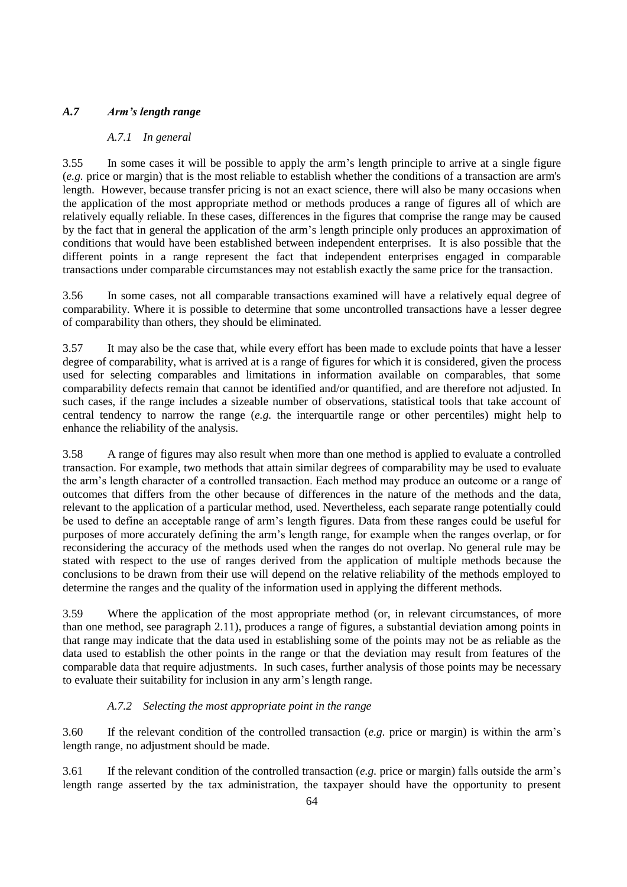### *A.7 Arm's length range*

#### *A.7.1 In general*

3.55 In some cases it will be possible to apply the arm's length principle to arrive at a single figure (*e.g.* price or margin) that is the most reliable to establish whether the conditions of a transaction are arm's length. However, because transfer pricing is not an exact science, there will also be many occasions when the application of the most appropriate method or methods produces a range of figures all of which are relatively equally reliable. In these cases, differences in the figures that comprise the range may be caused by the fact that in general the application of the arm's length principle only produces an approximation of conditions that would have been established between independent enterprises. It is also possible that the different points in a range represent the fact that independent enterprises engaged in comparable transactions under comparable circumstances may not establish exactly the same price for the transaction.

3.56 In some cases, not all comparable transactions examined will have a relatively equal degree of comparability. Where it is possible to determine that some uncontrolled transactions have a lesser degree of comparability than others, they should be eliminated.

3.57 It may also be the case that, while every effort has been made to exclude points that have a lesser degree of comparability, what is arrived at is a range of figures for which it is considered, given the process used for selecting comparables and limitations in information available on comparables, that some comparability defects remain that cannot be identified and/or quantified, and are therefore not adjusted. In such cases, if the range includes a sizeable number of observations, statistical tools that take account of central tendency to narrow the range (*e.g.* the interquartile range or other percentiles) might help to enhance the reliability of the analysis.

3.58 A range of figures may also result when more than one method is applied to evaluate a controlled transaction. For example, two methods that attain similar degrees of comparability may be used to evaluate the arm's length character of a controlled transaction. Each method may produce an outcome or a range of outcomes that differs from the other because of differences in the nature of the methods and the data, relevant to the application of a particular method, used. Nevertheless, each separate range potentially could be used to define an acceptable range of arm's length figures. Data from these ranges could be useful for purposes of more accurately defining the arm's length range, for example when the ranges overlap, or for reconsidering the accuracy of the methods used when the ranges do not overlap. No general rule may be stated with respect to the use of ranges derived from the application of multiple methods because the conclusions to be drawn from their use will depend on the relative reliability of the methods employed to determine the ranges and the quality of the information used in applying the different methods.

3.59 Where the application of the most appropriate method (or, in relevant circumstances, of more than one method, see paragraph 2.11), produces a range of figures, a substantial deviation among points in that range may indicate that the data used in establishing some of the points may not be as reliable as the data used to establish the other points in the range or that the deviation may result from features of the comparable data that require adjustments. In such cases, further analysis of those points may be necessary to evaluate their suitability for inclusion in any arm's length range.

#### *A.7.2 Selecting the most appropriate point in the range*

3.60 If the relevant condition of the controlled transaction (*e.g.* price or margin) is within the arm's length range, no adjustment should be made.

3.61 If the relevant condition of the controlled transaction (*e.g.* price or margin) falls outside the arm's length range asserted by the tax administration, the taxpayer should have the opportunity to present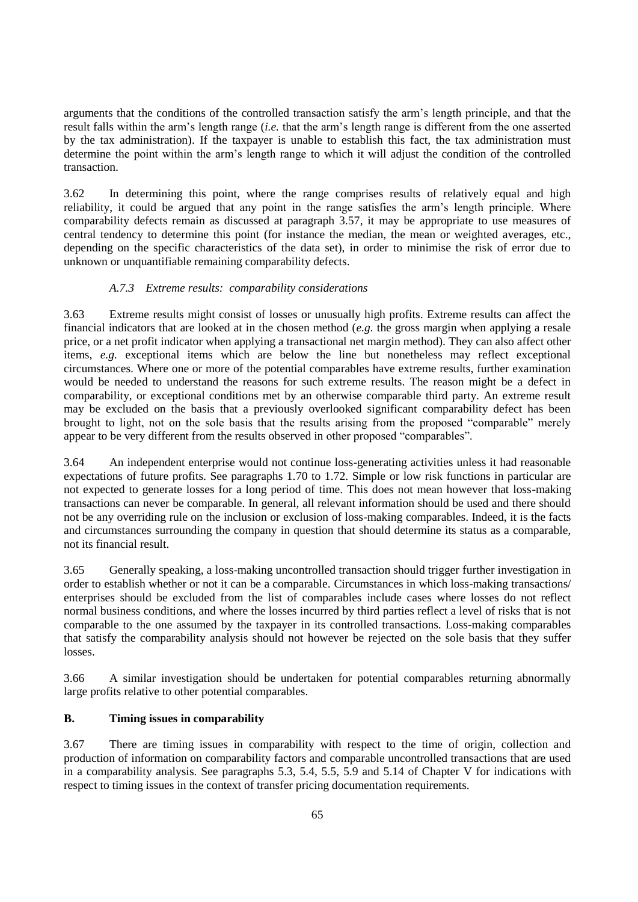arguments that the conditions of the controlled transaction satisfy the arm's length principle, and that the result falls within the arm's length range (*i.e.* that the arm's length range is different from the one asserted by the tax administration). If the taxpayer is unable to establish this fact, the tax administration must determine the point within the arm's length range to which it will adjust the condition of the controlled transaction.

3.62 In determining this point, where the range comprises results of relatively equal and high reliability, it could be argued that any point in the range satisfies the arm's length principle. Where comparability defects remain as discussed at paragraph 3.57, it may be appropriate to use measures of central tendency to determine this point (for instance the median, the mean or weighted averages, etc., depending on the specific characteristics of the data set), in order to minimise the risk of error due to unknown or unquantifiable remaining comparability defects.

#### *A.7.3 Extreme results: comparability considerations*

3.63 Extreme results might consist of losses or unusually high profits. Extreme results can affect the financial indicators that are looked at in the chosen method (*e.g.* the gross margin when applying a resale price, or a net profit indicator when applying a transactional net margin method). They can also affect other items, *e.g.* exceptional items which are below the line but nonetheless may reflect exceptional circumstances. Where one or more of the potential comparables have extreme results, further examination would be needed to understand the reasons for such extreme results. The reason might be a defect in comparability, or exceptional conditions met by an otherwise comparable third party. An extreme result may be excluded on the basis that a previously overlooked significant comparability defect has been brought to light, not on the sole basis that the results arising from the proposed "comparable" merely appear to be very different from the results observed in other proposed "comparables".

3.64 An independent enterprise would not continue loss-generating activities unless it had reasonable expectations of future profits. See paragraphs 1.70 to 1.72. Simple or low risk functions in particular are not expected to generate losses for a long period of time. This does not mean however that loss-making transactions can never be comparable. In general, all relevant information should be used and there should not be any overriding rule on the inclusion or exclusion of loss-making comparables. Indeed, it is the facts and circumstances surrounding the company in question that should determine its status as a comparable, not its financial result.

3.65 Generally speaking, a loss-making uncontrolled transaction should trigger further investigation in order to establish whether or not it can be a comparable. Circumstances in which loss-making transactions/ enterprises should be excluded from the list of comparables include cases where losses do not reflect normal business conditions, and where the losses incurred by third parties reflect a level of risks that is not comparable to the one assumed by the taxpayer in its controlled transactions. Loss-making comparables that satisfy the comparability analysis should not however be rejected on the sole basis that they suffer losses.

3.66 A similar investigation should be undertaken for potential comparables returning abnormally large profits relative to other potential comparables.

### **B. Timing issues in comparability**

3.67 There are timing issues in comparability with respect to the time of origin, collection and production of information on comparability factors and comparable uncontrolled transactions that are used in a comparability analysis. See paragraphs 5.3, 5.4, 5.5, 5.9 and 5.14 of Chapter V for indications with respect to timing issues in the context of transfer pricing documentation requirements.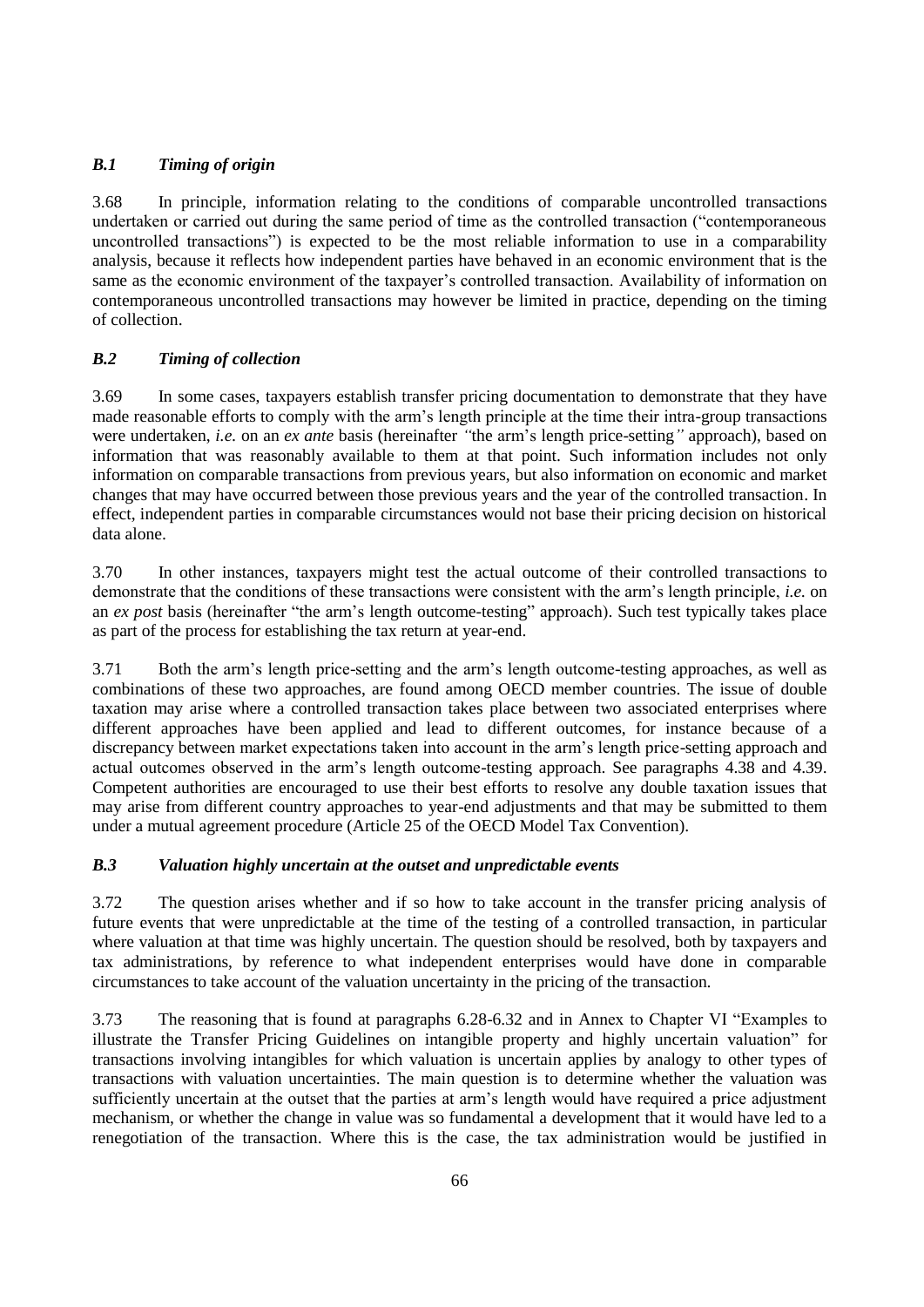### *B.1 Timing of origin*

3.68 In principle, information relating to the conditions of comparable uncontrolled transactions undertaken or carried out during the same period of time as the controlled transaction ("contemporaneous uncontrolled transactions") is expected to be the most reliable information to use in a comparability analysis, because it reflects how independent parties have behaved in an economic environment that is the same as the economic environment of the taxpayer's controlled transaction. Availability of information on contemporaneous uncontrolled transactions may however be limited in practice, depending on the timing of collection.

### *B.2 Timing of collection*

3.69 In some cases, taxpayers establish transfer pricing documentation to demonstrate that they have made reasonable efforts to comply with the arm's length principle at the time their intra-group transactions were undertaken, *i.e.* on an *ex ante* basis (hereinafter *"*the arm's length price-setting*"* approach), based on information that was reasonably available to them at that point. Such information includes not only information on comparable transactions from previous years, but also information on economic and market changes that may have occurred between those previous years and the year of the controlled transaction. In effect, independent parties in comparable circumstances would not base their pricing decision on historical data alone.

3.70 In other instances, taxpayers might test the actual outcome of their controlled transactions to demonstrate that the conditions of these transactions were consistent with the arm's length principle, *i.e.* on an *ex post* basis (hereinafter "the arm's length outcome-testing" approach). Such test typically takes place as part of the process for establishing the tax return at year-end.

3.71 Both the arm's length price-setting and the arm's length outcome-testing approaches, as well as combinations of these two approaches, are found among OECD member countries. The issue of double taxation may arise where a controlled transaction takes place between two associated enterprises where different approaches have been applied and lead to different outcomes, for instance because of a discrepancy between market expectations taken into account in the arm's length price-setting approach and actual outcomes observed in the arm's length outcome-testing approach. See paragraphs 4.38 and 4.39. Competent authorities are encouraged to use their best efforts to resolve any double taxation issues that may arise from different country approaches to year-end adjustments and that may be submitted to them under a mutual agreement procedure (Article 25 of the OECD Model Tax Convention).

### *B.3 Valuation highly uncertain at the outset and unpredictable events*

3.72 The question arises whether and if so how to take account in the transfer pricing analysis of future events that were unpredictable at the time of the testing of a controlled transaction, in particular where valuation at that time was highly uncertain. The question should be resolved, both by taxpayers and tax administrations, by reference to what independent enterprises would have done in comparable circumstances to take account of the valuation uncertainty in the pricing of the transaction.

3.73 The reasoning that is found at paragraphs 6.28-6.32 and in Annex to Chapter VI "Examples to illustrate the Transfer Pricing Guidelines on intangible property and highly uncertain valuation" for transactions involving intangibles for which valuation is uncertain applies by analogy to other types of transactions with valuation uncertainties. The main question is to determine whether the valuation was sufficiently uncertain at the outset that the parties at arm's length would have required a price adjustment mechanism, or whether the change in value was so fundamental a development that it would have led to a renegotiation of the transaction. Where this is the case, the tax administration would be justified in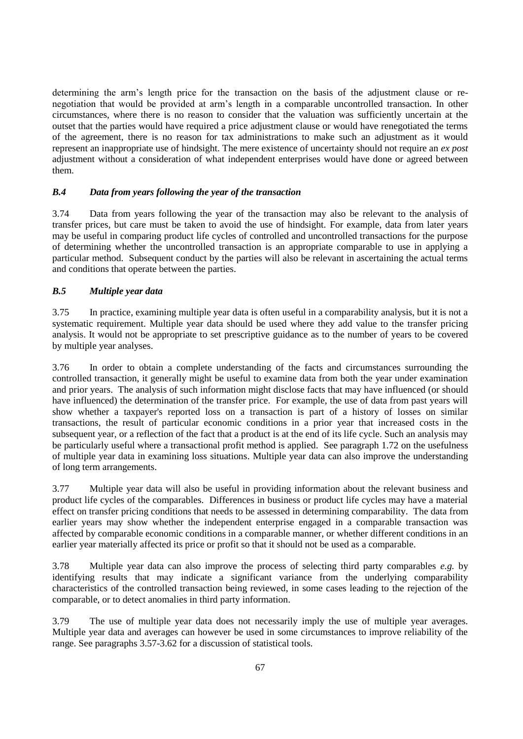determining the arm's length price for the transaction on the basis of the adjustment clause or re-negotiation that would be provided at arm's length in a comparable uncontrolled transaction. In other circumstances, where there is no reason to consider that the valuation was sufficiently uncertain at the outset that the parties would have required a price adjustment clause or would have renegotiated the terms of the agreement, there is no reason for tax administrations to make such an adjustment as it would represent an inappropriate use of hindsight. The mere existence of uncertainty should not require an *ex post* adjustment without a consideration of what independent enterprises would have done or agreed between them.

### *B.4 Data from years following the year of the transaction*

3.74 Data from years following the year of the transaction may also be relevant to the analysis of transfer prices, but care must be taken to avoid the use of hindsight. For example, data from later years may be useful in comparing product life cycles of controlled and uncontrolled transactions for the purpose of determining whether the uncontrolled transaction is an appropriate comparable to use in applying a particular method. Subsequent conduct by the parties will also be relevant in ascertaining the actual terms and conditions that operate between the parties.

### *B.5 Multiple year data*

3.75 In practice, examining multiple year data is often useful in a comparability analysis, but it is not a systematic requirement. Multiple year data should be used where they add value to the transfer pricing analysis. It would not be appropriate to set prescriptive guidance as to the number of years to be covered by multiple year analyses.

3.76 In order to obtain a complete understanding of the facts and circumstances surrounding the controlled transaction, it generally might be useful to examine data from both the year under examination and prior years. The analysis of such information might disclose facts that may have influenced (or should have influenced) the determination of the transfer price. For example, the use of data from past years will show whether a taxpayer's reported loss on a transaction is part of a history of losses on similar transactions, the result of particular economic conditions in a prior year that increased costs in the subsequent year, or a reflection of the fact that a product is at the end of its life cycle. Such an analysis may be particularly useful where a transactional profit method is applied. See paragraph 1.72 on the usefulness of multiple year data in examining loss situations. Multiple year data can also improve the understanding of long term arrangements.

3.77 Multiple year data will also be useful in providing information about the relevant business and product life cycles of the comparables. Differences in business or product life cycles may have a material effect on transfer pricing conditions that needs to be assessed in determining comparability. The data from earlier years may show whether the independent enterprise engaged in a comparable transaction was affected by comparable economic conditions in a comparable manner, or whether different conditions in an earlier year materially affected its price or profit so that it should not be used as a comparable.

3.78 Multiple year data can also improve the process of selecting third party comparables *e.g.* by identifying results that may indicate a significant variance from the underlying comparability characteristics of the controlled transaction being reviewed, in some cases leading to the rejection of the comparable, or to detect anomalies in third party information.

3.79 The use of multiple year data does not necessarily imply the use of multiple year averages. Multiple year data and averages can however be used in some circumstances to improve reliability of the range. See paragraphs 3.57-3.62 for a discussion of statistical tools.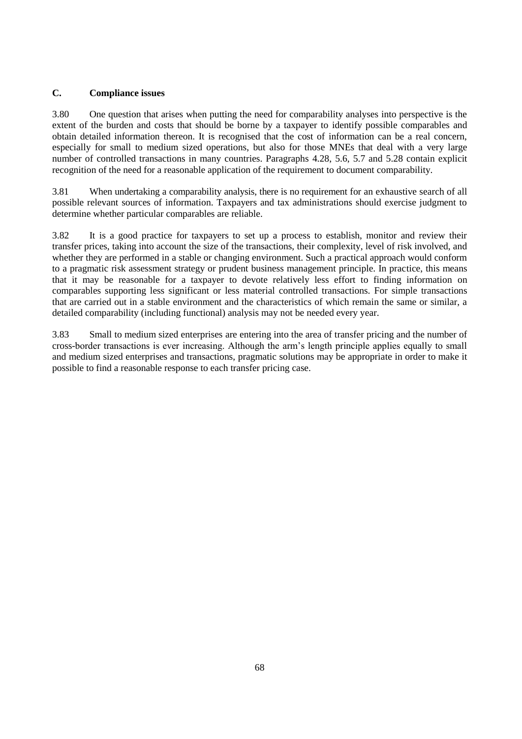## C. Compliance issues

3.80 One question that arises when putting the need for comparability analyses into perspective is the extent of the burden and costs that should be borne by a taxpayer to identify possible comparables and obtain detailed information thereon. It is recognised that the cost of information can be a real concern, especially for small to medium sized operations, but also for those MNEs that deal with a very large number of controlled transactions in many countries. Paragraphs 4.28, 5.6, 5.7 and 5.28 contain explicit recognition of the need for a reasonable application of the requirement to document comparability.

3.81 When undertaking a comparability analysis, there is no requirement for an exhaustive search of all possible relevant sources of information. Taxpayers and tax administrations should exercise judgment to determine whether particular comparables are reliable.

3.82 It is a good practice for taxpayers to set up a process to establish, monitor and review their transfer prices, taking into account the size of the transactions, their complexity, level of risk involved, and whether they are performed in a stable or changing environment. Such a practical approach would conform to a pragmatic risk assessment strategy or prudent business management principle. In practice, this means that it may be reasonable for a taxpayer to devote relatively less effort to finding information on comparables supporting less significant or less material controlled transactions. For simple transactions that are carried out in a stable environment and the characteristics of which remain the same or similar, a detailed comparability (including functional) analysis may not be needed every year.

3.83 Small to medium sized enterprises are entering into the area of transfer pricing and the number of cross-border transactions is ever increasing. Although the arm's length principle applies equally to small and medium sized enterprises and transactions, pragmatic solutions may be appropriate in order to make it possible to find a reasonable response to each transfer pricing case.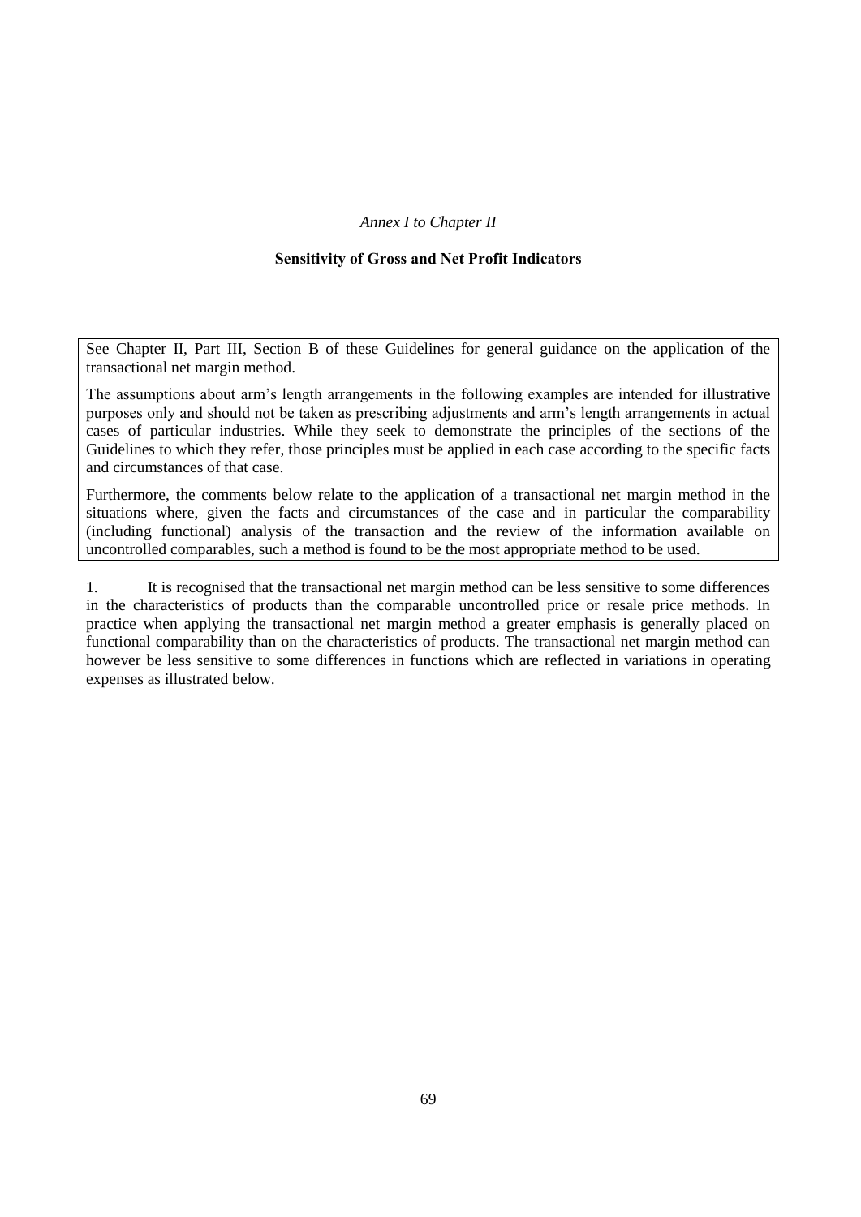*Annex I to Chapter II*

**Sensitivity of Gross and Net Profit Indicators**

See Chapter II, Part III, Section B of these Guidelines for general guidance on the application of the transactional net margin method.

The assumptions about arm's length arrangements in the following examples are intended for illustrative purposes only and should not be taken as prescribing adjustments and arm's length arrangements in actual cases of particular industries. While they seek to demonstrate the principles of the sections of the Guidelines to which they refer, those principles must be applied in each case according to the specific facts and circumstances of that case.

Furthermore, the comments below relate to the application of a transactional net margin method in the situations where, given the facts and circumstances of the case and in particular the comparability (including functional) analysis of the transaction and the review of the information available on uncontrolled comparables, such a method is found to be the most appropriate method to be used.

1. It is recognised that the transactional net margin method can be less sensitive to some differences in the characteristics of products than the comparable uncontrolled price or resale price methods. In practice when applying the transactional net margin method a greater emphasis is generally placed on functional comparability than on the characteristics of products. The transactional net margin method can however be less sensitive to some differences in functions which are reflected in variations in operating expenses as illustrated below.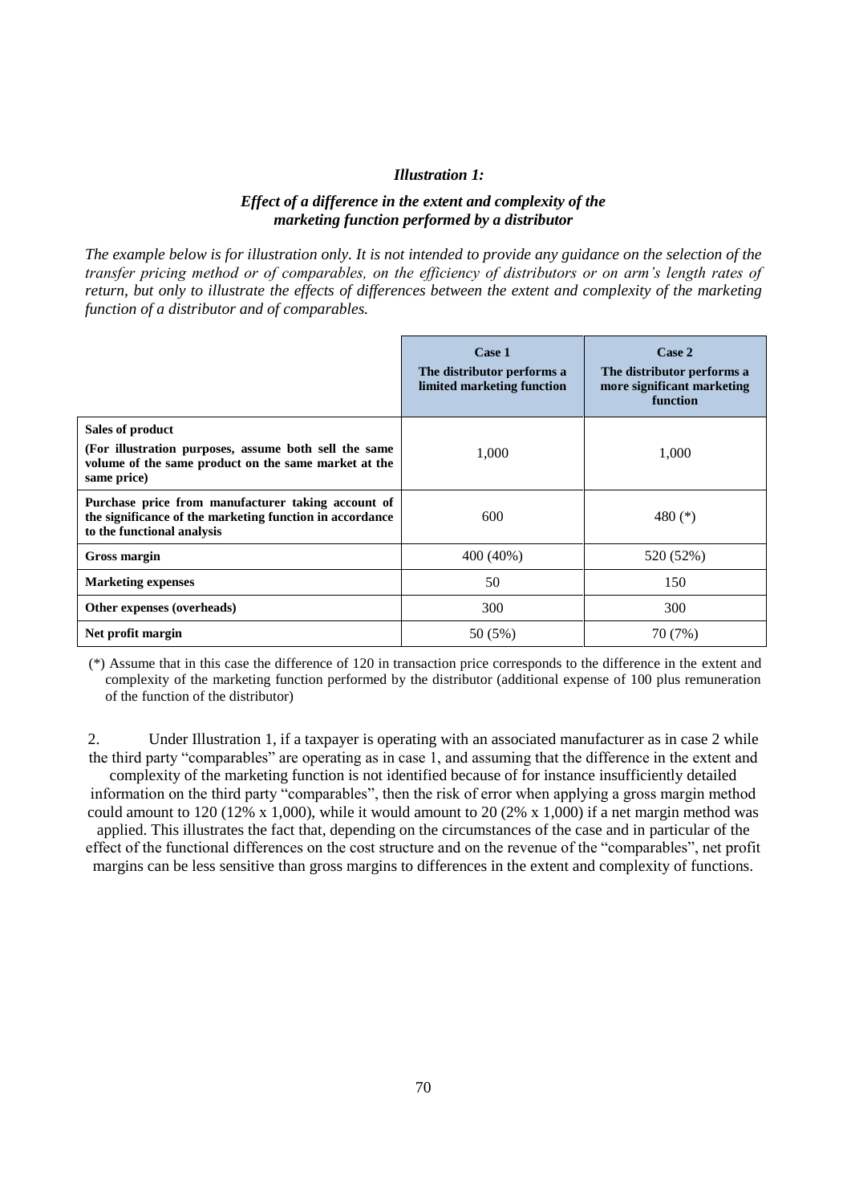*Illustration 1:*

***Effect of a difference in the extent and complexity of the marketing function performed by a distributor***

*The example below is for illustration only. It is not intended to provide any guidance on the selection of the transfer pricing method or of comparables, on the efficiency of distributors or on arm's length rates of return, but only to illustrate the effects of differences between the extent and complexity of the marketing function of a distributor and of comparables.*

| | **Case 1**<br>**The distributor performs a limited marketing function** | **Case 2**<br>**The distributor performs a more significant marketing function** |
|---|---|---|
| **Sales of product**<br>**(For illustration purposes, assume both sell the same volume of the same product on the same market at the same price)** | 1,000 | 1,000 |
| **Purchase price from manufacturer taking account of the significance of the marketing function in accordance to the functional analysis** | 600 | 480 (*) |
| **Gross margin** | 400 (40%) | 520 (52%) |
| **Marketing expenses** | 50 | 150 |
| **Other expenses (overheads)** | 300 | 300 |
| **Net profit margin** | 50 (5%) | 70 (7%) |

(*) Assume that in this case the difference of 120 in transaction price corresponds to the difference in the extent and complexity of the marketing function performed by the distributor (additional expense of 100 plus remuneration of the function of the distributor)

2. Under Illustration 1, if a taxpayer is operating with an associated manufacturer as in case 2 while the third party "comparables" are operating as in case 1, and assuming that the difference in the extent and complexity of the marketing function is not identified because of for instance insufficiently detailed information on the third party "comparables", then the risk of error when applying a gross margin method could amount to 120 (12% x 1,000), while it would amount to 20 (2% x 1,000) if a net margin method was applied. This illustrates the fact that, depending on the circumstances of the case and in particular of the effect of the functional differences on the cost structure and on the revenue of the "comparables", net profit margins can be less sensitive than gross margins to differences in the extent and complexity of functions.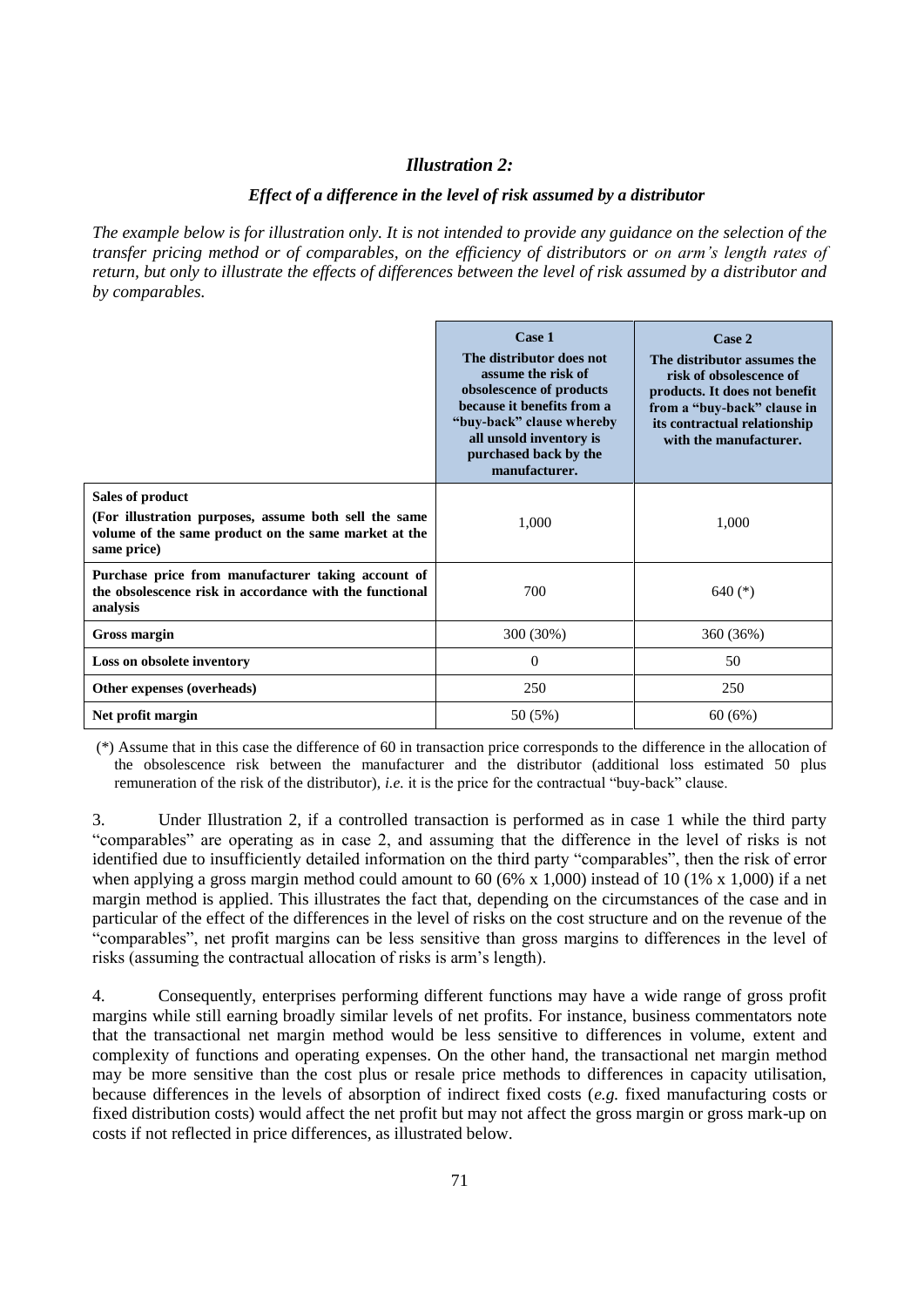### *Illustration 2:*

#### *Effect of a difference in the level of risk assumed by a distributor*

*The example below is for illustration only. It is not intended to provide any guidance on the selection of the transfer pricing method or of comparables, on the efficiency of distributors or on arm's length rates of return, but only to illustrate the effects of differences between the level of risk assumed by a distributor and by comparables.*

| | **Case 1**<br>**The distributor does not assume the risk of obsolescence of products because it benefits from a "buy-back" clause whereby all unsold inventory is purchased back by the manufacturer.** | **Case 2**<br>**The distributor assumes the risk of obsolescence of products. It does not benefit from a "buy-back" clause in its contractual relationship with the manufacturer.** |
|---|---|---|
| **Sales of product**<br>**(For illustration purposes, assume both sell the same volume of the same product on the same market at the same price)** | 1,000 | 1,000 |
| **Purchase price from manufacturer taking account of the obsolescence risk in accordance with the functional analysis** | 700 | 640 (*) |
| **Gross margin** | 300 (30%) | 360 (36%) |
| **Loss on obsolete inventory** | 0 | 50 |
| **Other expenses (overheads)** | 250 | 250 |
| **Net profit margin** | 50 (5%) | 60 (6%) |

(*) Assume that in this case the difference of 60 in transaction price corresponds to the difference in the allocation of the obsolescence risk between the manufacturer and the distributor (additional loss estimated 50 plus remuneration of the risk of the distributor), *i.e.* it is the price for the contractual "buy-back" clause.

3. Under Illustration 2, if a controlled transaction is performed as in case 1 while the third party "comparables" are operating as in case 2, and assuming that the difference in the level of risks is not identified due to insufficiently detailed information on the third party "comparables", then the risk of error when applying a gross margin method could amount to 60 (6% x 1,000) instead of 10 (1% x 1,000) if a net margin method is applied. This illustrates the fact that, depending on the circumstances of the case and in particular of the effect of the differences in the level of risks on the cost structure and on the revenue of the "comparables", net profit margins can be less sensitive than gross margins to differences in the level of risks (assuming the contractual allocation of risks is arm's length).

4. Consequently, enterprises performing different functions may have a wide range of gross profit margins while still earning broadly similar levels of net profits. For instance, business commentators note that the transactional net margin method would be less sensitive to differences in volume, extent and complexity of functions and operating expenses. On the other hand, the transactional net margin method may be more sensitive than the cost plus or resale price methods to differences in capacity utilisation, because differences in the levels of absorption of indirect fixed costs (*e.g.* fixed manufacturing costs or fixed distribution costs) would affect the net profit but may not affect the gross margin or gross mark-up on costs if not reflected in price differences, as illustrated below.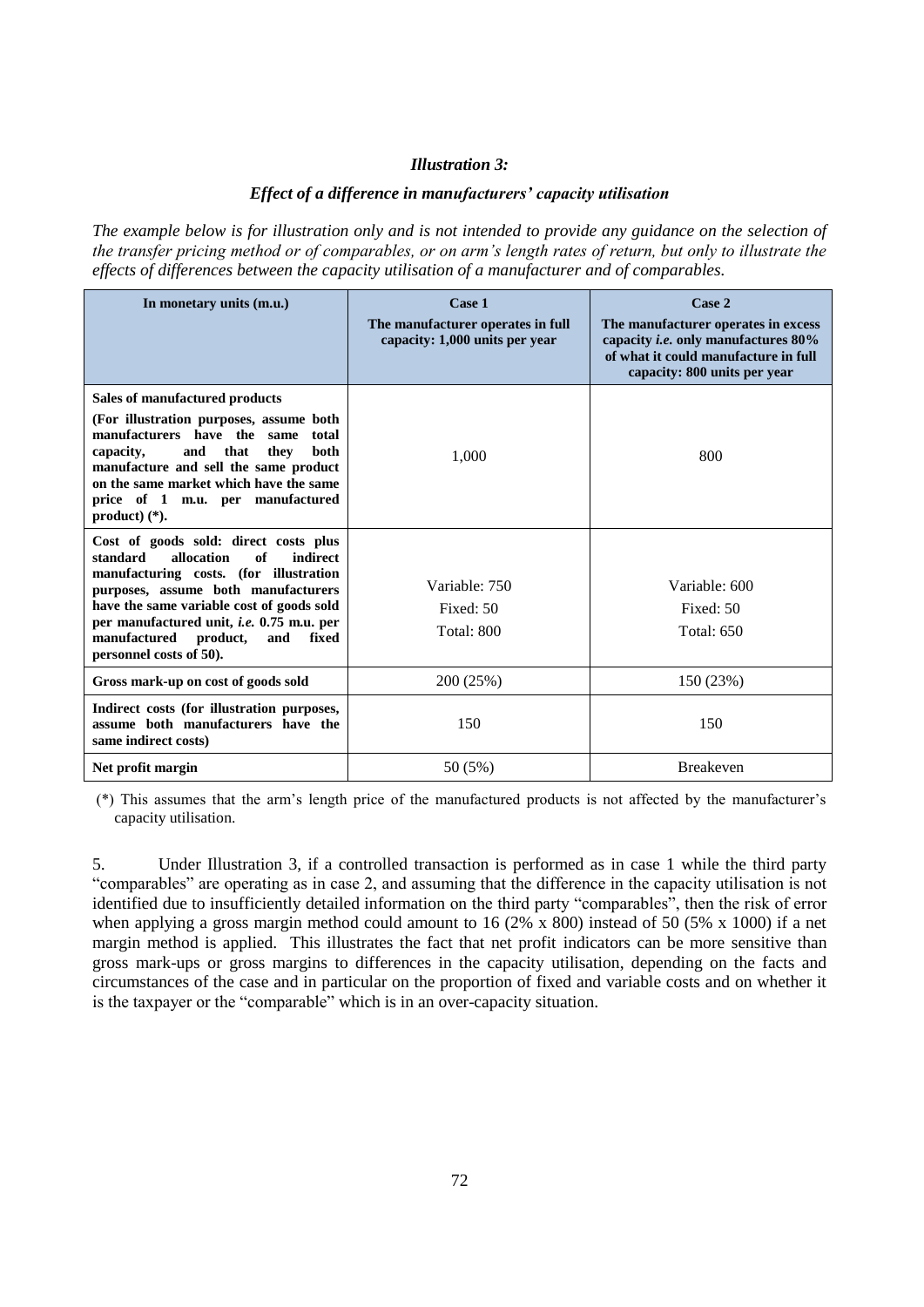*Illustration 3:*

***Effect of a difference in manufacturers' capacity utilisation***

*The example below is for illustration only and is not intended to provide any guidance on the selection of the transfer pricing method or of comparables, or on arm's length rates of return, but only to illustrate the effects of differences between the capacity utilisation of a manufacturer and of comparables.*

| In monetary units (m.u.) | Case 1<br>The manufacturer operates in full capacity: 1,000 units per year | Case 2<br>The manufacturer operates in excess capacity *i.e.* only manufactures 80% of what it could manufacture in full capacity: 800 units per year |
|---|---|---|
| **Sales of manufactured products**<br>**(For illustration purposes, assume both manufacturers have the same total capacity, and that they both manufacture and sell the same product on the same market which have the same price of 1 m.u. per manufactured product) (\*).** | 1,000 | 800 |
| **Cost of goods sold: direct costs plus standard allocation of indirect manufacturing costs. (for illustration purposes, assume both manufacturers have the same variable cost of goods sold per manufactured unit, *i.e.* 0.75 m.u. per manufactured product, and fixed personnel costs of 50).** | Variable: 750<br>Fixed: 50<br>Total: 800 | Variable: 600<br>Fixed: 50<br>Total: 650 |
| **Gross mark-up on cost of goods sold** | 200 (25%) | 150 (23%) |
| **Indirect costs (for illustration purposes, assume both manufacturers have the same indirect costs)** | 150 | 150 |
| **Net profit margin** | 50 (5%) | Breakeven |

(\*) This assumes that the arm's length price of the manufactured products is not affected by the manufacturer's capacity utilisation.

5. Under Illustration 3, if a controlled transaction is performed as in case 1 while the third party "comparables" are operating as in case 2, and assuming that the difference in the capacity utilisation is not identified due to insufficiently detailed information on the third party "comparables", then the risk of error when applying a gross margin method could amount to 16 (2% x 800) instead of 50 (5% x 1000) if a net margin method is applied. This illustrates the fact that net profit indicators can be more sensitive than gross mark-ups or gross margins to differences in the capacity utilisation, depending on the facts and circumstances of the case and in particular on the proportion of fixed and variable costs and on whether it is the taxpayer or the "comparable" which is in an over-capacity situation.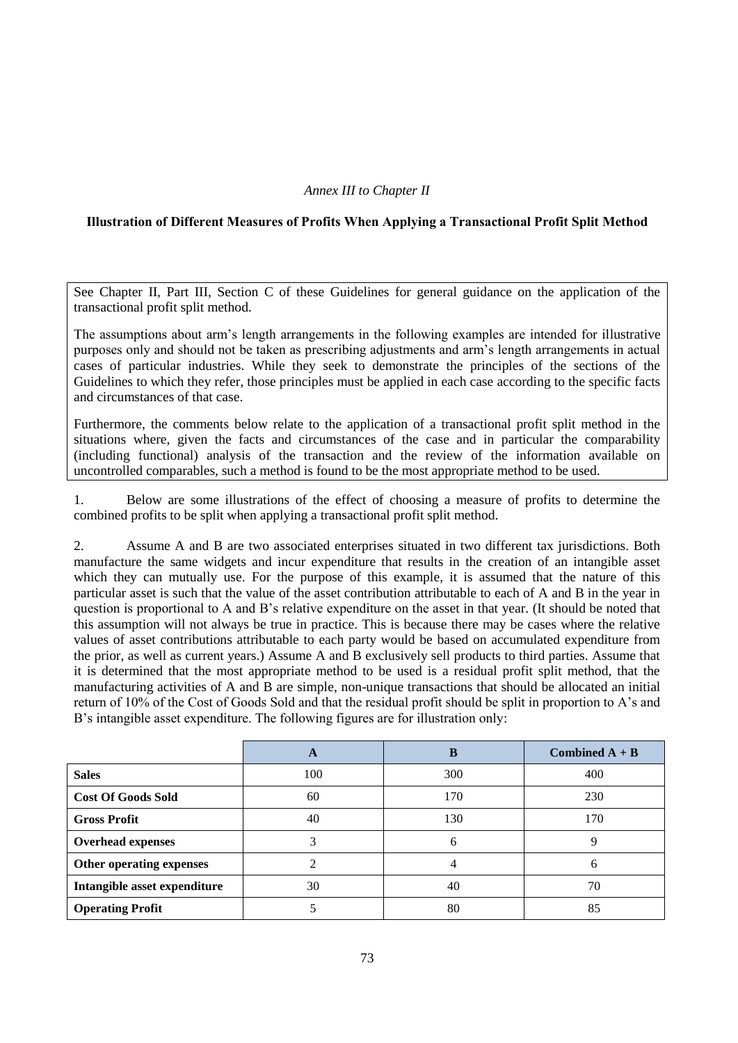*Annex III to Chapter II*

## Illustration of Different Measures of Profits When Applying a Transactional Profit Split Method

See Chapter II, Part III, Section C of these Guidelines for general guidance on the application of the transactional profit split method.

The assumptions about arm's length arrangements in the following examples are intended for illustrative purposes only and should not be taken as prescribing adjustments and arm's length arrangements in actual cases of particular industries. While they seek to demonstrate the principles of the sections of the Guidelines to which they refer, those principles must be applied in each case according to the specific facts and circumstances of that case.

Furthermore, the comments below relate to the application of a transactional profit split method in the situations where, given the facts and circumstances of the case and in particular the comparability (including functional) analysis of the transaction and the review of the information available on uncontrolled comparables, such a method is found to be the most appropriate method to be used.

1. Below are some illustrations of the effect of choosing a measure of profits to determine the combined profits to be split when applying a transactional profit split method.

2. Assume A and B are two associated enterprises situated in two different tax jurisdictions. Both manufacture the same widgets and incur expenditure that results in the creation of an intangible asset which they can mutually use. For the purpose of this example, it is assumed that the nature of this particular asset is such that the value of the asset contribution attributable to each of A and B in the year in question is proportional to A and B's relative expenditure on the asset in that year. (It should be noted that this assumption will not always be true in practice. This is because there may be cases where the relative values of asset contributions attributable to each party would be based on accumulated expenditure from the prior, as well as current years.) Assume A and B exclusively sell products to third parties. Assume that it is determined that the most appropriate method to be used is a residual profit split method, that the manufacturing activities of A and B are simple, non-unique transactions that should be allocated an initial return of 10% of the Cost of Goods Sold and that the residual profit should be split in proportion to A's and B's intangible asset expenditure. The following figures are for illustration only:

| | A | B | Combined A + B |
|---|---|---|---|
| **Sales** | 100 | 300 | 400 |
| **Cost Of Goods Sold** | 60 | 170 | 230 |
| **Gross Profit** | 40 | 130 | 170 |
| **Overhead expenses** | 3 | 6 | 9 |
| **Other operating expenses** | 2 | 4 | 6 |
| **Intangible asset expenditure** | 30 | 40 | 70 |
| **Operating Profit** | 5 | 80 | 85 |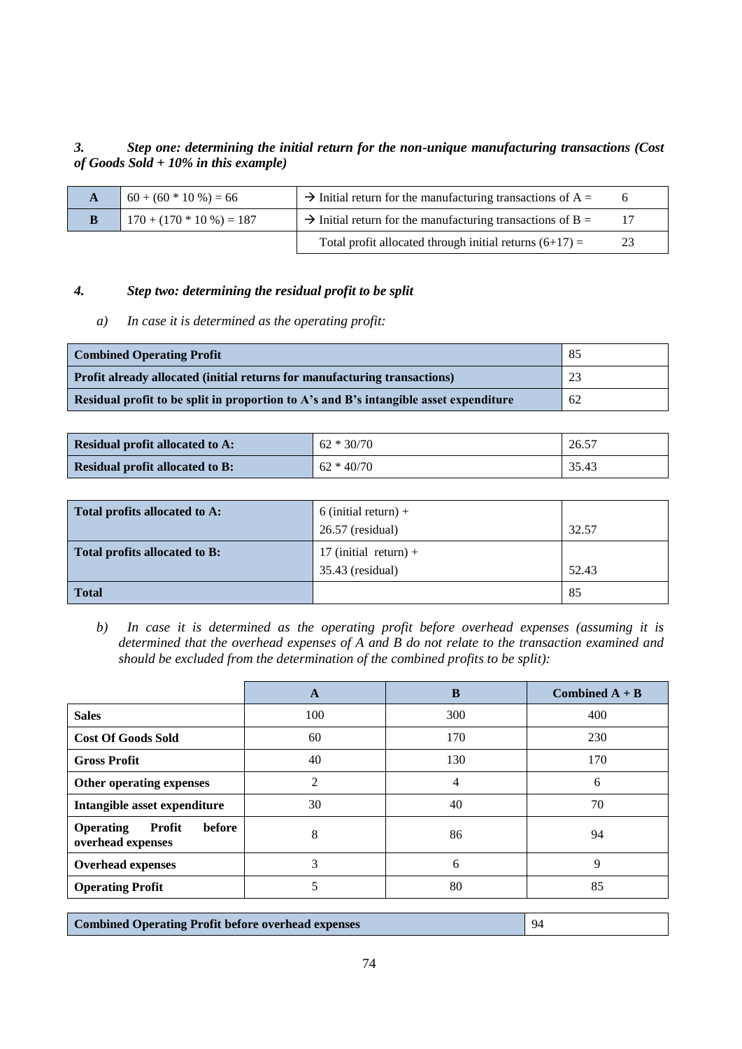### 3. *Step one: determining the initial return for the non-unique manufacturing transactions (Cost of Goods Sold + 10% in this example)*

| | | | |
|---|---|---|---|
| **A** | 60 + (60 * 10 %) = 66 | → Initial return for the manufacturing transactions of A = | 6 |
| **B** | 170 + (170 * 10 %) = 187 | → Initial return for the manufacturing transactions of B = | 17 |
| | | Total profit allocated through initial returns (6+17) = | 23 |

### 4. *Step two: determining the residual profit to be split*

a) *In case it is determined as the operating profit:*

| | |
|---|---|
| **Combined Operating Profit** | 85 |
| **Profit already allocated (initial returns for manufacturing transactions)** | 23 |
| **Residual profit to be split in proportion to A's and B's intangible asset expenditure** | 62 |

| | | |
|---|---|---|
| **Residual profit allocated to A:** | 62 * 30/70 | 26.57 |
| **Residual profit allocated to B:** | 62 * 40/70 | 35.43 |

| | | |
|---|---|---|
| **Total profits allocated to A:** | 6 (initial return) + 26.57 (residual) | 32.57 |
| **Total profits allocated to B:** | 17 (initial return) + 35.43 (residual) | 52.43 |
| **Total** | | 85 |

b) *In case it is determined as the operating profit before overhead expenses (assuming it is determined that the overhead expenses of A and B do not relate to the transaction examined and should be excluded from the determination of the combined profits to be split):*

| | A | B | Combined A + B |
|---|---|---|---|
| **Sales** | 100 | 300 | 400 |
| **Cost Of Goods Sold** | 60 | 170 | 230 |
| **Gross Profit** | 40 | 130 | 170 |
| **Other operating expenses** | 2 | 4 | 6 |
| **Intangible asset expenditure** | 30 | 40 | 70 |
| **Operating Profit before overhead expenses** | 8 | 86 | 94 |
| **Overhead expenses** | 3 | 6 | 9 |
| **Operating Profit** | 5 | 80 | 85 |

| | |
|---|---|
| **Combined Operating Profit before overhead expenses** | 94 |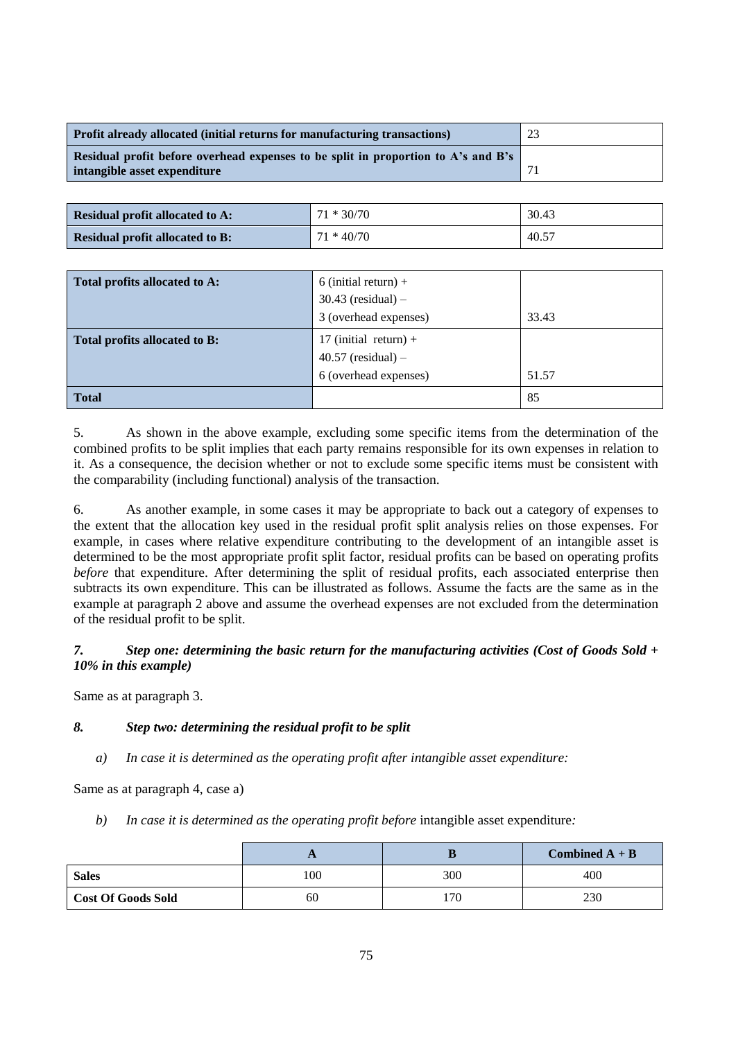| | |
|---|---|
| **Profit already allocated (initial returns for manufacturing transactions)** | 23 |
| **Residual profit before overhead expenses to be split in proportion to A's and B's intangible asset expenditure** | 71 |

| | | |
|---|---|---|
| **Residual profit allocated to A:** | 71 * 30/70 | 30.43 |
| **Residual profit allocated to B:** | 71 * 40/70 | 40.57 |

| | | |
|---|---|---|
| **Total profits allocated to A:** | 6 (initial return) + 30.43 (residual) – 3 (overhead expenses) | 33.43 |
| **Total profits allocated to B:** | 17 (initial return) + 40.57 (residual) – 6 (overhead expenses) | 51.57 |
| **Total** | | 85 |

5. As shown in the above example, excluding some specific items from the determination of the combined profits to be split implies that each party remains responsible for its own expenses in relation to it. As a consequence, the decision whether or not to exclude some specific items must be consistent with the comparability (including functional) analysis of the transaction.

6. As another example, in some cases it may be appropriate to back out a category of expenses to the extent that the allocation key used in the residual profit split analysis relies on those expenses. For example, in cases where relative expenditure contributing to the development of an intangible asset is determined to be the most appropriate profit split factor, residual profits can be based on operating profits *before* that expenditure. After determining the split of residual profits, each associated enterprise then subtracts its own expenditure. This can be illustrated as follows. Assume the facts are the same as in the example at paragraph 2 above and assume the overhead expenses are not excluded from the determination of the residual profit to be split.

***7. Step one: determining the basic return for the manufacturing activities (Cost of Goods Sold + 10% in this example)***

Same as at paragraph 3.

***8. Step two: determining the residual profit to be split***

*a) In case it is determined as the operating profit after intangible asset expenditure:*

Same as at paragraph 4, case a)

*b) In case it is determined as the operating profit before* intangible asset expenditure*:*

| | A | B | Combined A + B |
|---|---|---|---|
| **Sales** | 100 | 300 | 400 |
| **Cost Of Goods Sold** | 60 | 170 | 230 |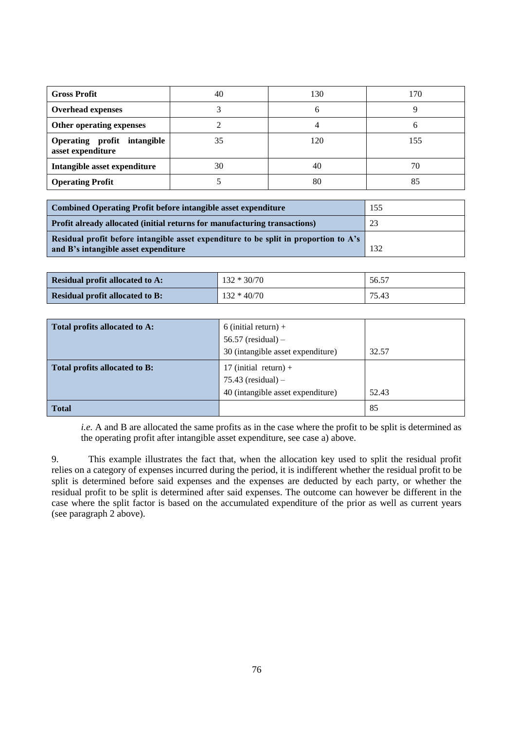| | | | |
|---|---|---|---|
| **Gross Profit** | 40 | 130 | 170 |
| **Overhead expenses** | 3 | 6 | 9 |
| **Other operating expenses** | 2 | 4 | 6 |
| **Operating profit intangible asset expenditure** | 35 | 120 | 155 |
| **Intangible asset expenditure** | 30 | 40 | 70 |
| **Operating Profit** | 5 | 80 | 85 |

| | |
|---|---|
| **Combined Operating Profit before intangible asset expenditure** | 155 |
| **Profit already allocated (initial returns for manufacturing transactions)** | 23 |
| **Residual profit before intangible asset expenditure to be split in proportion to A's and B's intangible asset expenditure** | 132 |

| | | |
|---|---|---|
| **Residual profit allocated to A:** | 132 * 30/70 | 56.57 |
| **Residual profit allocated to B:** | 132 * 40/70 | 75.43 |

| | | |
|---|---|---|
| **Total profits allocated to A:** | 6 (initial return) + 56.57 (residual) – 30 (intangible asset expenditure) | 32.57 |
| **Total profits allocated to B:** | 17 (initial return) + 75.43 (residual) – 40 (intangible asset expenditure) | 52.43 |
| **Total** | | 85 |

*i.e.* A and B are allocated the same profits as in the case where the profit to be split is determined as the operating profit after intangible asset expenditure, see case a) above.

9. This example illustrates the fact that, when the allocation key used to split the residual profit relies on a category of expenses incurred during the period, it is indifferent whether the residual profit to be split is determined before said expenses and the expenses are deducted by each party, or whether the residual profit to be split is determined after said expenses. The outcome can however be different in the case where the split factor is based on the accumulated expenditure of the prior as well as current years (see paragraph 2 above).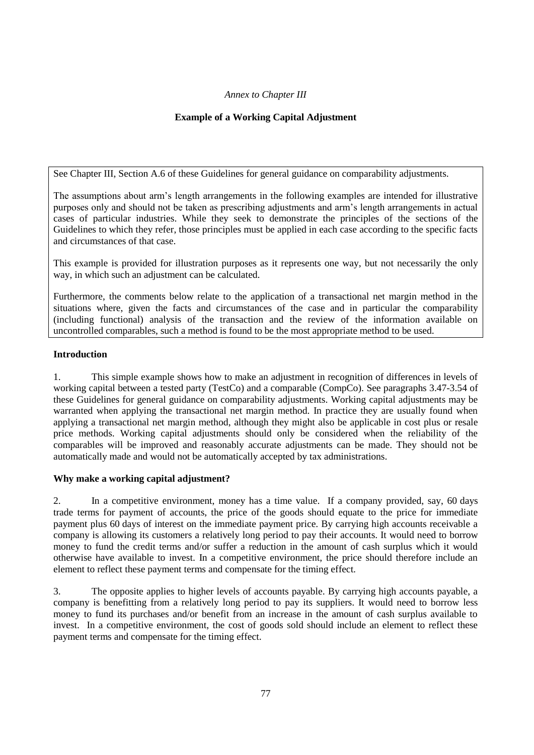*Annex to Chapter III*

## Example of a Working Capital Adjustment

See Chapter III, Section A.6 of these Guidelines for general guidance on comparability adjustments.

The assumptions about arm's length arrangements in the following examples are intended for illustrative purposes only and should not be taken as prescribing adjustments and arm's length arrangements in actual cases of particular industries. While they seek to demonstrate the principles of the sections of the Guidelines to which they refer, those principles must be applied in each case according to the specific facts and circumstances of that case.

This example is provided for illustration purposes as it represents one way, but not necessarily the only way, in which such an adjustment can be calculated.

Furthermore, the comments below relate to the application of a transactional net margin method in the situations where, given the facts and circumstances of the case and in particular the comparability (including functional) analysis of the transaction and the review of the information available on uncontrolled comparables, such a method is found to be the most appropriate method to be used.

### Introduction

1. This simple example shows how to make an adjustment in recognition of differences in levels of working capital between a tested party (TestCo) and a comparable (CompCo). See paragraphs 3.47-3.54 of these Guidelines for general guidance on comparability adjustments. Working capital adjustments may be warranted when applying the transactional net margin method. In practice they are usually found when applying a transactional net margin method, although they might also be applicable in cost plus or resale price methods. Working capital adjustments should only be considered when the reliability of the comparables will be improved and reasonably accurate adjustments can be made. They should not be automatically made and would not be automatically accepted by tax administrations.

### Why make a working capital adjustment?

2. In a competitive environment, money has a time value. If a company provided, say, 60 days trade terms for payment of accounts, the price of the goods should equate to the price for immediate payment plus 60 days of interest on the immediate payment price. By carrying high accounts receivable a company is allowing its customers a relatively long period to pay their accounts. It would need to borrow money to fund the credit terms and/or suffer a reduction in the amount of cash surplus which it would otherwise have available to invest. In a competitive environment, the price should therefore include an element to reflect these payment terms and compensate for the timing effect.

3. The opposite applies to higher levels of accounts payable. By carrying high accounts payable, a company is benefitting from a relatively long period to pay its suppliers. It would need to borrow less money to fund its purchases and/or benefit from an increase in the amount of cash surplus available to invest. In a competitive environment, the cost of goods sold should include an element to reflect these payment terms and compensate for the timing effect.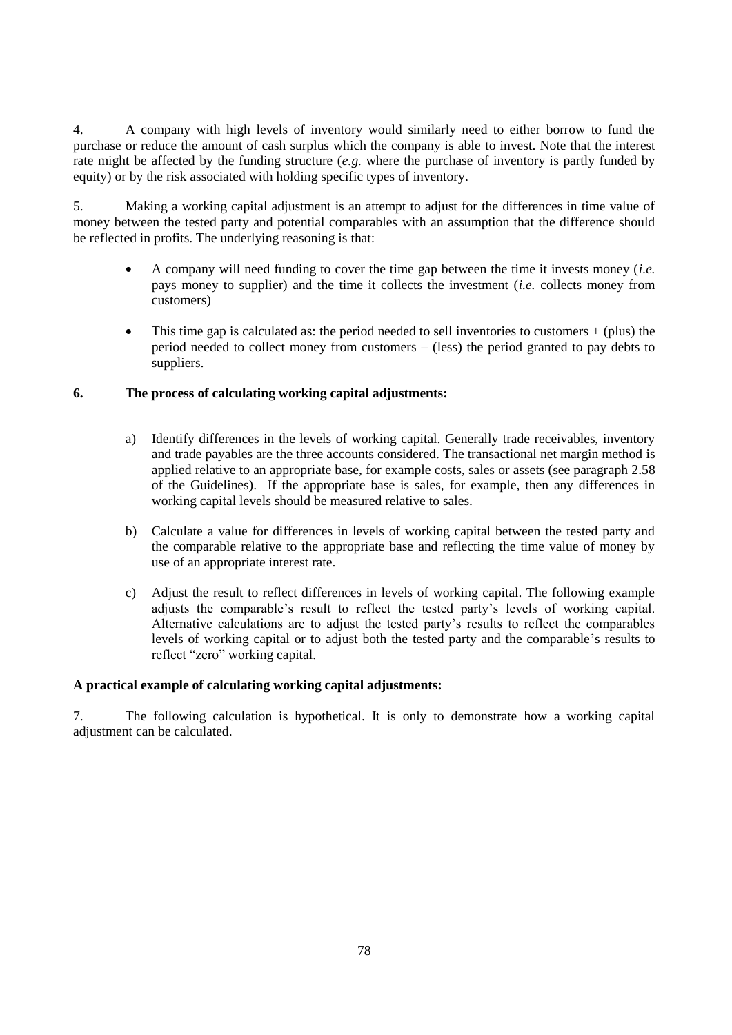4. A company with high levels of inventory would similarly need to either borrow to fund the purchase or reduce the amount of cash surplus which the company is able to invest. Note that the interest rate might be affected by the funding structure (*e.g.* where the purchase of inventory is partly funded by equity) or by the risk associated with holding specific types of inventory.

5. Making a working capital adjustment is an attempt to adjust for the differences in time value of money between the tested party and potential comparables with an assumption that the difference should be reflected in profits. The underlying reasoning is that:

- A company will need funding to cover the time gap between the time it invests money (*i.e.* pays money to supplier) and the time it collects the investment (*i.e.* collects money from customers)
- This time gap is calculated as: the period needed to sell inventories to customers + (plus) the period needed to collect money from customers – (less) the period granted to pay debts to suppliers.

**6. The process of calculating working capital adjustments:**

a) Identify differences in the levels of working capital. Generally trade receivables, inventory and trade payables are the three accounts considered. The transactional net margin method is applied relative to an appropriate base, for example costs, sales or assets (see paragraph 2.58 of the Guidelines). If the appropriate base is sales, for example, then any differences in working capital levels should be measured relative to sales.

b) Calculate a value for differences in levels of working capital between the tested party and the comparable relative to the appropriate base and reflecting the time value of money by use of an appropriate interest rate.

c) Adjust the result to reflect differences in levels of working capital. The following example adjusts the comparable's result to reflect the tested party's levels of working capital. Alternative calculations are to adjust the tested party's results to reflect the comparables levels of working capital or to adjust both the tested party and the comparable's results to reflect "zero" working capital.

**A practical example of calculating working capital adjustments:**

7. The following calculation is hypothetical. It is only to demonstrate how a working capital adjustment can be calculated.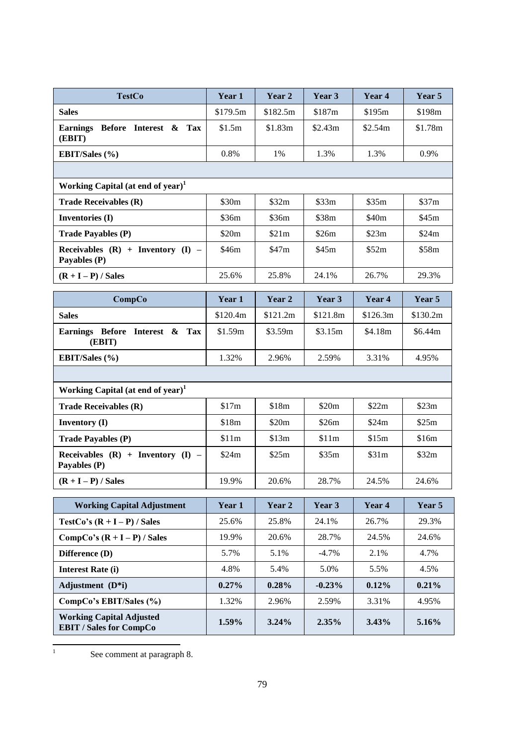| TestCo | Year 1 | Year 2 | Year 3 | Year 4 | Year 5 |
|---|---|---|---|---|---|
| **Sales** | \$179.5m | \$182.5m | \$187m | \$195m | \$198m |
| **Earnings Before Interest & Tax (EBIT)** | \$1.5m | \$1.83m | \$2.43m | \$2.54m | \$1.78m |
| **EBIT/Sales (%)** | 0.8% | 1% | 1.3% | 1.3% | 0.9% |
| | | | | | |
| **Working Capital (at end of year)**[1] | | | | | |
| **Trade Receivables (R)** | \$30m | \$32m | \$33m | \$35m | \$37m |
| **Inventories (I)** | \$36m | \$36m | \$38m | \$40m | \$45m |
| **Trade Payables (P)** | \$20m | \$21m | \$26m | \$23m | \$24m |
| **Receivables (R) + Inventory (I) – Payables (P)** | \$46m | \$47m | \$45m | \$52m | \$58m |
| **(R + I – P) / Sales** | 25.6% | 25.8% | 24.1% | 26.7% | 29.3% |

| CompCo | Year 1 | Year 2 | Year 3 | Year 4 | Year 5 |
|---|---|---|---|---|---|
| **Sales** | \$120.4m | \$121.2m | \$121.8m | \$126.3m | \$130.2m |
| **Earnings Before Interest & Tax (EBIT)** | \$1.59m | \$3.59m | \$3.15m | \$4.18m | \$6.44m |
| **EBIT/Sales (%)** | 1.32% | 2.96% | 2.59% | 3.31% | 4.95% |
| | | | | | |
| **Working Capital (at end of year)**[1] | | | | | |
| **Trade Receivables (R)** | \$17m | \$18m | \$20m | \$22m | \$23m |
| **Inventory (I)** | \$18m | \$20m | \$26m | \$24m | \$25m |
| **Trade Payables (P)** | \$11m | \$13m | \$11m | \$15m | \$16m |
| **Receivables (R) + Inventory (I) – Payables (P)** | \$24m | \$25m | \$35m | \$31m | \$32m |
| **(R + I – P) / Sales** | 19.9% | 20.6% | 28.7% | 24.5% | 24.6% |

| Working Capital Adjustment | Year 1 | Year 2 | Year 3 | Year 4 | Year 5 |
|---|---|---|---|---|---|
| **TestCo's (R + I – P) / Sales** | 25.6% | 25.8% | 24.1% | 26.7% | 29.3% |
| **CompCo's (R + I – P) / Sales** | 19.9% | 20.6% | 28.7% | 24.5% | 24.6% |
| **Difference (D)** | 5.7% | 5.1% | -4.7% | 2.1% | 4.7% |
| **Interest Rate (i)** | 4.8% | 5.4% | 5.0% | 5.5% | 4.5% |
| **Adjustment (D*i)** | **0.27%** | **0.28%** | **-0.23%** | **0.12%** | **0.21%** |
| **CompCo's EBIT/Sales (%)** | 1.32% | 2.96% | 2.59% | 3.31% | 4.95% |
| **Working Capital Adjusted EBIT / Sales for CompCo** | **1.59%** | **3.24%** | **2.35%** | **3.43%** | **5.16%** |

[1] See comment at paragraph 8.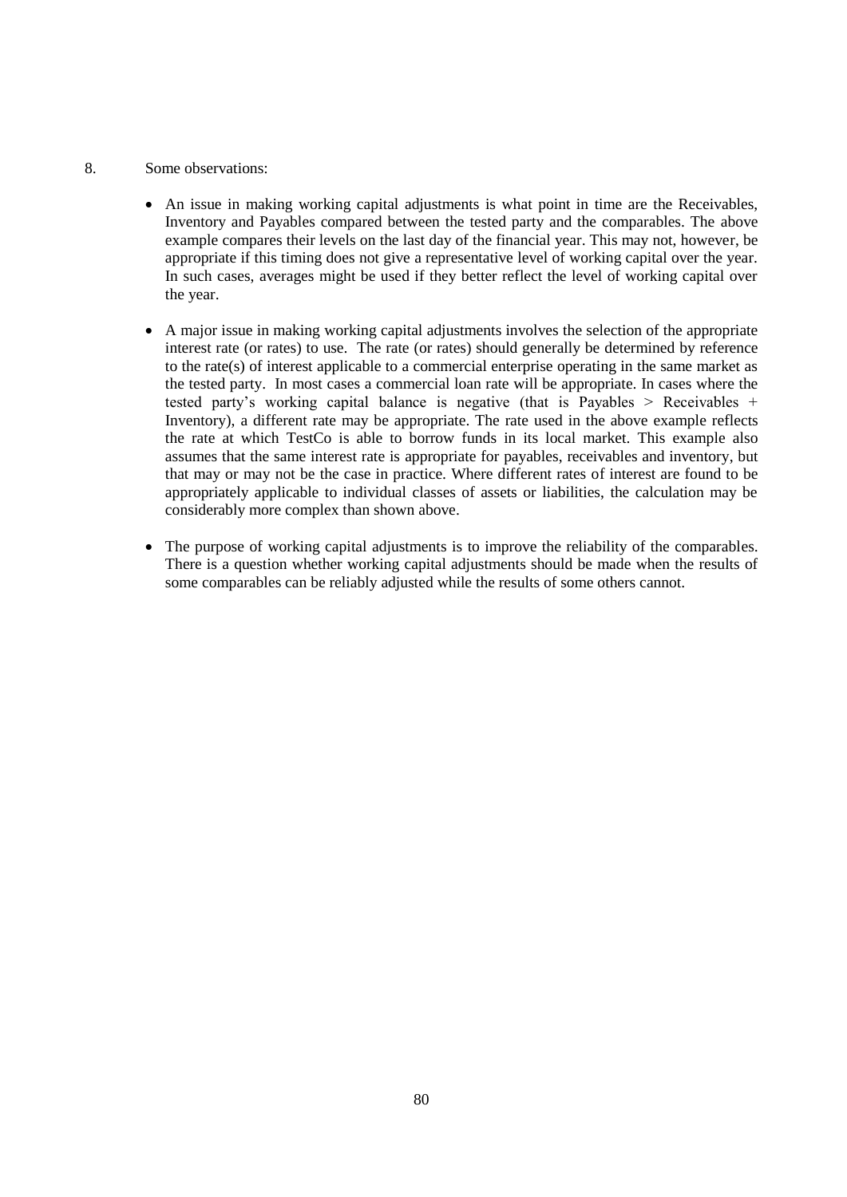8. Some observations:

- An issue in making working capital adjustments is what point in time are the Receivables, Inventory and Payables compared between the tested party and the comparables. The above example compares their levels on the last day of the financial year. This may not, however, be appropriate if this timing does not give a representative level of working capital over the year. In such cases, averages might be used if they better reflect the level of working capital over the year.

- A major issue in making working capital adjustments involves the selection of the appropriate interest rate (or rates) to use. The rate (or rates) should generally be determined by reference to the rate(s) of interest applicable to a commercial enterprise operating in the same market as the tested party. In most cases a commercial loan rate will be appropriate. In cases where the tested party's working capital balance is negative (that is Payables > Receivables + Inventory), a different rate may be appropriate. The rate used in the above example reflects the rate at which TestCo is able to borrow funds in its local market. This example also assumes that the same interest rate is appropriate for payables, receivables and inventory, but that may or may not be the case in practice. Where different rates of interest are found to be appropriately applicable to individual classes of assets or liabilities, the calculation may be considerably more complex than shown above.

- The purpose of working capital adjustments is to improve the reliability of the comparables. There is a question whether working capital adjustments should be made when the results of some comparables can be reliably adjusted while the results of some others cannot.